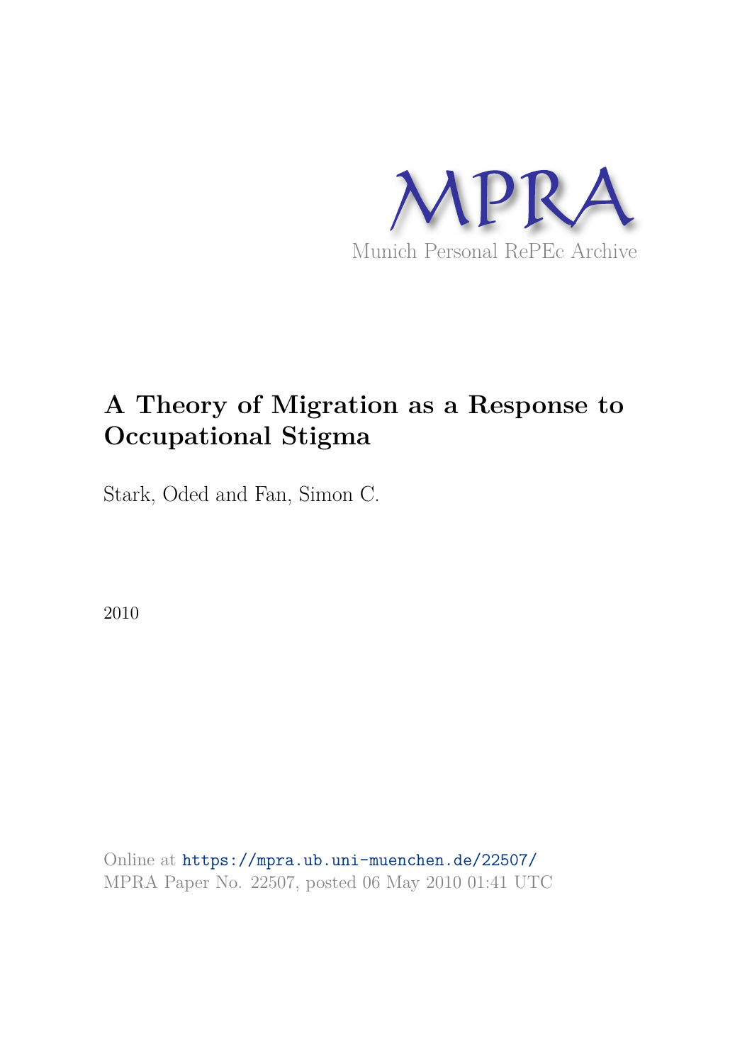MPRA

Munich Personal RePEc Archive

# A Theory of Migration as a Response to Occupational Stigma

Stark, Oded and Fan, Simon C.

2010

Online at https://mpra.ub.uni-muenchen.de/22507/
MPRA Paper No. 22507, posted 06 May 2010 01:41 UTC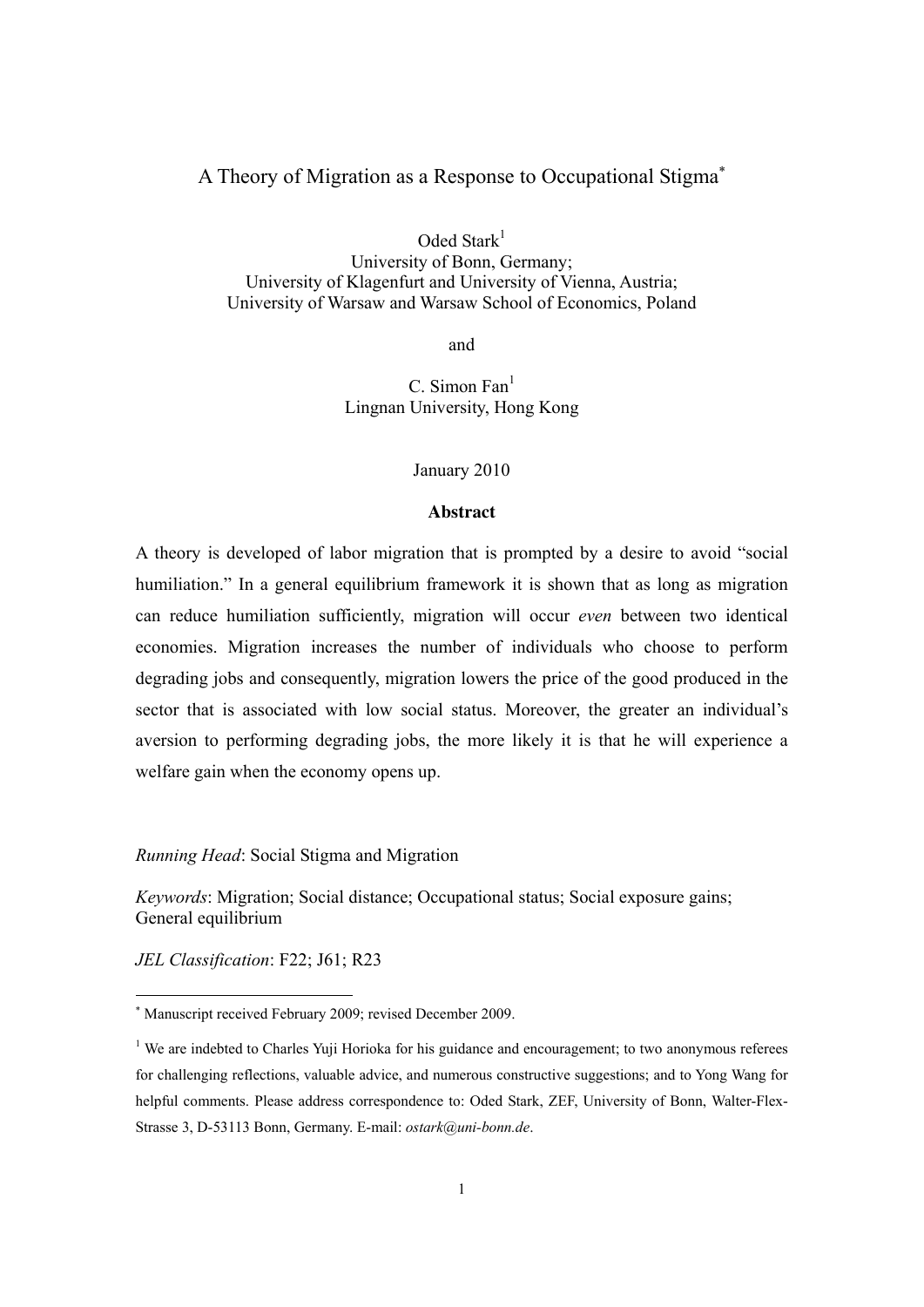# A Theory of Migration as a Response to Occupational Stigma[*]

Oded Stark[1]
University of Bonn, Germany;
University of Klagenfurt and University of Vienna, Austria;
University of Warsaw and Warsaw School of Economics, Poland

and

C. Simon Fan[1]
Lingnan University, Hong Kong

January 2010

**Abstract**

A theory is developed of labor migration that is prompted by a desire to avoid "social humiliation." In a general equilibrium framework it is shown that as long as migration can reduce humiliation sufficiently, migration will occur *even* between two identical economies. Migration increases the number of individuals who choose to perform degrading jobs and consequently, migration lowers the price of the good produced in the sector that is associated with low social status. Moreover, the greater an individual's aversion to performing degrading jobs, the more likely it is that he will experience a welfare gain when the economy opens up.

*Running Head*: Social Stigma and Migration

*Keywords*: Migration; Social distance; Occupational status; Social exposure gains; General equilibrium

*JEL Classification*: F22; J61; R23

[*] Manuscript received February 2009; revised December 2009.

[1] We are indebted to Charles Yuji Horioka for his guidance and encouragement; to two anonymous referees for challenging reflections, valuable advice, and numerous constructive suggestions; and to Yong Wang for helpful comments. Please address correspondence to: Oded Stark, ZEF, University of Bonn, Walter-Flex-Strasse 3, D-53113 Bonn, Germany. E-mail: *ostark@uni-bonn.de*.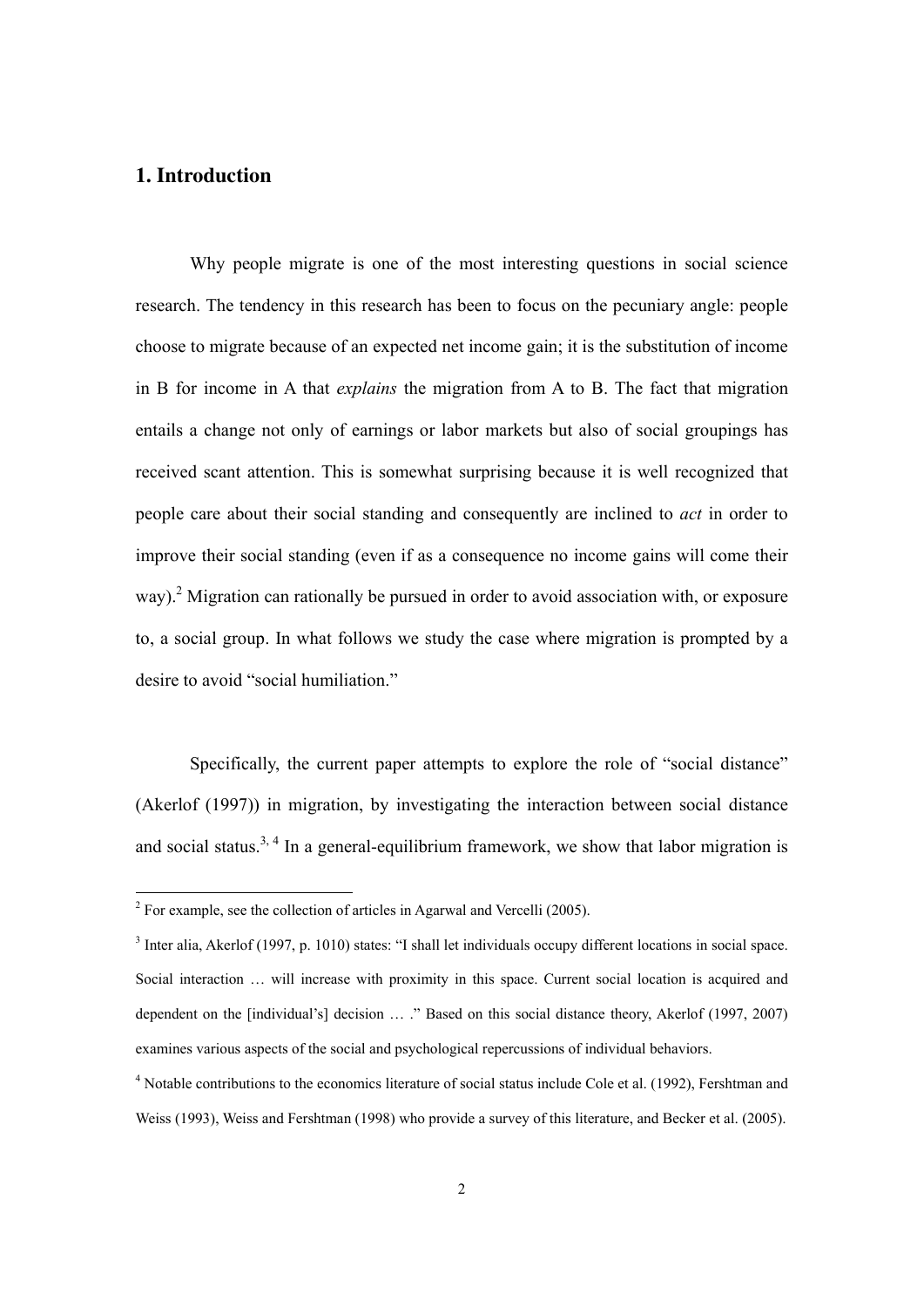## 1. Introduction

Why people migrate is one of the most interesting questions in social science research. The tendency in this research has been to focus on the pecuniary angle: people choose to migrate because of an expected net income gain; it is the substitution of income in B for income in A that *explains* the migration from A to B. The fact that migration entails a change not only of earnings or labor markets but also of social groupings has received scant attention. This is somewhat surprising because it is well recognized that people care about their social standing and consequently are inclined to *act* in order to improve their social standing (even if as a consequence no income gains will come their way).[2] Migration can rationally be pursued in order to avoid association with, or exposure to, a social group. In what follows we study the case where migration is prompted by a desire to avoid "social humiliation."

Specifically, the current paper attempts to explore the role of "social distance" (Akerlof (1997)) in migration, by investigating the interaction between social distance and social status.[3, 4] In a general-equilibrium framework, we show that labor migration is

---

[2] For example, see the collection of articles in Agarwal and Vercelli (2005).

[3] Inter alia, Akerlof (1997, p. 1010) states: "I shall let individuals occupy different locations in social space. Social interaction … will increase with proximity in this space. Current social location is acquired and dependent on the [individual's] decision … ." Based on this social distance theory, Akerlof (1997, 2007) examines various aspects of the social and psychological repercussions of individual behaviors.

[4] Notable contributions to the economics literature of social status include Cole et al. (1992), Fershtman and Weiss (1993), Weiss and Fershtman (1998) who provide a survey of this literature, and Becker et al. (2005).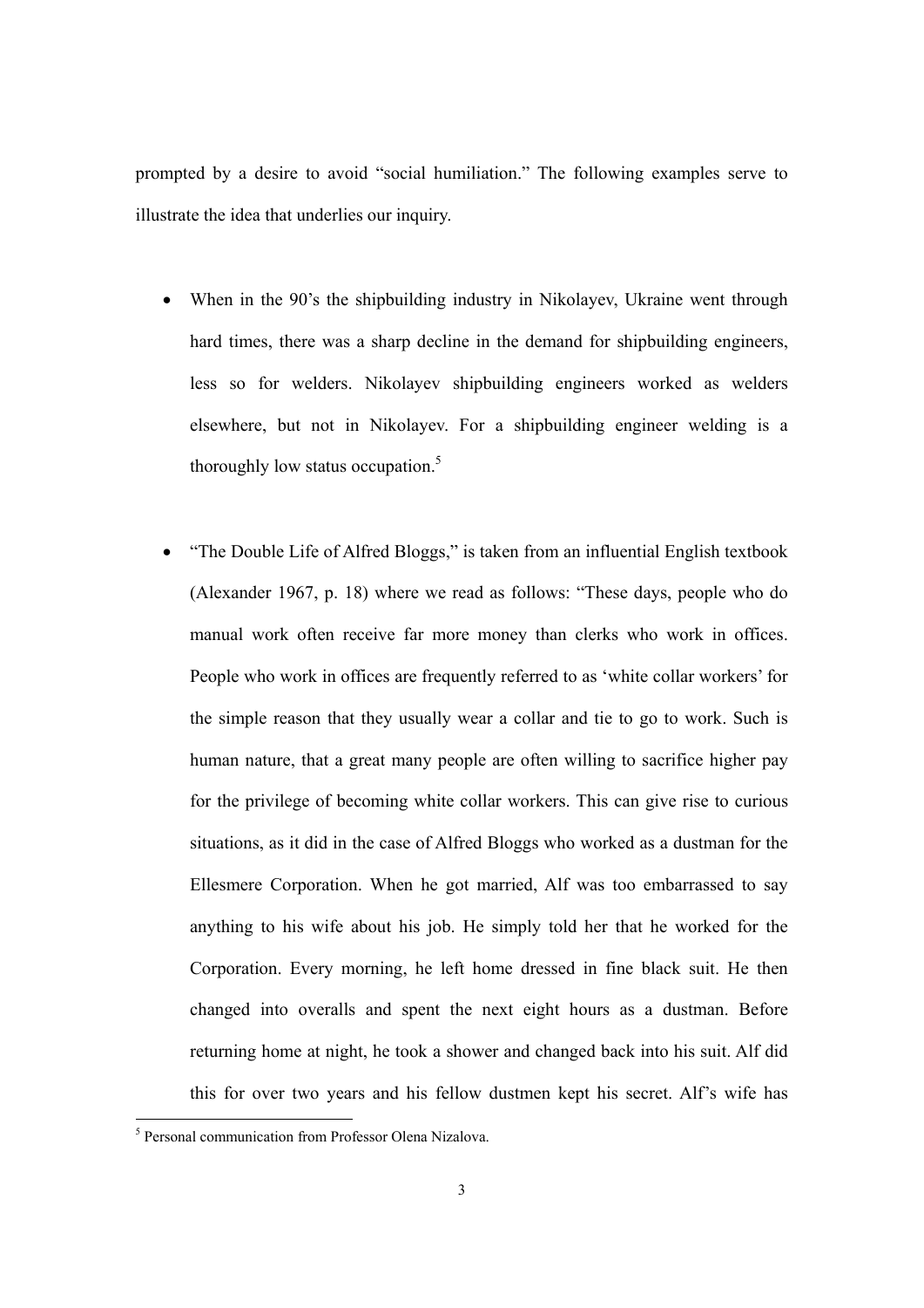prompted by a desire to avoid "social humiliation." The following examples serve to illustrate the idea that underlies our inquiry.

- When in the 90's the shipbuilding industry in Nikolayev, Ukraine went through hard times, there was a sharp decline in the demand for shipbuilding engineers, less so for welders. Nikolayev shipbuilding engineers worked as welders elsewhere, but not in Nikolayev. For a shipbuilding engineer welding is a thoroughly low status occupation.[5]

- "The Double Life of Alfred Bloggs," is taken from an influential English textbook (Alexander 1967, p. 18) where we read as follows: "These days, people who do manual work often receive far more money than clerks who work in offices. People who work in offices are frequently referred to as 'white collar workers' for the simple reason that they usually wear a collar and tie to go to work. Such is human nature, that a great many people are often willing to sacrifice higher pay for the privilege of becoming white collar workers. This can give rise to curious situations, as it did in the case of Alfred Bloggs who worked as a dustman for the Ellesmere Corporation. When he got married, Alf was too embarrassed to say anything to his wife about his job. He simply told her that he worked for the Corporation. Every morning, he left home dressed in fine black suit. He then changed into overalls and spent the next eight hours as a dustman. Before returning home at night, he took a shower and changed back into his suit. Alf did this for over two years and his fellow dustmen kept his secret. Alf's wife has

[5] Personal communication from Professor Olena Nizalova.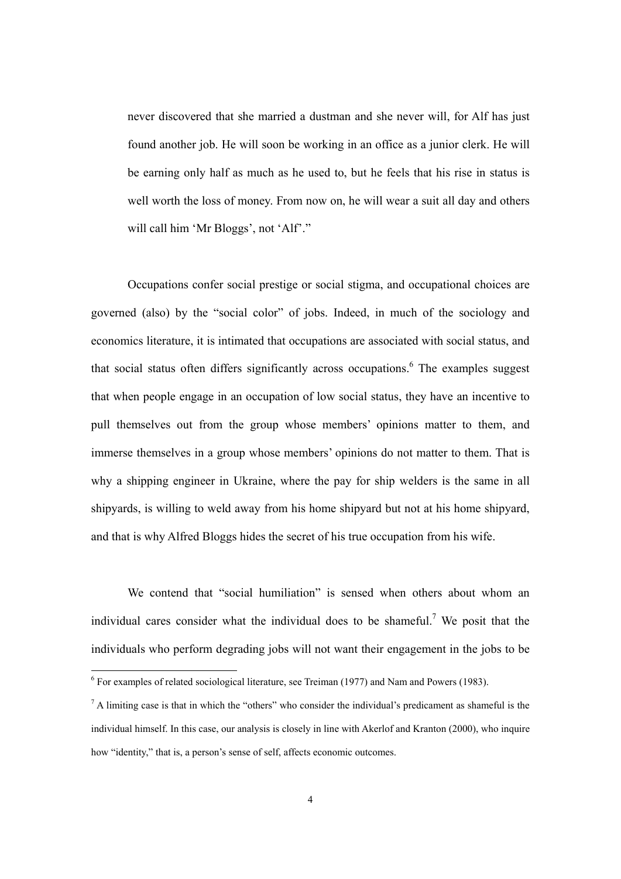never discovered that she married a dustman and she never will, for Alf has just found another job. He will soon be working in an office as a junior clerk. He will be earning only half as much as he used to, but he feels that his rise in status is well worth the loss of money. From now on, he will wear a suit all day and others will call him 'Mr Bloggs', not 'Alf'."

Occupations confer social prestige or social stigma, and occupational choices are governed (also) by the "social color" of jobs. Indeed, in much of the sociology and economics literature, it is intimated that occupations are associated with social status, and that social status often differs significantly across occupations.[6] The examples suggest that when people engage in an occupation of low social status, they have an incentive to pull themselves out from the group whose members' opinions matter to them, and immerse themselves in a group whose members' opinions do not matter to them. That is why a shipping engineer in Ukraine, where the pay for ship welders is the same in all shipyards, is willing to weld away from his home shipyard but not at his home shipyard, and that is why Alfred Bloggs hides the secret of his true occupation from his wife.

We contend that "social humiliation" is sensed when others about whom an individual cares consider what the individual does to be shameful.[7] We posit that the individuals who perform degrading jobs will not want their engagement in the jobs to be

---

[6] For examples of related sociological literature, see Treiman (1977) and Nam and Powers (1983).

[7] A limiting case is that in which the "others" who consider the individual's predicament as shameful is the individual himself. In this case, our analysis is closely in line with Akerlof and Kranton (2000), who inquire how "identity," that is, a person's sense of self, affects economic outcomes.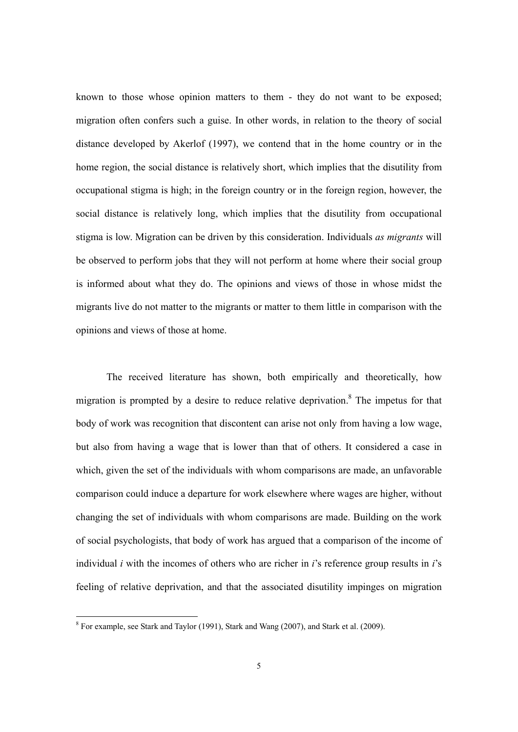known to those whose opinion matters to them - they do not want to be exposed; migration often confers such a guise. In other words, in relation to the theory of social distance developed by Akerlof (1997), we contend that in the home country or in the home region, the social distance is relatively short, which implies that the disutility from occupational stigma is high; in the foreign country or in the foreign region, however, the social distance is relatively long, which implies that the disutility from occupational stigma is low. Migration can be driven by this consideration. Individuals *as migrants* will be observed to perform jobs that they will not perform at home where their social group is informed about what they do. The opinions and views of those in whose midst the migrants live do not matter to the migrants or matter to them little in comparison with the opinions and views of those at home.

The received literature has shown, both empirically and theoretically, how migration is prompted by a desire to reduce relative deprivation.[8] The impetus for that body of work was recognition that discontent can arise not only from having a low wage, but also from having a wage that is lower than that of others. It considered a case in which, given the set of the individuals with whom comparisons are made, an unfavorable comparison could induce a departure for work elsewhere where wages are higher, without changing the set of individuals with whom comparisons are made. Building on the work of social psychologists, that body of work has argued that a comparison of the income of individual *i* with the incomes of others who are richer in *i*'s reference group results in *i*'s feeling of relative deprivation, and that the associated disutility impinges on migration

[8] For example, see Stark and Taylor (1991), Stark and Wang (2007), and Stark et al. (2009).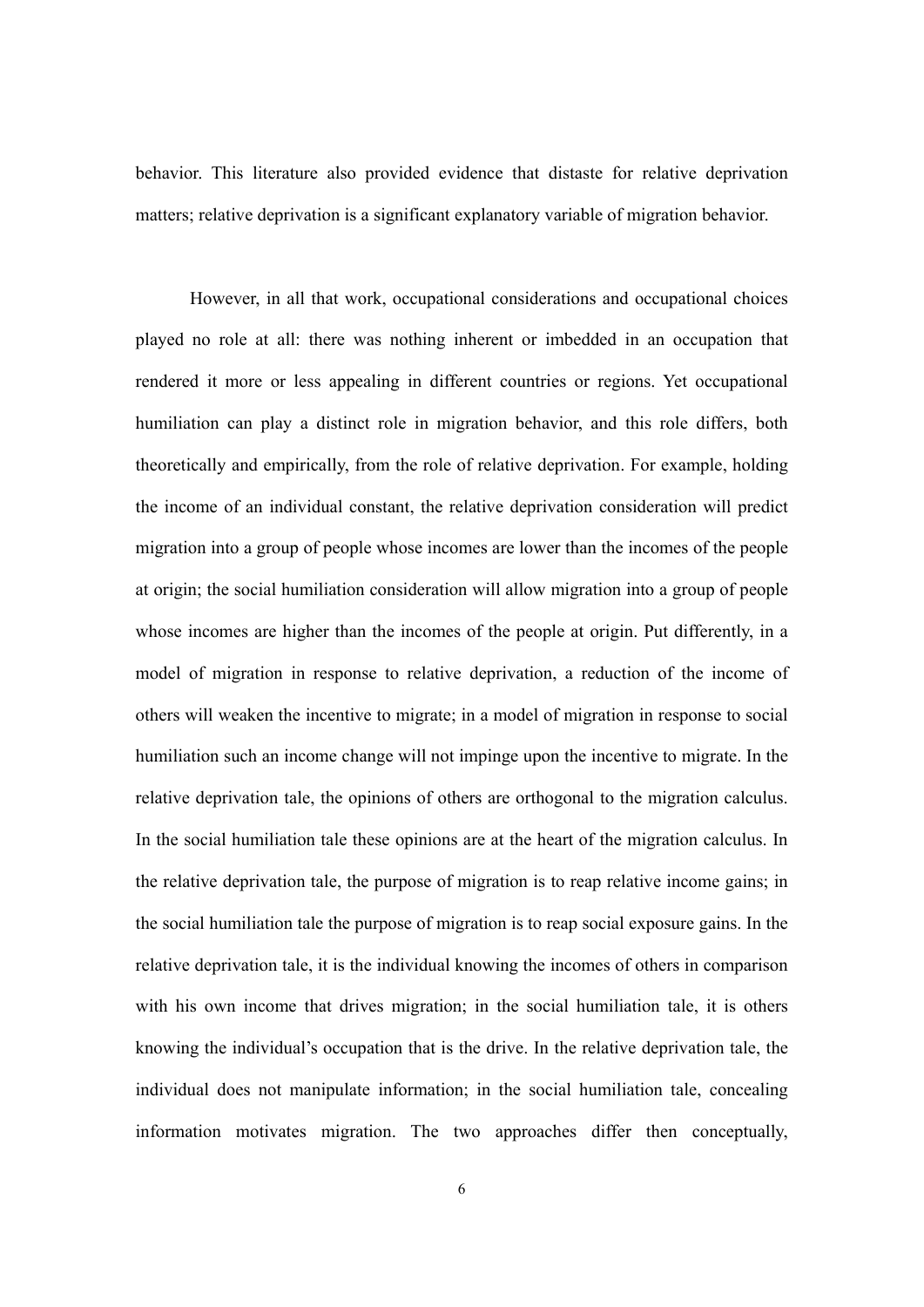behavior. This literature also provided evidence that distaste for relative deprivation matters; relative deprivation is a significant explanatory variable of migration behavior.

However, in all that work, occupational considerations and occupational choices played no role at all: there was nothing inherent or imbedded in an occupation that rendered it more or less appealing in different countries or regions. Yet occupational humiliation can play a distinct role in migration behavior, and this role differs, both theoretically and empirically, from the role of relative deprivation. For example, holding the income of an individual constant, the relative deprivation consideration will predict migration into a group of people whose incomes are lower than the incomes of the people at origin; the social humiliation consideration will allow migration into a group of people whose incomes are higher than the incomes of the people at origin. Put differently, in a model of migration in response to relative deprivation, a reduction of the income of others will weaken the incentive to migrate; in a model of migration in response to social humiliation such an income change will not impinge upon the incentive to migrate. In the relative deprivation tale, the opinions of others are orthogonal to the migration calculus. In the social humiliation tale these opinions are at the heart of the migration calculus. In the relative deprivation tale, the purpose of migration is to reap relative income gains; in the social humiliation tale the purpose of migration is to reap social exposure gains. In the relative deprivation tale, it is the individual knowing the incomes of others in comparison with his own income that drives migration; in the social humiliation tale, it is others knowing the individual's occupation that is the drive. In the relative deprivation tale, the individual does not manipulate information; in the social humiliation tale, concealing information motivates migration. The two approaches differ then conceptually,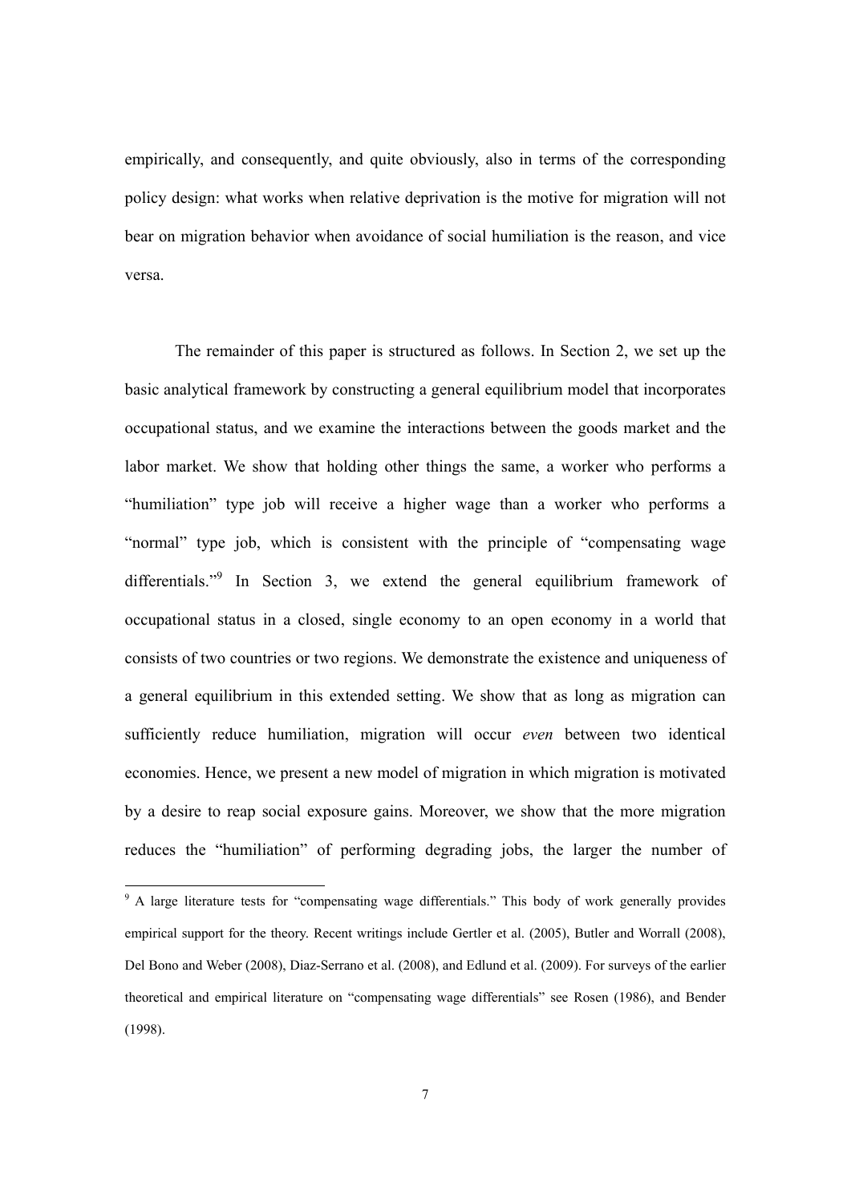empirically, and consequently, and quite obviously, also in terms of the corresponding policy design: what works when relative deprivation is the motive for migration will not bear on migration behavior when avoidance of social humiliation is the reason, and vice versa.

The remainder of this paper is structured as follows. In Section 2, we set up the basic analytical framework by constructing a general equilibrium model that incorporates occupational status, and we examine the interactions between the goods market and the labor market. We show that holding other things the same, a worker who performs a "humiliation" type job will receive a higher wage than a worker who performs a "normal" type job, which is consistent with the principle of "compensating wage differentials."[9] In Section 3, we extend the general equilibrium framework of occupational status in a closed, single economy to an open economy in a world that consists of two countries or two regions. We demonstrate the existence and uniqueness of a general equilibrium in this extended setting. We show that as long as migration can sufficiently reduce humiliation, migration will occur *even* between two identical economies. Hence, we present a new model of migration in which migration is motivated by a desire to reap social exposure gains. Moreover, we show that the more migration reduces the "humiliation" of performing degrading jobs, the larger the number of

[9] A large literature tests for "compensating wage differentials." This body of work generally provides empirical support for the theory. Recent writings include Gertler et al. (2005), Butler and Worrall (2008), Del Bono and Weber (2008), Diaz-Serrano et al. (2008), and Edlund et al. (2009). For surveys of the earlier theoretical and empirical literature on "compensating wage differentials" see Rosen (1986), and Bender (1998).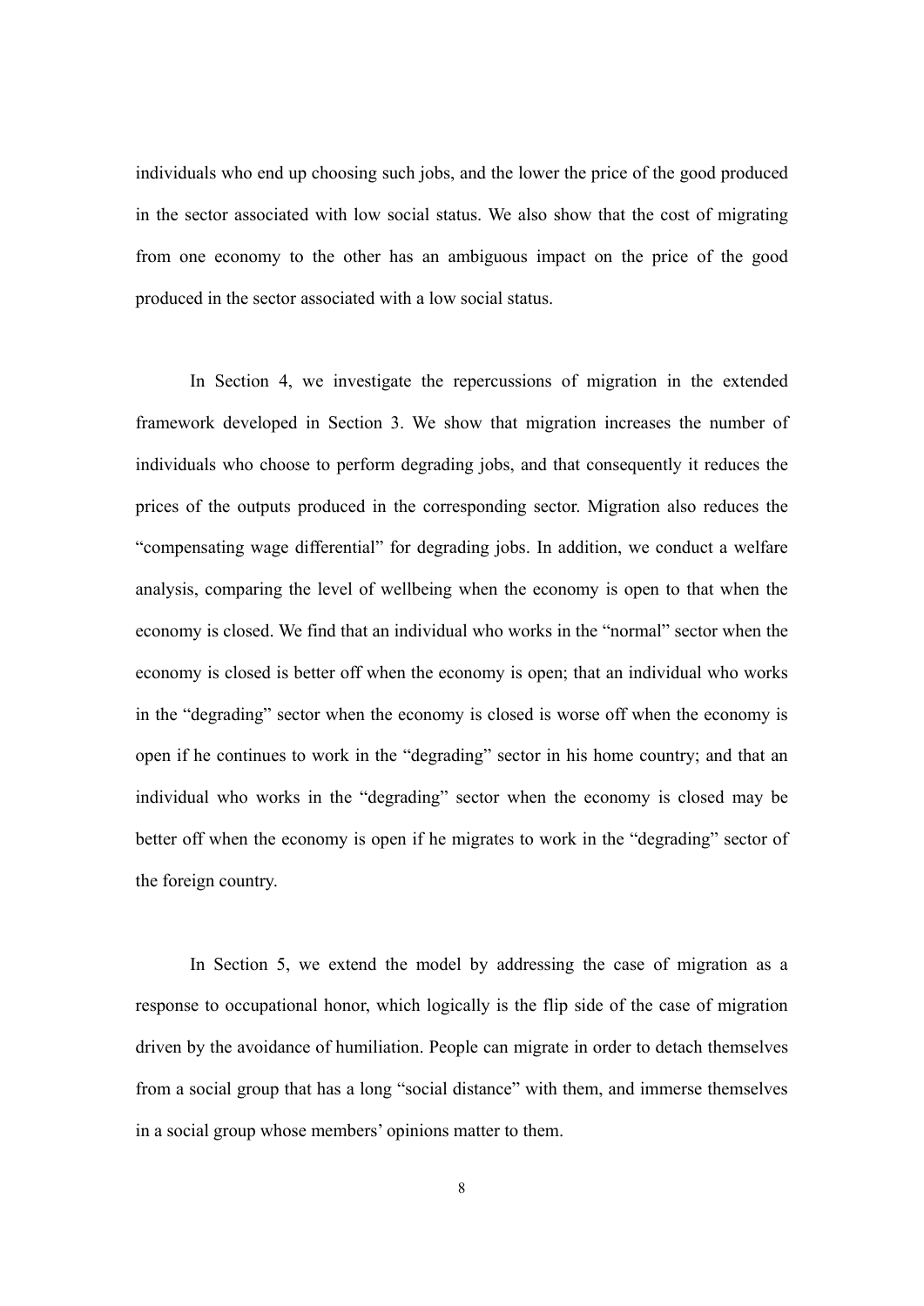individuals who end up choosing such jobs, and the lower the price of the good produced in the sector associated with low social status. We also show that the cost of migrating from one economy to the other has an ambiguous impact on the price of the good produced in the sector associated with a low social status.

In Section 4, we investigate the repercussions of migration in the extended framework developed in Section 3. We show that migration increases the number of individuals who choose to perform degrading jobs, and that consequently it reduces the prices of the outputs produced in the corresponding sector. Migration also reduces the "compensating wage differential" for degrading jobs. In addition, we conduct a welfare analysis, comparing the level of wellbeing when the economy is open to that when the economy is closed. We find that an individual who works in the "normal" sector when the economy is closed is better off when the economy is open; that an individual who works in the "degrading" sector when the economy is closed is worse off when the economy is open if he continues to work in the "degrading" sector in his home country; and that an individual who works in the "degrading" sector when the economy is closed may be better off when the economy is open if he migrates to work in the "degrading" sector of the foreign country.

In Section 5, we extend the model by addressing the case of migration as a response to occupational honor, which logically is the flip side of the case of migration driven by the avoidance of humiliation. People can migrate in order to detach themselves from a social group that has a long "social distance" with them, and immerse themselves in a social group whose members' opinions matter to them.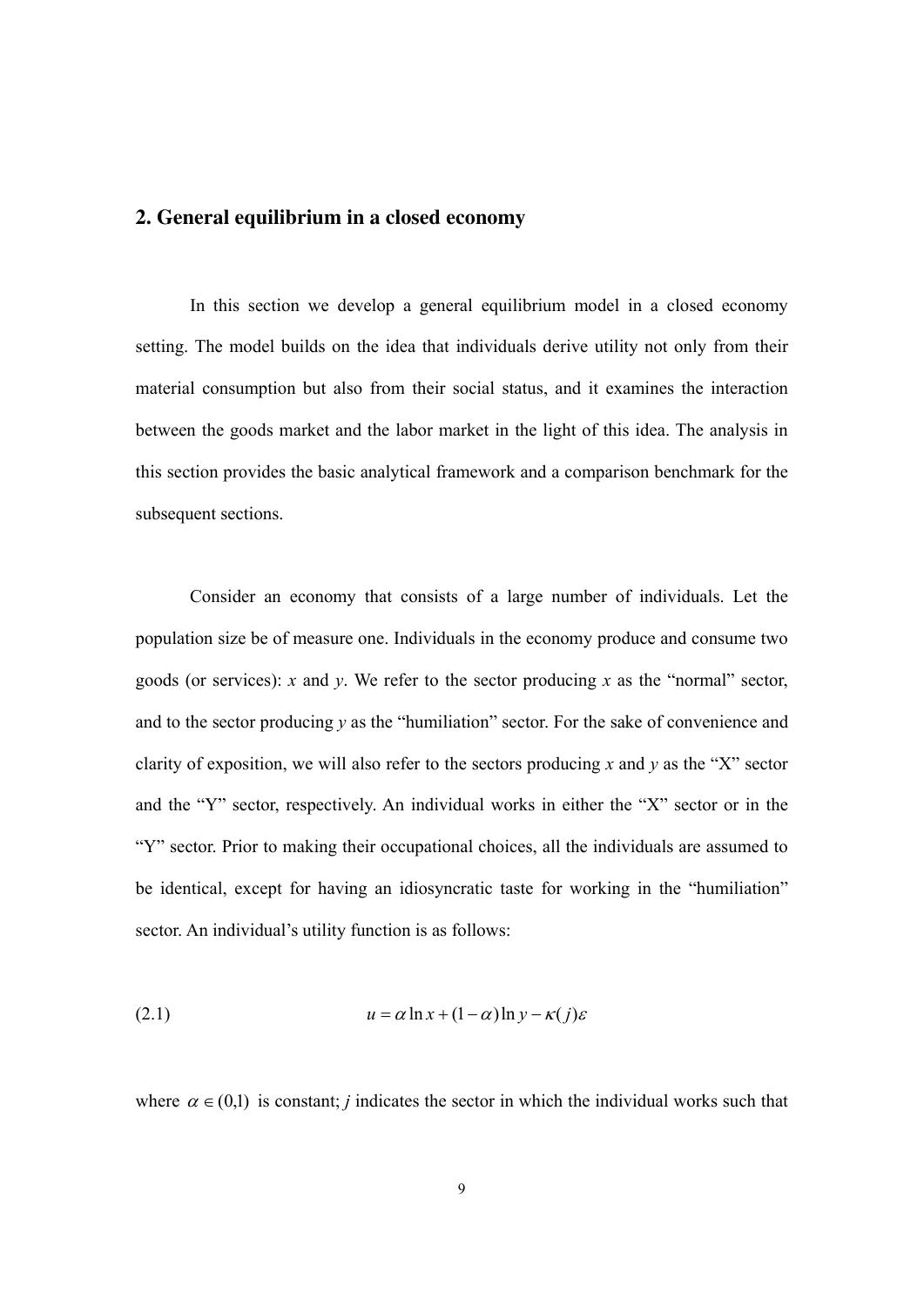## 2. General equilibrium in a closed economy

In this section we develop a general equilibrium model in a closed economy setting. The model builds on the idea that individuals derive utility not only from their material consumption but also from their social status, and it examines the interaction between the goods market and the labor market in the light of this idea. The analysis in this section provides the basic analytical framework and a comparison benchmark for the subsequent sections.

Consider an economy that consists of a large number of individuals. Let the population size be of measure one. Individuals in the economy produce and consume two goods (or services): $x$ and $y$. We refer to the sector producing $x$ as the "normal" sector, and to the sector producing $y$ as the "humiliation" sector. For the sake of convenience and clarity of exposition, we will also refer to the sectors producing $x$ and $y$ as the "X" sector and the "Y" sector, respectively. An individual works in either the "X" sector or in the "Y" sector. Prior to making their occupational choices, all the individuals are assumed to be identical, except for having an idiosyncratic taste for working in the "humiliation" sector. An individual's utility function is as follows:

$$u = \alpha \ln x + (1-\alpha)\ln y - \kappa(j)\varepsilon \tag{2.1}$$

where $\alpha \in (0,1)$ is constant; $j$ indicates the sector in which the individual works such that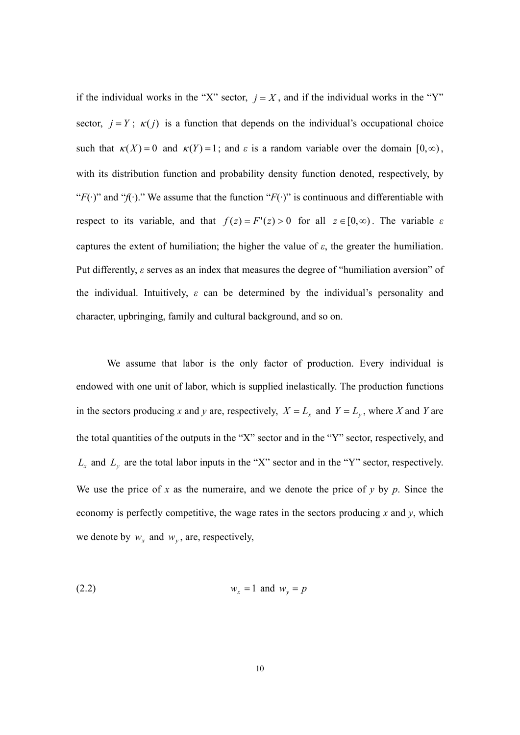if the individual works in the "X" sector, $j = X$, and if the individual works in the "Y" sector, $j = Y$; $\kappa(j)$ is a function that depends on the individual's occupational choice such that $\kappa(X) = 0$ and $\kappa(Y) = 1$; and $\varepsilon$ is a random variable over the domain $[0, \infty)$, with its distribution function and probability density function denoted, respectively, by "$F(\cdot)$" and "$f(\cdot)$." We assume that the function "$F(\cdot)$" is continuous and differentiable with respect to its variable, and that $f(z) = F'(z) > 0$ for all $z \in [0, \infty)$. The variable $\varepsilon$ captures the extent of humiliation; the higher the value of $\varepsilon$, the greater the humiliation. Put differently, $\varepsilon$ serves as an index that measures the degree of "humiliation aversion" of the individual. Intuitively, $\varepsilon$ can be determined by the individual's personality and character, upbringing, family and cultural background, and so on.

We assume that labor is the only factor of production. Every individual is endowed with one unit of labor, which is supplied inelastically. The production functions in the sectors producing $x$ and $y$ are, respectively, $X = L_x$ and $Y = L_y$, where $X$ and $Y$ are the total quantities of the outputs in the "X" sector and in the "Y" sector, respectively, and $L_x$ and $L_y$ are the total labor inputs in the "X" sector and in the "Y" sector, respectively. We use the price of $x$ as the numeraire, and we denote the price of $y$ by $p$. Since the economy is perfectly competitive, the wage rates in the sectors producing $x$ and $y$, which we denote by $w_x$ and $w_y$, are, respectively,

$$w_x = 1 \text{ and } w_y = p \tag{2.2}$$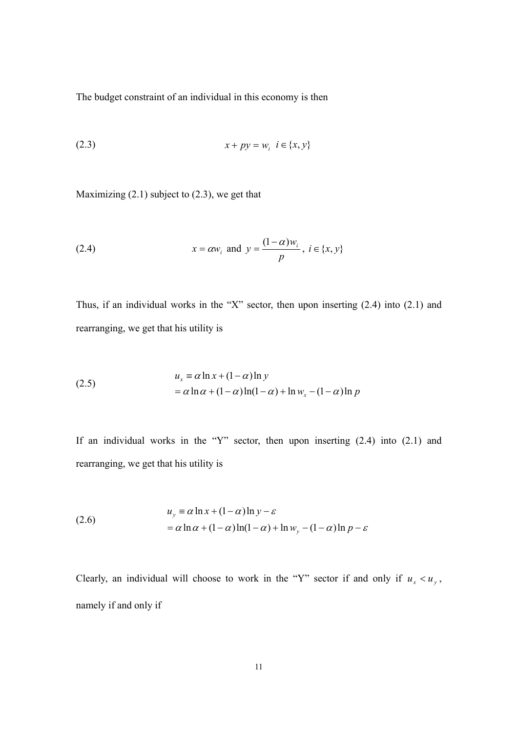The budget constraint of an individual in this economy is then

$$(2.3) \qquad x + py = w_i \quad i \in \{x, y\}$$

Maximizing (2.1) subject to (2.3), we get that

$$(2.4) \qquad x = \alpha w_i \text{ and } y = \frac{(1-\alpha)w_i}{p}, \; i \in \{x, y\}$$

Thus, if an individual works in the "X" sector, then upon inserting (2.4) into (2.1) and rearranging, we get that his utility is

$$(2.5) \qquad \begin{aligned} u_x &\equiv \alpha \ln x + (1-\alpha)\ln y \\ &= \alpha \ln \alpha + (1-\alpha)\ln(1-\alpha) + \ln w_x - (1-\alpha)\ln p \end{aligned}$$

If an individual works in the "Y" sector, then upon inserting (2.4) into (2.1) and rearranging, we get that his utility is

$$(2.6) \qquad \begin{aligned} u_y &\equiv \alpha \ln x + (1-\alpha)\ln y - \varepsilon \\ &= \alpha \ln \alpha + (1-\alpha)\ln(1-\alpha) + \ln w_y - (1-\alpha)\ln p - \varepsilon \end{aligned}$$

Clearly, an individual will choose to work in the "Y" sector if and only if $u_x < u_y$, namely if and only if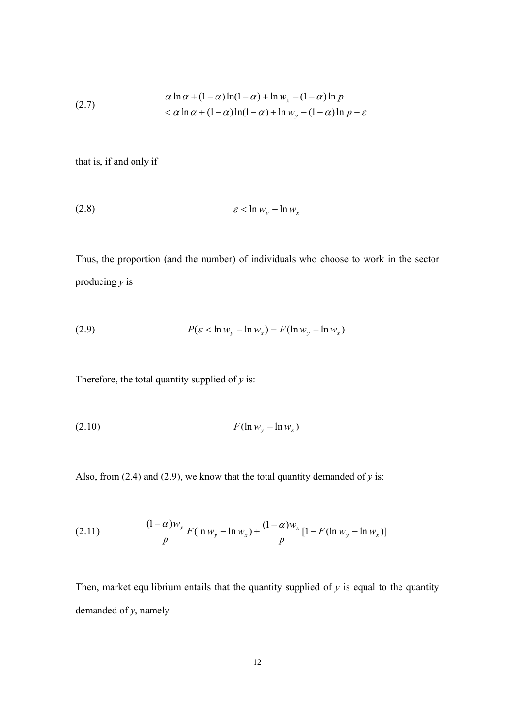$$
\begin{aligned}
(2.7) \qquad & \alpha \ln \alpha + (1-\alpha)\ln(1-\alpha) + \ln w_x - (1-\alpha)\ln p \\
& < \alpha \ln \alpha + (1-\alpha)\ln(1-\alpha) + \ln w_y - (1-\alpha)\ln p - \varepsilon
\end{aligned}
$$

that is, if and only if

$$
(2.8) \qquad \varepsilon < \ln w_y - \ln w_x
$$

Thus, the proportion (and the number) of individuals who choose to work in the sector producing $y$ is

$$
(2.9) \qquad P(\varepsilon < \ln w_y - \ln w_x) = F(\ln w_y - \ln w_x)
$$

Therefore, the total quantity supplied of $y$ is:

$$
(2.10) \qquad F(\ln w_y - \ln w_x)
$$

Also, from (2.4) and (2.9), we know that the total quantity demanded of $y$ is:

$$
(2.11) \qquad \frac{(1-\alpha)w_y}{p} F(\ln w_y - \ln w_x) + \frac{(1-\alpha)w_x}{p}[1 - F(\ln w_y - \ln w_x)]
$$

Then, market equilibrium entails that the quantity supplied of $y$ is equal to the quantity demanded of $y$, namely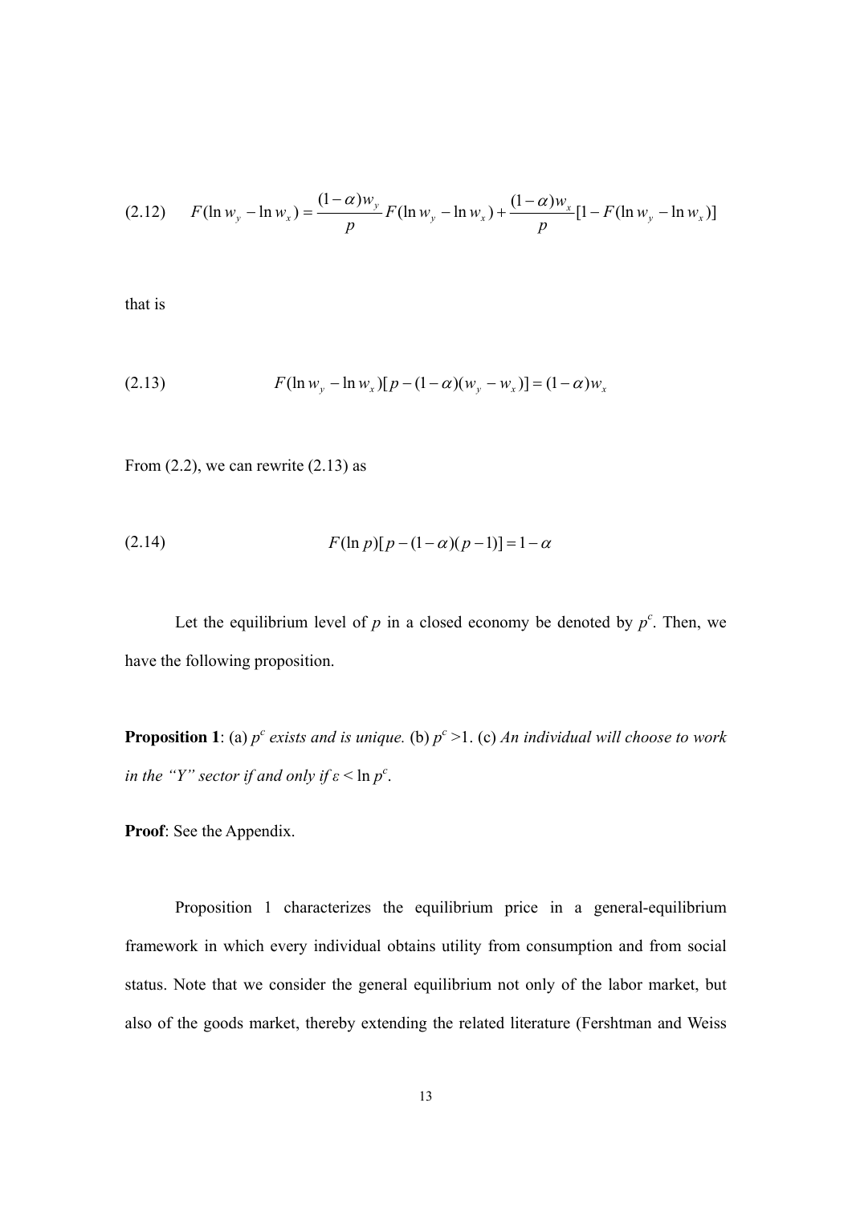$$(2.12) \qquad F(\ln w_y - \ln w_x) = \frac{(1-\alpha)w_y}{p} F(\ln w_y - \ln w_x) + \frac{(1-\alpha)w_x}{p}[1 - F(\ln w_y - \ln w_x)]$$

that is

$$(2.13) \qquad F(\ln w_y - \ln w_x)[p - (1-\alpha)(w_y - w_x)] = (1-\alpha)w_x$$

From (2.2), we can rewrite (2.13) as

$$(2.14) \qquad F(\ln p)[p - (1-\alpha)(p-1)] = 1 - \alpha$$

Let the equilibrium level of $p$ in a closed economy be denoted by $p^c$. Then, we have the following proposition.

**Proposition 1**: (a) *$p^c$ exists and is unique.* (b) $p^c > 1$. (c) *An individual will choose to work in the "Y" sector if and only if $\varepsilon < \ln p^c$.*

**Proof**: See the Appendix.

Proposition 1 characterizes the equilibrium price in a general-equilibrium framework in which every individual obtains utility from consumption and from social status. Note that we consider the general equilibrium not only of the labor market, but also of the goods market, thereby extending the related literature (Fershtman and Weiss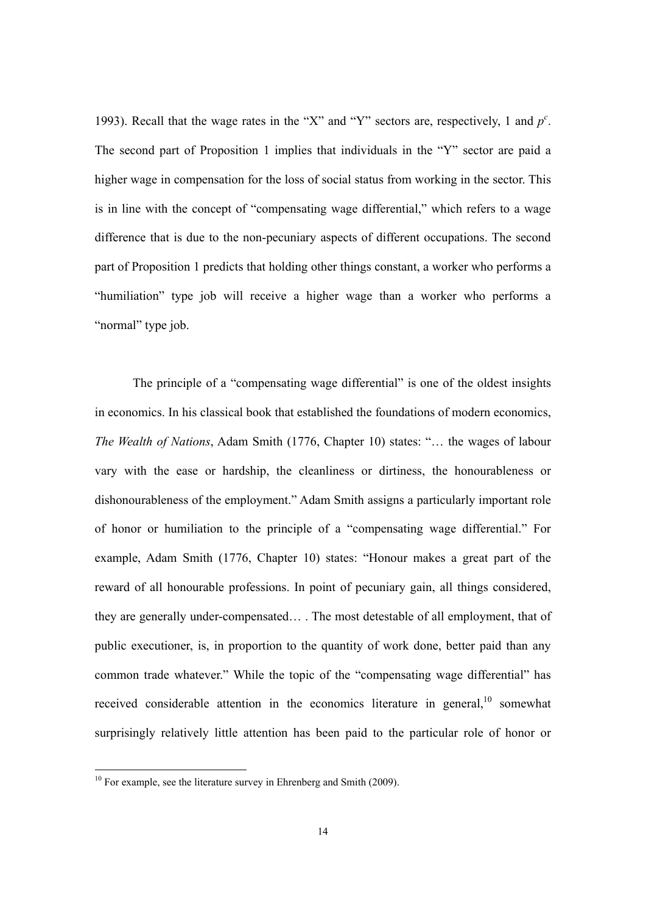1993). Recall that the wage rates in the "X" and "Y" sectors are, respectively, 1 and $p^c$. The second part of Proposition 1 implies that individuals in the "Y" sector are paid a higher wage in compensation for the loss of social status from working in the sector. This is in line with the concept of "compensating wage differential," which refers to a wage difference that is due to the non-pecuniary aspects of different occupations. The second part of Proposition 1 predicts that holding other things constant, a worker who performs a "humiliation" type job will receive a higher wage than a worker who performs a "normal" type job.

The principle of a "compensating wage differential" is one of the oldest insights in economics. In his classical book that established the foundations of modern economics, *The Wealth of Nations*, Adam Smith (1776, Chapter 10) states: "… the wages of labour vary with the ease or hardship, the cleanliness or dirtiness, the honourableness or dishonourableness of the employment." Adam Smith assigns a particularly important role of honor or humiliation to the principle of a "compensating wage differential." For example, Adam Smith (1776, Chapter 10) states: "Honour makes a great part of the reward of all honourable professions. In point of pecuniary gain, all things considered, they are generally under-compensated… . The most detestable of all employment, that of public executioner, is, in proportion to the quantity of work done, better paid than any common trade whatever." While the topic of the "compensating wage differential" has received considerable attention in the economics literature in general,[10] somewhat surprisingly relatively little attention has been paid to the particular role of honor or

[10] For example, see the literature survey in Ehrenberg and Smith (2009).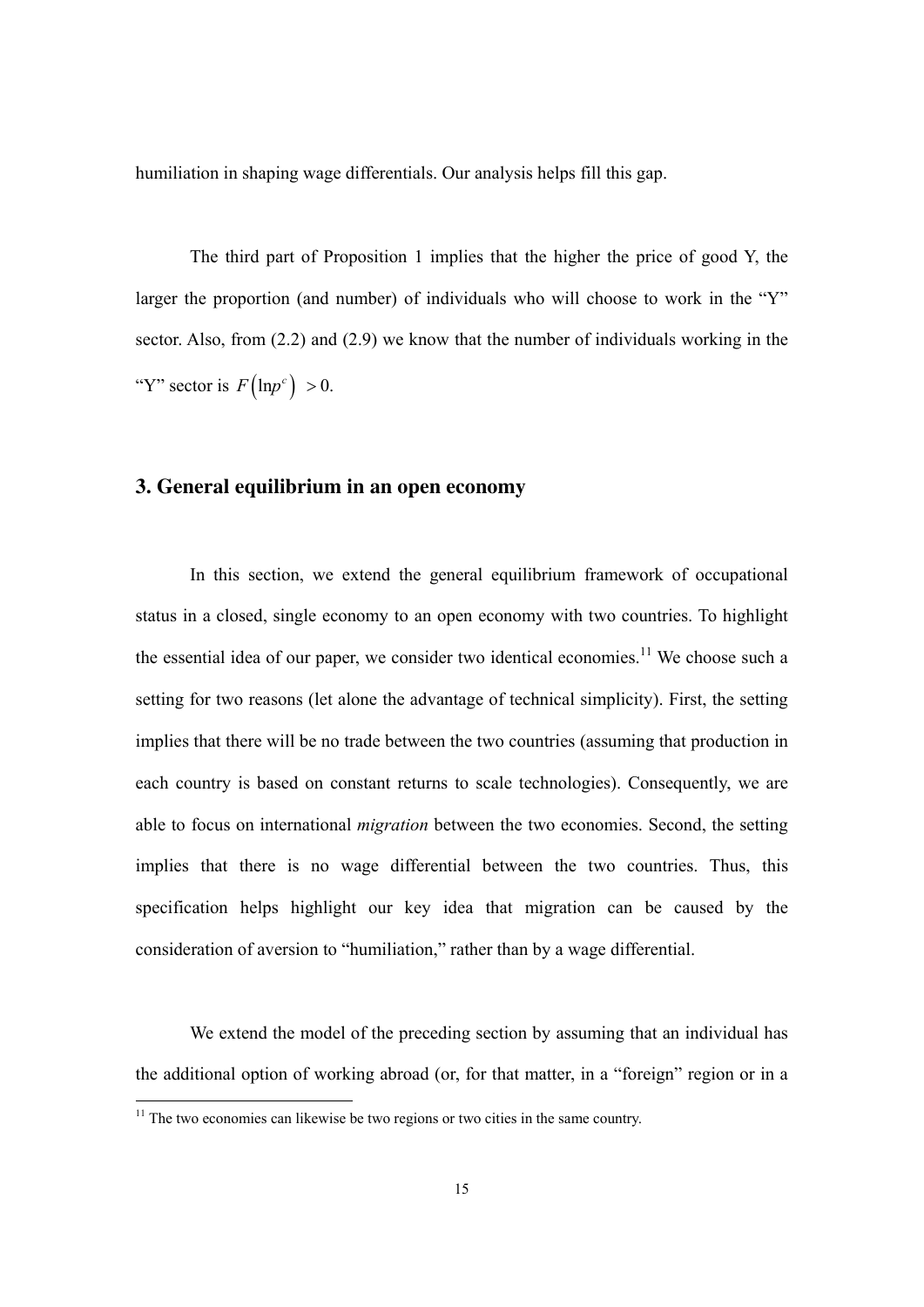humiliation in shaping wage differentials. Our analysis helps fill this gap.

The third part of Proposition 1 implies that the higher the price of good Y, the larger the proportion (and number) of individuals who will choose to work in the "Y" sector. Also, from (2.2) and (2.9) we know that the number of individuals working in the "Y" sector is $F\left(\ln p^{c}\right) > 0$.

## 3. General equilibrium in an open economy

In this section, we extend the general equilibrium framework of occupational status in a closed, single economy to an open economy with two countries. To highlight the essential idea of our paper, we consider two identical economies.[11] We choose such a setting for two reasons (let alone the advantage of technical simplicity). First, the setting implies that there will be no trade between the two countries (assuming that production in each country is based on constant returns to scale technologies). Consequently, we are able to focus on international *migration* between the two economies. Second, the setting implies that there is no wage differential between the two countries. Thus, this specification helps highlight our key idea that migration can be caused by the consideration of aversion to "humiliation," rather than by a wage differential.

We extend the model of the preceding section by assuming that an individual has the additional option of working abroad (or, for that matter, in a "foreign" region or in a

[11] The two economies can likewise be two regions or two cities in the same country.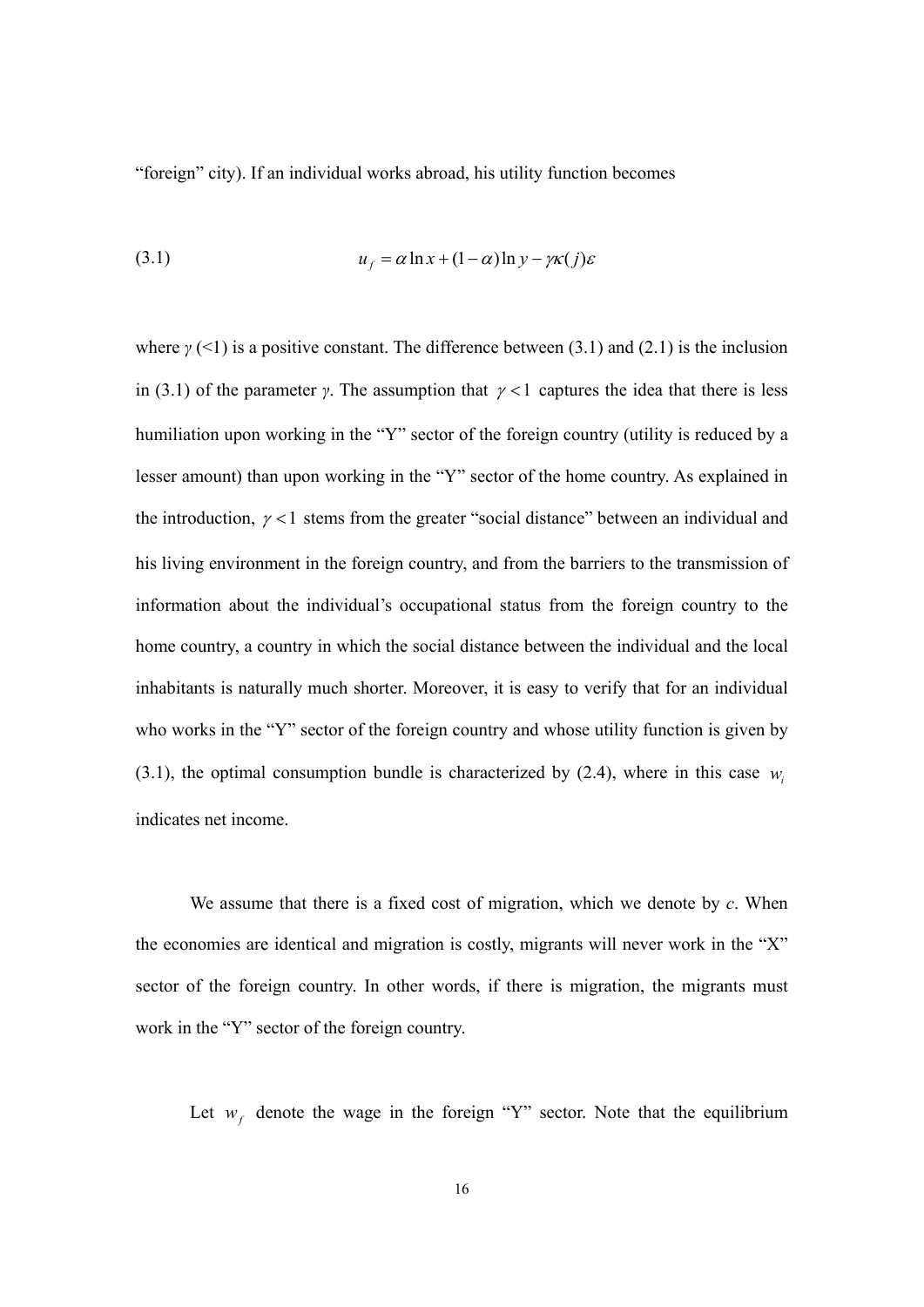"foreign" city). If an individual works abroad, his utility function becomes

$$u_f = \alpha \ln x + (1-\alpha)\ln y - \gamma\kappa(j)\varepsilon \tag{3.1}$$

where $\gamma$ (<1) is a positive constant. The difference between (3.1) and (2.1) is the inclusion in (3.1) of the parameter $\gamma$. The assumption that $\gamma < 1$ captures the idea that there is less humiliation upon working in the "Y" sector of the foreign country (utility is reduced by a lesser amount) than upon working in the "Y" sector of the home country. As explained in the introduction, $\gamma < 1$ stems from the greater "social distance" between an individual and his living environment in the foreign country, and from the barriers to the transmission of information about the individual's occupational status from the foreign country to the home country, a country in which the social distance between the individual and the local inhabitants is naturally much shorter. Moreover, it is easy to verify that for an individual who works in the "Y" sector of the foreign country and whose utility function is given by (3.1), the optimal consumption bundle is characterized by (2.4), where in this case $w_i$ indicates net income.

We assume that there is a fixed cost of migration, which we denote by *c*. When the economies are identical and migration is costly, migrants will never work in the "X" sector of the foreign country. In other words, if there is migration, the migrants must work in the "Y" sector of the foreign country.

Let $w_f$ denote the wage in the foreign "Y" sector. Note that the equilibrium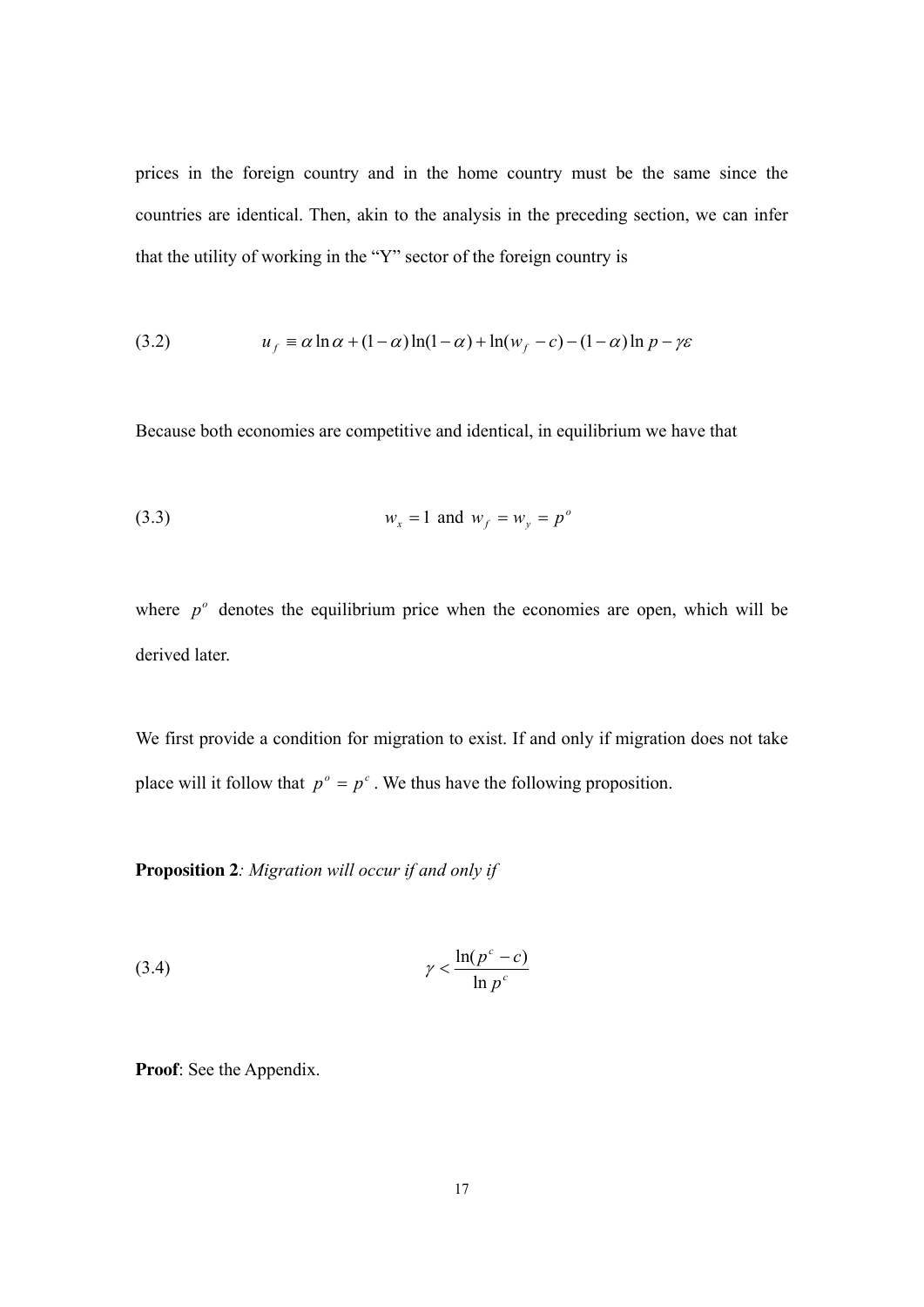prices in the foreign country and in the home country must be the same since the countries are identical. Then, akin to the analysis in the preceding section, we can infer that the utility of working in the "Y" sector of the foreign country is

$$u_f \equiv \alpha \ln \alpha + (1-\alpha)\ln(1-\alpha) + \ln(w_f - c) - (1-\alpha)\ln p - \gamma\varepsilon \tag{3.2}$$

Because both economies are competitive and identical, in equilibrium we have that

$$w_x = 1 \text{ and } w_f = w_y = p^o \tag{3.3}$$

where $p^o$ denotes the equilibrium price when the economies are open, which will be derived later.

We first provide a condition for migration to exist. If and only if migration does not take place will it follow that $p^o = p^c$. We thus have the following proposition.

**Proposition 2**: *Migration will occur if and only if*

$$\gamma < \frac{\ln(p^c - c)}{\ln p^c} \tag{3.4}$$

**Proof**: See the Appendix.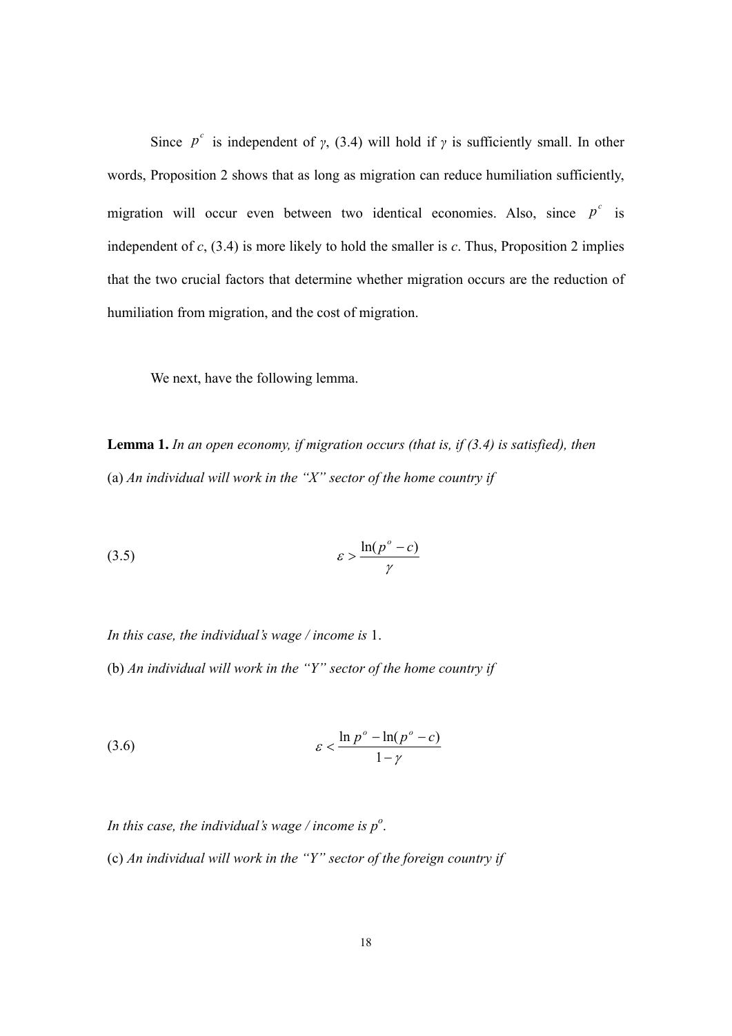Since $p^c$ is independent of $\gamma$, (3.4) will hold if $\gamma$ is sufficiently small. In other words, Proposition 2 shows that as long as migration can reduce humiliation sufficiently, migration will occur even between two identical economies. Also, since $p^c$ is independent of $c$, (3.4) is more likely to hold the smaller is $c$. Thus, Proposition 2 implies that the two crucial factors that determine whether migration occurs are the reduction of humiliation from migration, and the cost of migration.

We next, have the following lemma.

**Lemma 1.** *In an open economy, if migration occurs (that is, if (3.4) is satisfied), then*

(a) *An individual will work in the "X" sector of the home country if*

$$\varepsilon > \frac{\ln(p^o - c)}{\gamma} \tag{3.5}$$

*In this case, the individual's wage / income is* 1.

(b) *An individual will work in the "Y" sector of the home country if*

$$\varepsilon < \frac{\ln p^o - \ln(p^o - c)}{1-\gamma} \tag{3.6}$$

*In this case, the individual's wage / income is* $p^o$.

(c) *An individual will work in the "Y" sector of the foreign country if*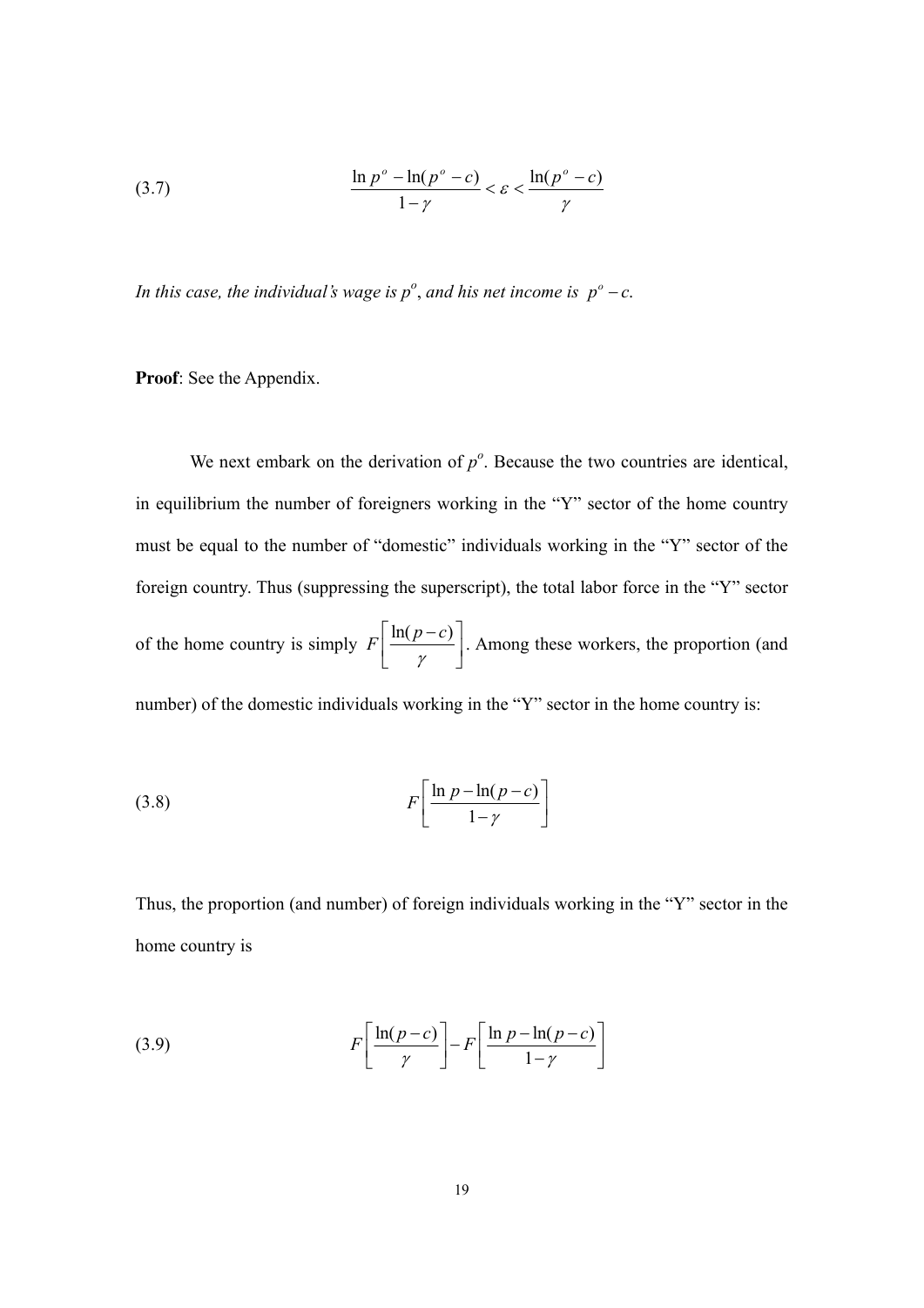$$\frac{\ln p^{o} - \ln(p^{o} - c)}{1 - \gamma} < \varepsilon < \frac{\ln(p^{o} - c)}{\gamma} \tag{3.7}$$

*In this case, the individual's wage is $p^{o}$, and his net income is $p^{o} - c$.*

**Proof**: See the Appendix.

We next embark on the derivation of $p^{o}$. Because the two countries are identical, in equilibrium the number of foreigners working in the "Y" sector of the home country must be equal to the number of "domestic" individuals working in the "Y" sector of the foreign country. Thus (suppressing the superscript), the total labor force in the "Y" sector of the home country is simply $F\left[\frac{\ln(p-c)}{\gamma}\right]$. Among these workers, the proportion (and number) of the domestic individuals working in the "Y" sector in the home country is:

$$F\left[\frac{\ln p - \ln(p-c)}{1-\gamma}\right] \tag{3.8}$$

Thus, the proportion (and number) of foreign individuals working in the "Y" sector in the home country is

$$F\left[\frac{\ln(p-c)}{\gamma}\right] - F\left[\frac{\ln p - \ln(p-c)}{1-\gamma}\right] \tag{3.9}$$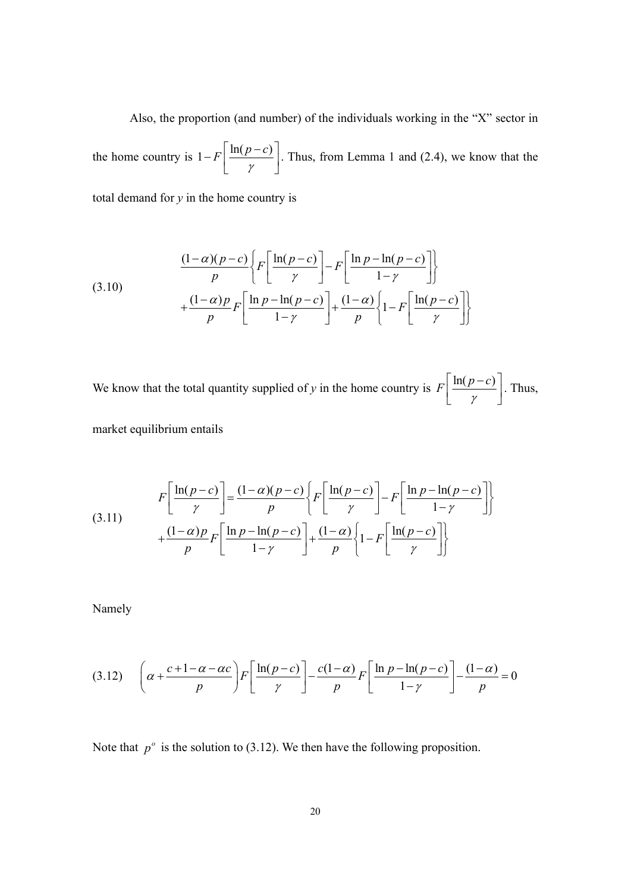Also, the proportion (and number) of the individuals working in the "X" sector in the home country is $1-F\left[\frac{\ln(p-c)}{\gamma}\right]$. Thus, from Lemma 1 and (2.4), we know that the total demand for $y$ in the home country is

$$
\begin{aligned}
\text{(3.10)} \qquad & \frac{(1-\alpha)(p-c)}{p}\left\{F\left[\frac{\ln(p-c)}{\gamma}\right]-F\left[\frac{\ln p-\ln(p-c)}{1-\gamma}\right]\right\} \\
& +\frac{(1-\alpha)p}{p}F\left[\frac{\ln p-\ln(p-c)}{1-\gamma}\right]+\frac{(1-\alpha)}{p}\left\{1-F\left[\frac{\ln(p-c)}{\gamma}\right]\right\}
\end{aligned}
$$

We know that the total quantity supplied of $y$ in the home country is $F\left[\frac{\ln(p-c)}{\gamma}\right]$. Thus, market equilibrium entails

$$
\begin{aligned}
\text{(3.11)} \qquad F\left[\frac{\ln(p-c)}{\gamma}\right] &= \frac{(1-\alpha)(p-c)}{p}\left\{F\left[\frac{\ln(p-c)}{\gamma}\right]-F\left[\frac{\ln p-\ln(p-c)}{1-\gamma}\right]\right\} \\
& +\frac{(1-\alpha)p}{p}F\left[\frac{\ln p-\ln(p-c)}{1-\gamma}\right]+\frac{(1-\alpha)}{p}\left\{1-F\left[\frac{\ln(p-c)}{\gamma}\right]\right\}
\end{aligned}
$$

Namely

$$
\text{(3.12)} \qquad \left(\alpha+\frac{c+1-\alpha-\alpha c}{p}\right)F\left[\frac{\ln(p-c)}{\gamma}\right]-\frac{c(1-\alpha)}{p}F\left[\frac{\ln p-\ln(p-c)}{1-\gamma}\right]-\frac{(1-\alpha)}{p}=0
$$

Note that $p^o$ is the solution to (3.12). We then have the following proposition.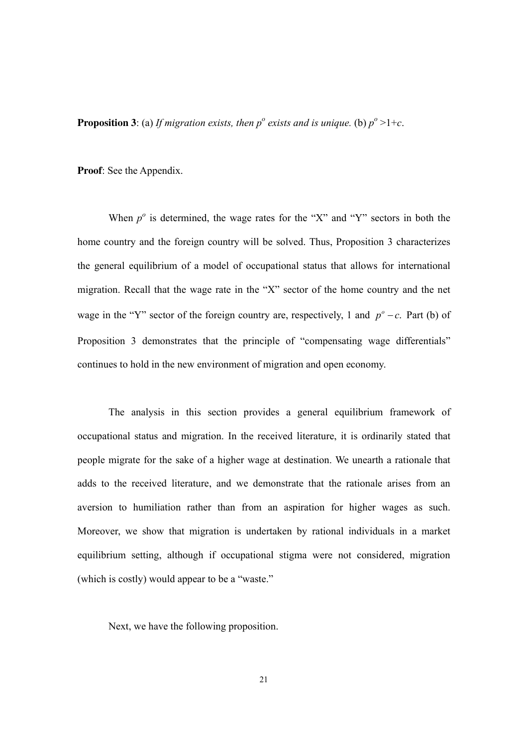**Proposition 3**: (a) *If migration exists, then $p^o$ exists and is unique.* (b) $p^o > 1+c$.

**Proof**: See the Appendix.

When $p^o$ is determined, the wage rates for the "X" and "Y" sectors in both the home country and the foreign country will be solved. Thus, Proposition 3 characterizes the general equilibrium of a model of occupational status that allows for international migration. Recall that the wage rate in the "X" sector of the home country and the net wage in the "Y" sector of the foreign country are, respectively, 1 and $p^o - c$. Part (b) of Proposition 3 demonstrates that the principle of "compensating wage differentials" continues to hold in the new environment of migration and open economy.

The analysis in this section provides a general equilibrium framework of occupational status and migration. In the received literature, it is ordinarily stated that people migrate for the sake of a higher wage at destination. We unearth a rationale that adds to the received literature, and we demonstrate that the rationale arises from an aversion to humiliation rather than from an aspiration for higher wages as such. Moreover, we show that migration is undertaken by rational individuals in a market equilibrium setting, although if occupational stigma were not considered, migration (which is costly) would appear to be a "waste."

Next, we have the following proposition.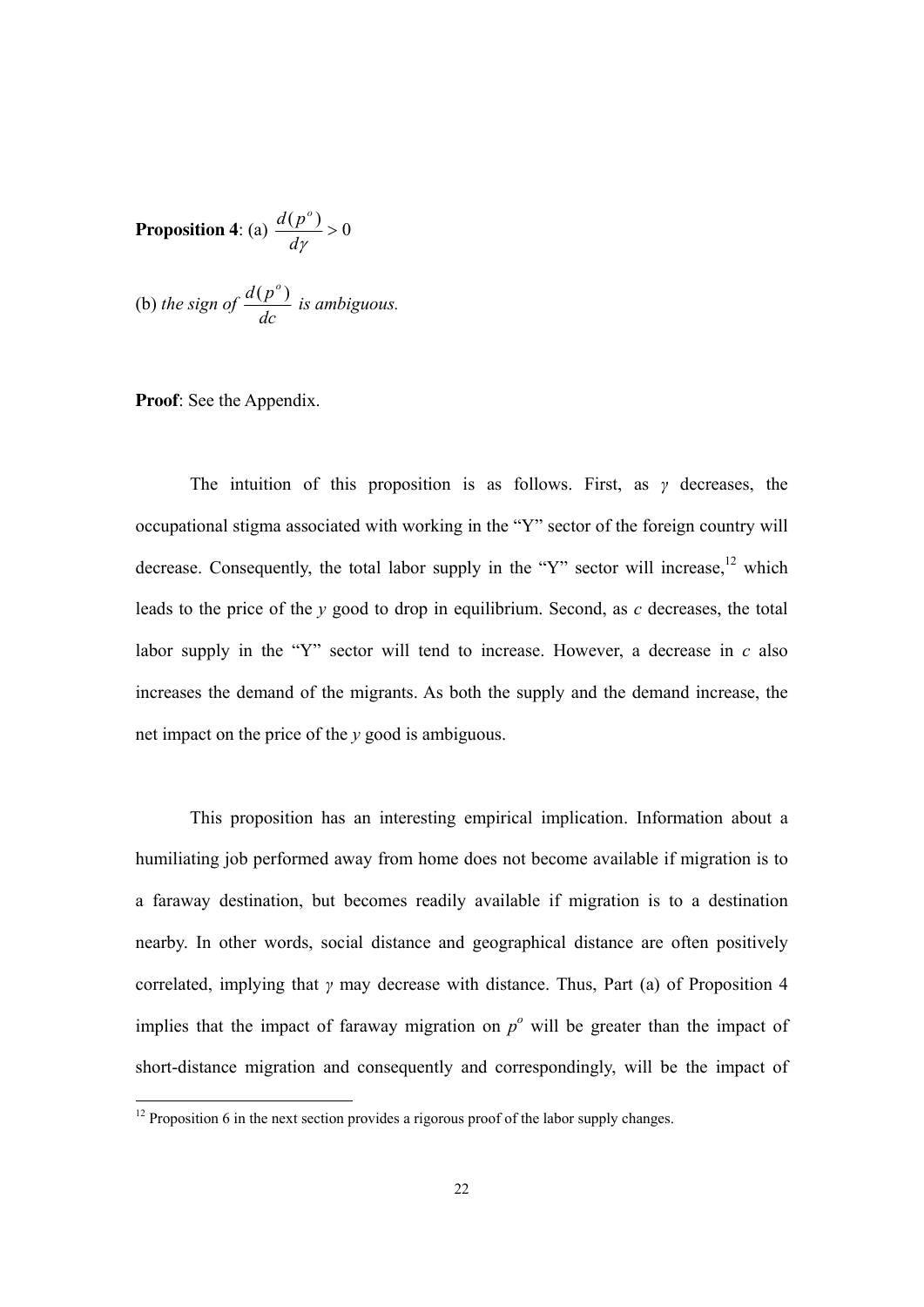**Proposition 4**: (a) $\frac{d(p^o)}{d\gamma} > 0$

(b) *the sign of* $\frac{d(p^o)}{dc}$ *is ambiguous.*

**Proof**: See the Appendix.

The intuition of this proposition is as follows. First, as $\gamma$ decreases, the occupational stigma associated with working in the "Y" sector of the foreign country will decrease. Consequently, the total labor supply in the "Y" sector will increase,[12] which leads to the price of the $y$ good to drop in equilibrium. Second, as $c$ decreases, the total labor supply in the "Y" sector will tend to increase. However, a decrease in $c$ also increases the demand of the migrants. As both the supply and the demand increase, the net impact on the price of the $y$ good is ambiguous.

This proposition has an interesting empirical implication. Information about a humiliating job performed away from home does not become available if migration is to a faraway destination, but becomes readily available if migration is to a destination nearby. In other words, social distance and geographical distance are often positively correlated, implying that $\gamma$ may decrease with distance. Thus, Part (a) of Proposition 4 implies that the impact of faraway migration on $p^o$ will be greater than the impact of short-distance migration and consequently and correspondingly, will be the impact of

[12] Proposition 6 in the next section provides a rigorous proof of the labor supply changes.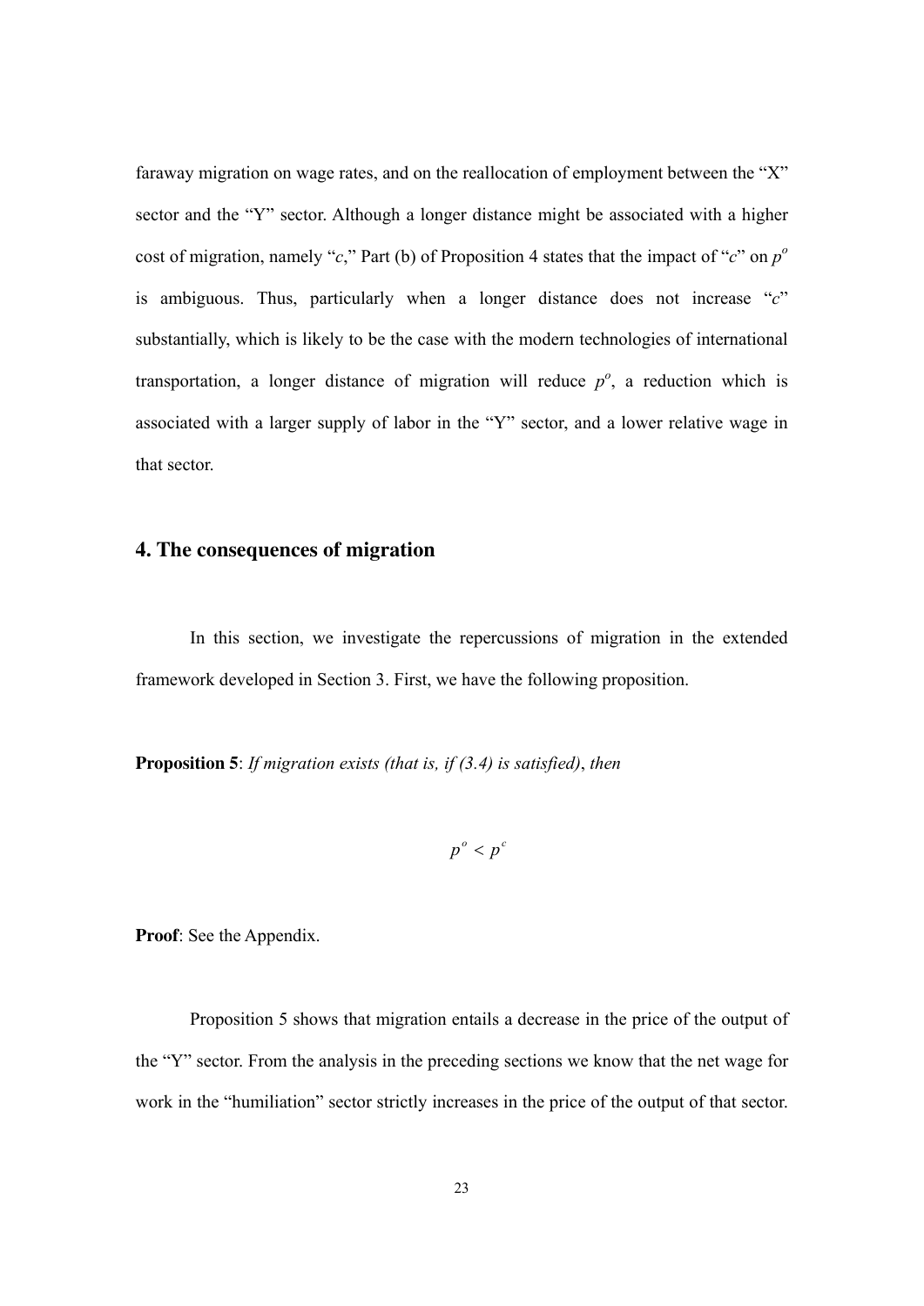faraway migration on wage rates, and on the reallocation of employment between the "X" sector and the "Y" sector. Although a longer distance might be associated with a higher cost of migration, namely "$c$," Part (b) of Proposition 4 states that the impact of "$c$" on $p^o$ is ambiguous. Thus, particularly when a longer distance does not increase "$c$" substantially, which is likely to be the case with the modern technologies of international transportation, a longer distance of migration will reduce $p^o$, a reduction which is associated with a larger supply of labor in the "Y" sector, and a lower relative wage in that sector.

## 4. The consequences of migration

In this section, we investigate the repercussions of migration in the extended framework developed in Section 3. First, we have the following proposition.

**Proposition 5**: *If migration exists (that is, if (3.4) is satisfied)*, *then*

$$p^o < p^c$$

**Proof**: See the Appendix.

Proposition 5 shows that migration entails a decrease in the price of the output of the "Y" sector. From the analysis in the preceding sections we know that the net wage for work in the "humiliation" sector strictly increases in the price of the output of that sector.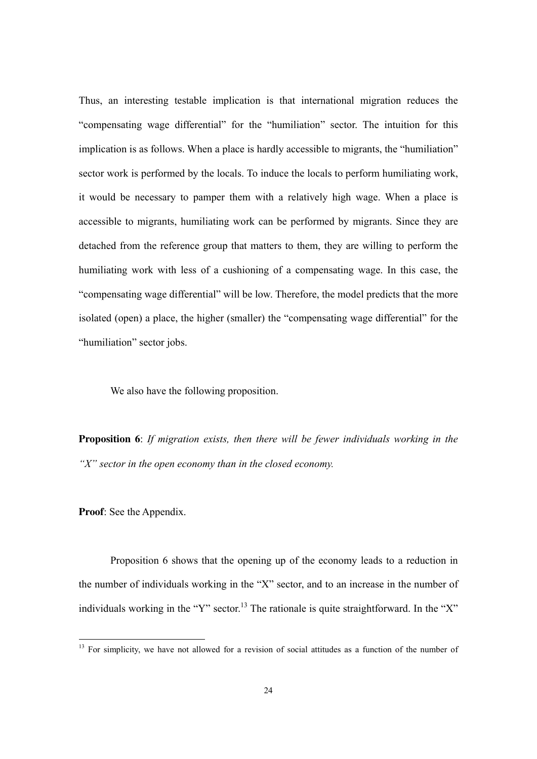Thus, an interesting testable implication is that international migration reduces the "compensating wage differential" for the "humiliation" sector. The intuition for this implication is as follows. When a place is hardly accessible to migrants, the "humiliation" sector work is performed by the locals. To induce the locals to perform humiliating work, it would be necessary to pamper them with a relatively high wage. When a place is accessible to migrants, humiliating work can be performed by migrants. Since they are detached from the reference group that matters to them, they are willing to perform the humiliating work with less of a cushioning of a compensating wage. In this case, the "compensating wage differential" will be low. Therefore, the model predicts that the more isolated (open) a place, the higher (smaller) the "compensating wage differential" for the "humiliation" sector jobs.

We also have the following proposition.

**Proposition 6**: *If migration exists, then there will be fewer individuals working in the "X" sector in the open economy than in the closed economy.*

**Proof**: See the Appendix.

Proposition 6 shows that the opening up of the economy leads to a reduction in the number of individuals working in the "X" sector, and to an increase in the number of individuals working in the "Y" sector.[13] The rationale is quite straightforward. In the "X"

[13] For simplicity, we have not allowed for a revision of social attitudes as a function of the number of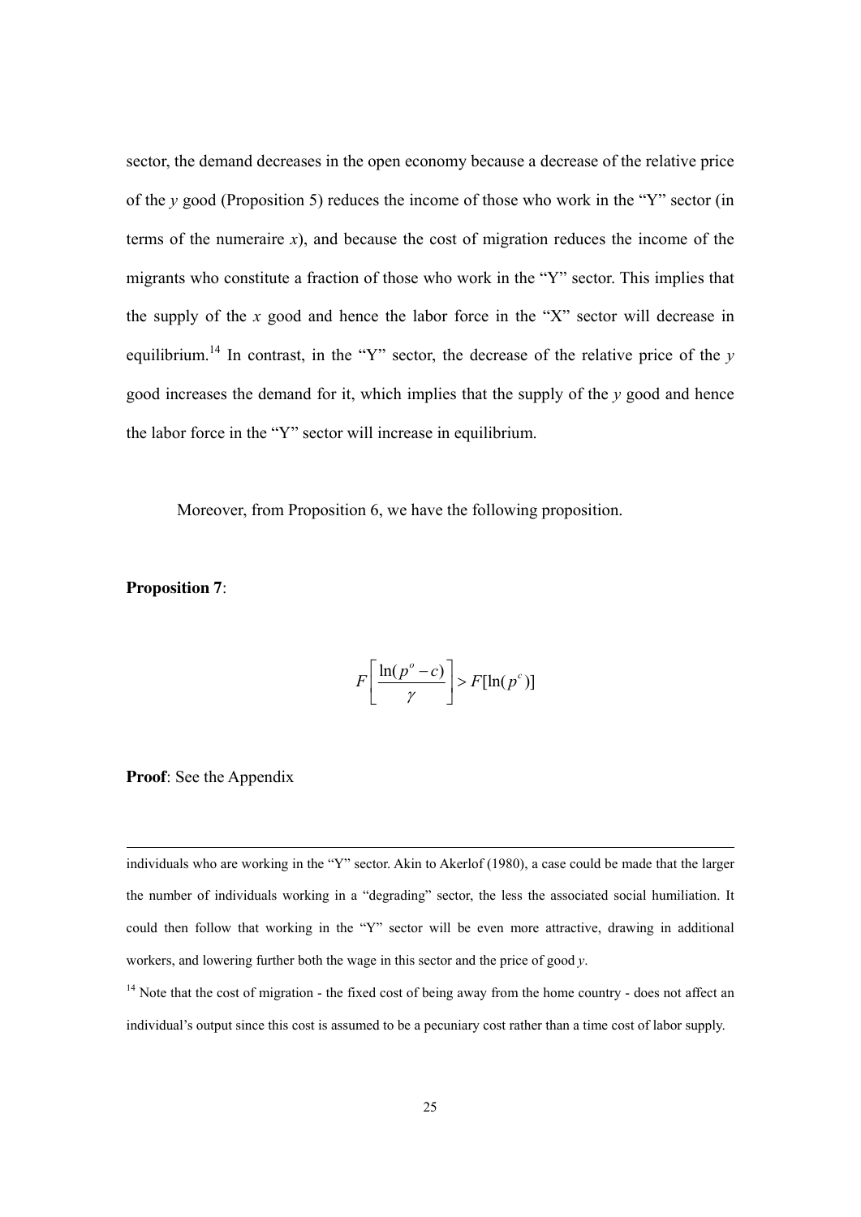sector, the demand decreases in the open economy because a decrease of the relative price of the *y* good (Proposition 5) reduces the income of those who work in the "Y" sector (in terms of the numeraire *x*), and because the cost of migration reduces the income of the migrants who constitute a fraction of those who work in the "Y" sector. This implies that the supply of the *x* good and hence the labor force in the "X" sector will decrease in equilibrium.[14] In contrast, in the "Y" sector, the decrease of the relative price of the *y* good increases the demand for it, which implies that the supply of the *y* good and hence the labor force in the "Y" sector will increase in equilibrium.

Moreover, from Proposition 6, we have the following proposition.

**Proposition 7**:

$$F\left[\frac{\ln(p^{o}-c)}{\gamma}\right] > F[\ln(p^{c})]$$

**Proof**: See the Appendix

---

individuals who are working in the "Y" sector. Akin to Akerlof (1980), a case could be made that the larger the number of individuals working in a "degrading" sector, the less the associated social humiliation. It could then follow that working in the "Y" sector will be even more attractive, drawing in additional workers, and lowering further both the wage in this sector and the price of good *y*.

[14] Note that the cost of migration - the fixed cost of being away from the home country - does not affect an individual's output since this cost is assumed to be a pecuniary cost rather than a time cost of labor supply.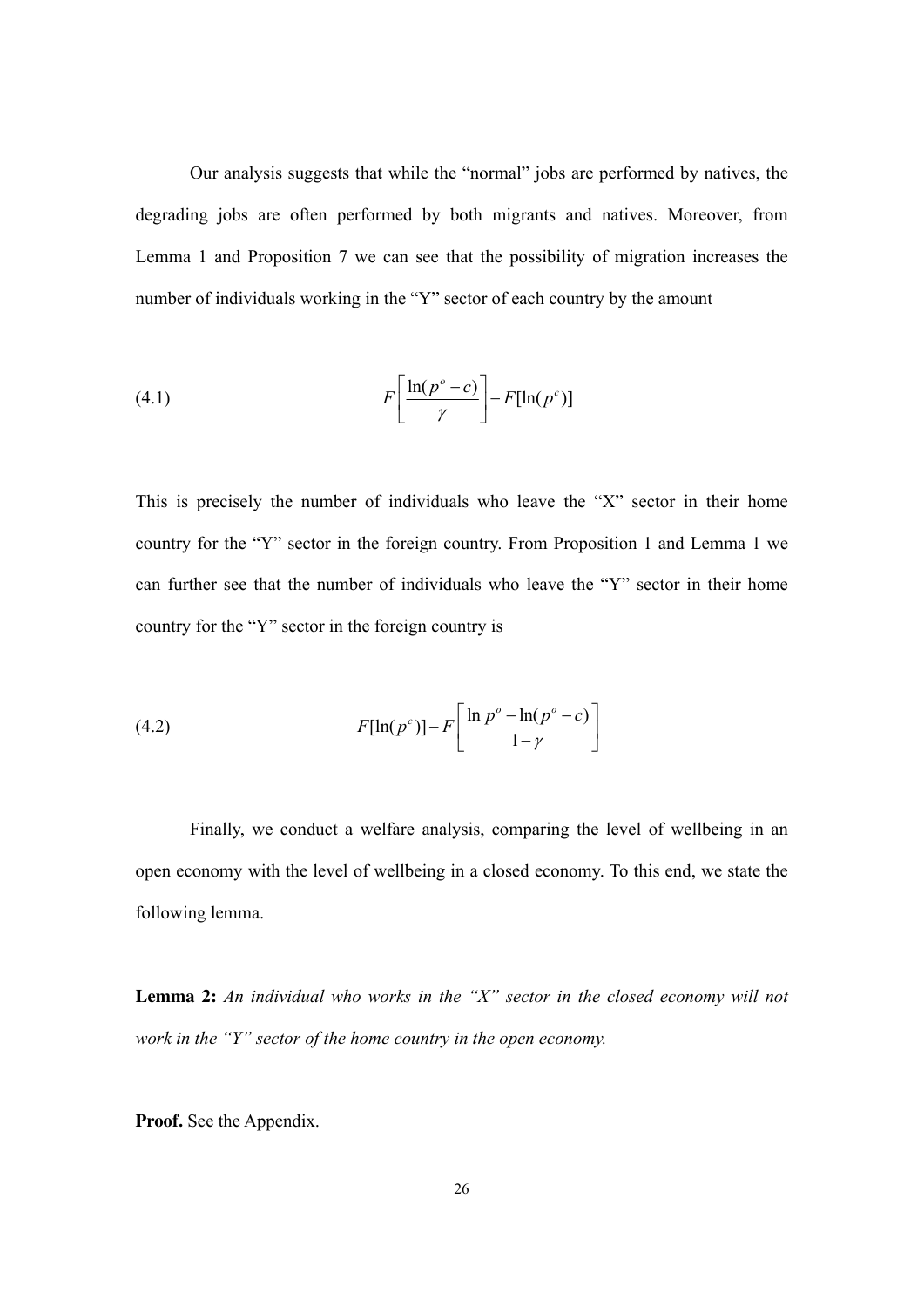Our analysis suggests that while the "normal" jobs are performed by natives, the degrading jobs are often performed by both migrants and natives. Moreover, from Lemma 1 and Proposition 7 we can see that the possibility of migration increases the number of individuals working in the "Y" sector of each country by the amount

$$F\left[\frac{\ln(p^o - c)}{\gamma}\right] - F[\ln(p^c)] \tag{4.1}$$

This is precisely the number of individuals who leave the "X" sector in their home country for the "Y" sector in the foreign country. From Proposition 1 and Lemma 1 we can further see that the number of individuals who leave the "Y" sector in their home country for the "Y" sector in the foreign country is

$$F[\ln(p^c)] - F\left[\frac{\ln p^o - \ln(p^o - c)}{1-\gamma}\right] \tag{4.2}$$

Finally, we conduct a welfare analysis, comparing the level of wellbeing in an open economy with the level of wellbeing in a closed economy. To this end, we state the following lemma.

**Lemma 2:** *An individual who works in the "X" sector in the closed economy will not work in the "Y" sector of the home country in the open economy.*

**Proof.** See the Appendix.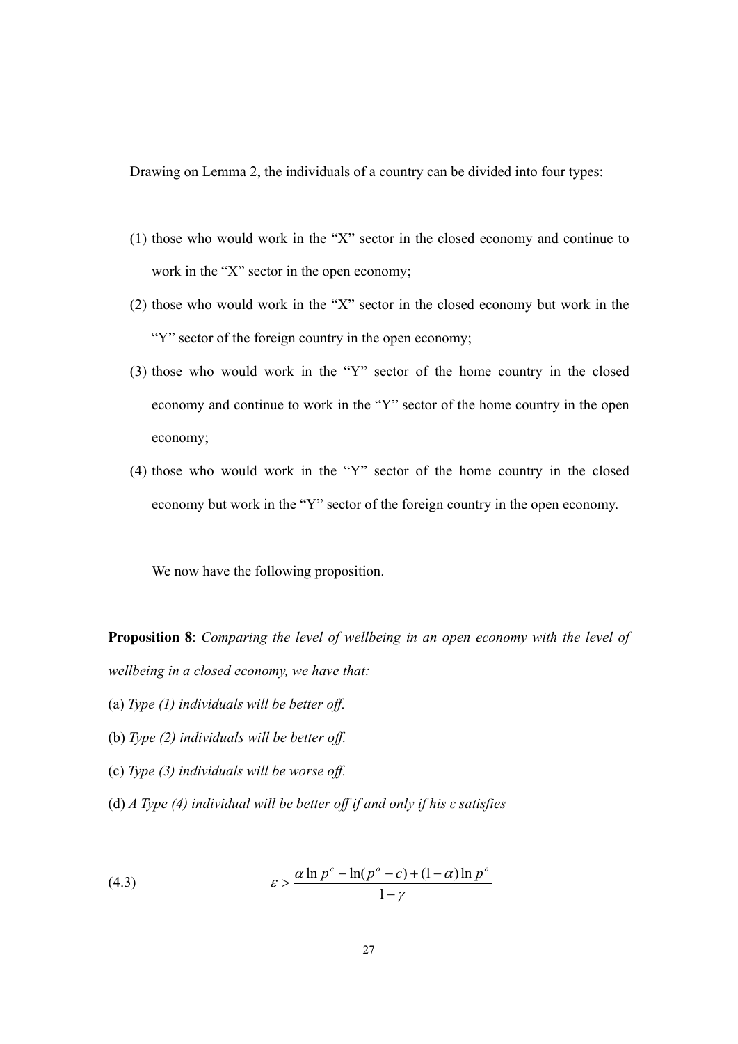Drawing on Lemma 2, the individuals of a country can be divided into four types:

(1) those who would work in the "X" sector in the closed economy and continue to work in the "X" sector in the open economy;

(2) those who would work in the "X" sector in the closed economy but work in the "Y" sector of the foreign country in the open economy;

(3) those who would work in the "Y" sector of the home country in the closed economy and continue to work in the "Y" sector of the home country in the open economy;

(4) those who would work in the "Y" sector of the home country in the closed economy but work in the "Y" sector of the foreign country in the open economy.

We now have the following proposition.

**Proposition 8**: *Comparing the level of wellbeing in an open economy with the level of wellbeing in a closed economy, we have that:*

(a) *Type (1) individuals will be better off.*

(b) *Type (2) individuals will be better off.*

(c) *Type (3) individuals will be worse off.*

(d) *A Type (4) individual will be better off if and only if his $\varepsilon$ satisfies*

$$\varepsilon > \frac{\alpha \ln p^c - \ln(p^o - c) + (1-\alpha)\ln p^o}{1-\gamma} \tag{4.3}$$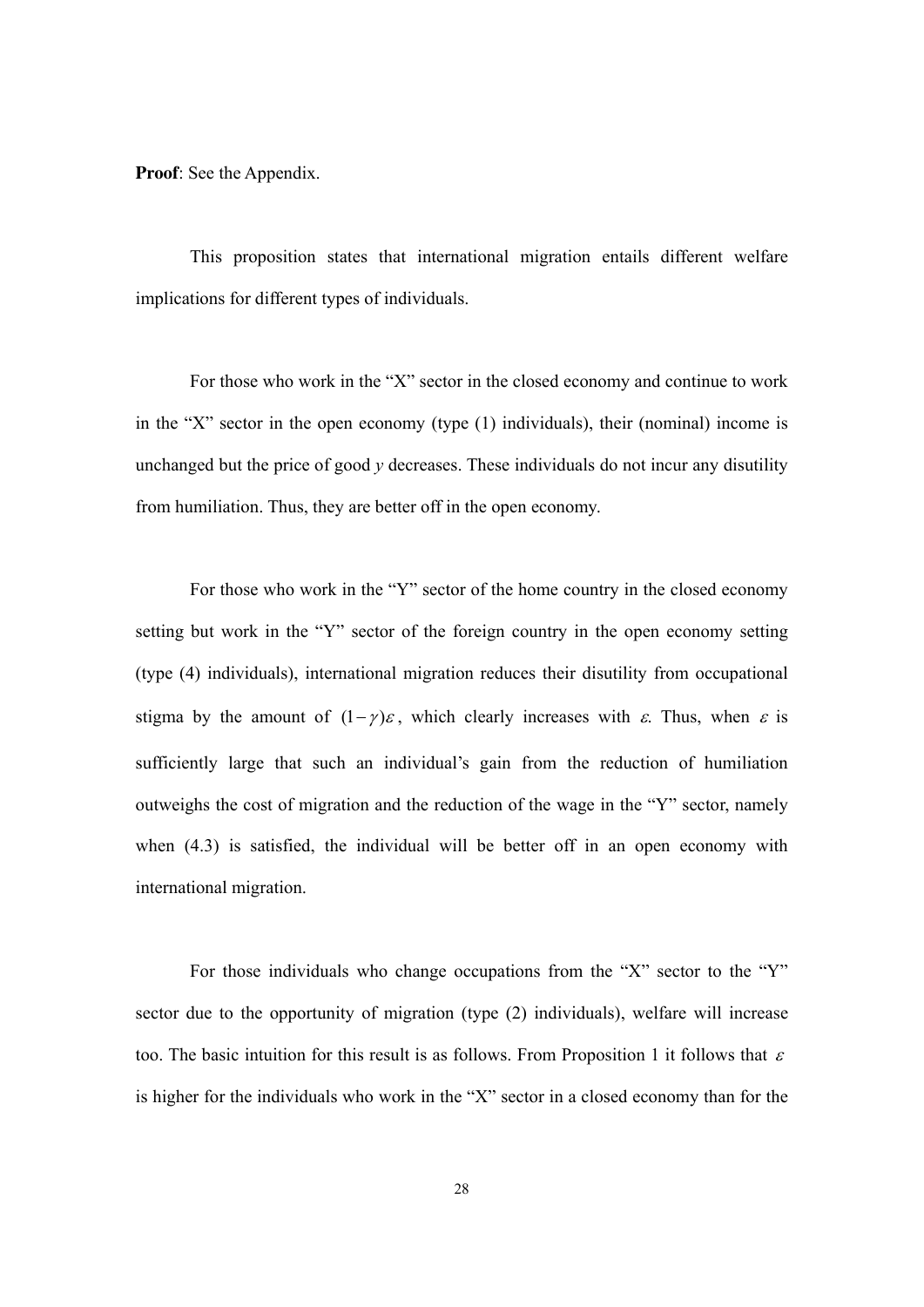**Proof**: See the Appendix.

This proposition states that international migration entails different welfare implications for different types of individuals.

For those who work in the "X" sector in the closed economy and continue to work in the "X" sector in the open economy (type (1) individuals), their (nominal) income is unchanged but the price of good $y$ decreases. These individuals do not incur any disutility from humiliation. Thus, they are better off in the open economy.

For those who work in the "Y" sector of the home country in the closed economy setting but work in the "Y" sector of the foreign country in the open economy setting (type (4) individuals), international migration reduces their disutility from occupational stigma by the amount of $(1-\gamma)\varepsilon$, which clearly increases with $\varepsilon$. Thus, when $\varepsilon$ is sufficiently large that such an individual's gain from the reduction of humiliation outweighs the cost of migration and the reduction of the wage in the "Y" sector, namely when (4.3) is satisfied, the individual will be better off in an open economy with international migration.

For those individuals who change occupations from the "X" sector to the "Y" sector due to the opportunity of migration (type (2) individuals), welfare will increase too. The basic intuition for this result is as follows. From Proposition 1 it follows that $\varepsilon$ is higher for the individuals who work in the "X" sector in a closed economy than for the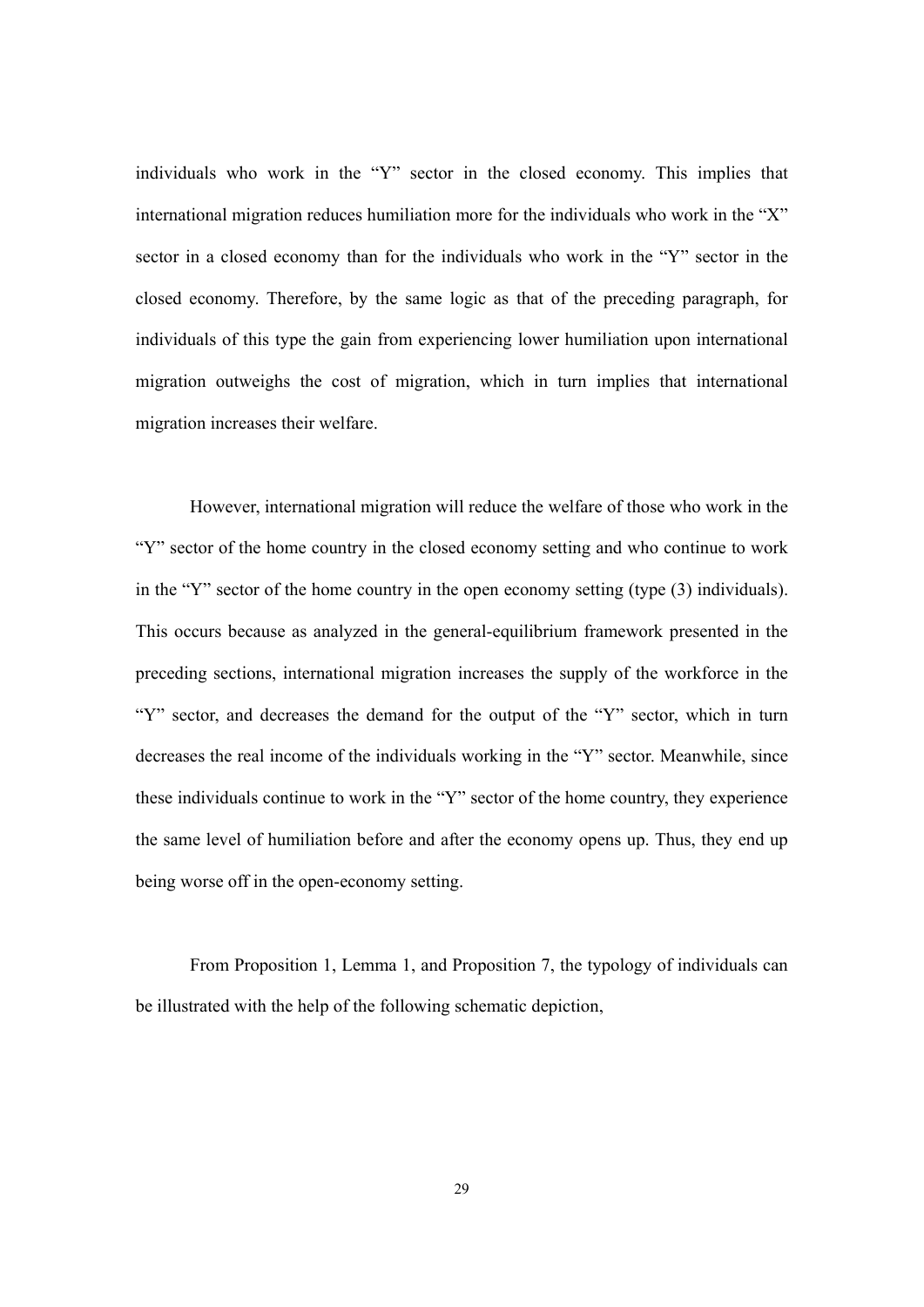individuals who work in the "Y" sector in the closed economy. This implies that international migration reduces humiliation more for the individuals who work in the "X" sector in a closed economy than for the individuals who work in the "Y" sector in the closed economy. Therefore, by the same logic as that of the preceding paragraph, for individuals of this type the gain from experiencing lower humiliation upon international migration outweighs the cost of migration, which in turn implies that international migration increases their welfare.

However, international migration will reduce the welfare of those who work in the "Y" sector of the home country in the closed economy setting and who continue to work in the "Y" sector of the home country in the open economy setting (type (3) individuals). This occurs because as analyzed in the general-equilibrium framework presented in the preceding sections, international migration increases the supply of the workforce in the "Y" sector, and decreases the demand for the output of the "Y" sector, which in turn decreases the real income of the individuals working in the "Y" sector. Meanwhile, since these individuals continue to work in the "Y" sector of the home country, they experience the same level of humiliation before and after the economy opens up. Thus, they end up being worse off in the open-economy setting.

From Proposition 1, Lemma 1, and Proposition 7, the typology of individuals can be illustrated with the help of the following schematic depiction,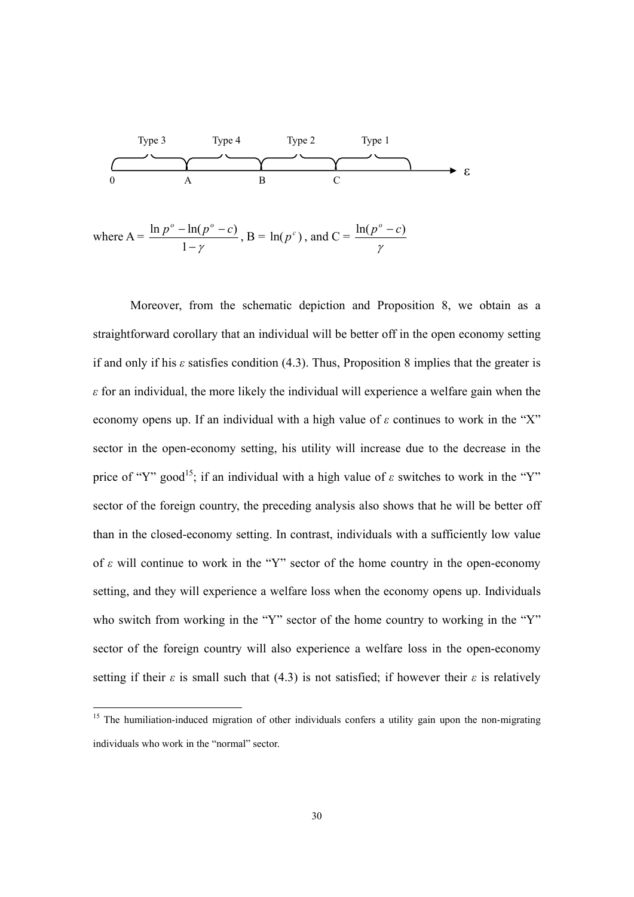Type 3 Type 4 Type 2 Type 1

0 A B C ε

where A = $\dfrac{\ln p^o - \ln(p^o - c)}{1-\gamma}$, B = $\ln(p^c)$, and C = $\dfrac{\ln(p^o - c)}{\gamma}$

Moreover, from the schematic depiction and Proposition 8, we obtain as a straightforward corollary that an individual will be better off in the open economy setting if and only if his $\varepsilon$ satisfies condition (4.3). Thus, Proposition 8 implies that the greater is $\varepsilon$ for an individual, the more likely the individual will experience a welfare gain when the economy opens up. If an individual with a high value of $\varepsilon$ continues to work in the "X" sector in the open-economy setting, his utility will increase due to the decrease in the price of "Y" good[15]; if an individual with a high value of $\varepsilon$ switches to work in the "Y" sector of the foreign country, the preceding analysis also shows that he will be better off than in the closed-economy setting. In contrast, individuals with a sufficiently low value of $\varepsilon$ will continue to work in the "Y" sector of the home country in the open-economy setting, and they will experience a welfare loss when the economy opens up. Individuals who switch from working in the "Y" sector of the home country to working in the "Y" sector of the foreign country will also experience a welfare loss in the open-economy setting if their $\varepsilon$ is small such that (4.3) is not satisfied; if however their $\varepsilon$ is relatively

[15] The humiliation-induced migration of other individuals confers a utility gain upon the non-migrating individuals who work in the "normal" sector.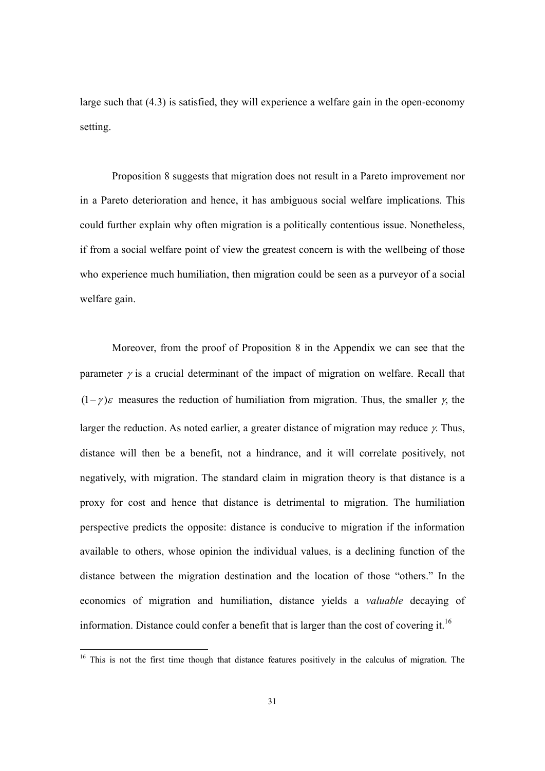large such that (4.3) is satisfied, they will experience a welfare gain in the open-economy setting.

Proposition 8 suggests that migration does not result in a Pareto improvement nor in a Pareto deterioration and hence, it has ambiguous social welfare implications. This could further explain why often migration is a politically contentious issue. Nonetheless, if from a social welfare point of view the greatest concern is with the wellbeing of those who experience much humiliation, then migration could be seen as a purveyor of a social welfare gain.

Moreover, from the proof of Proposition 8 in the Appendix we can see that the parameter $\gamma$ is a crucial determinant of the impact of migration on welfare. Recall that $(1-\gamma)\varepsilon$ measures the reduction of humiliation from migration. Thus, the smaller $\gamma$, the larger the reduction. As noted earlier, a greater distance of migration may reduce $\gamma$. Thus, distance will then be a benefit, not a hindrance, and it will correlate positively, not negatively, with migration. The standard claim in migration theory is that distance is a proxy for cost and hence that distance is detrimental to migration. The humiliation perspective predicts the opposite: distance is conducive to migration if the information available to others, whose opinion the individual values, is a declining function of the distance between the migration destination and the location of those "others." In the economics of migration and humiliation, distance yields a *valuable* decaying of information. Distance could confer a benefit that is larger than the cost of covering it.[16]

[16] This is not the first time though that distance features positively in the calculus of migration. The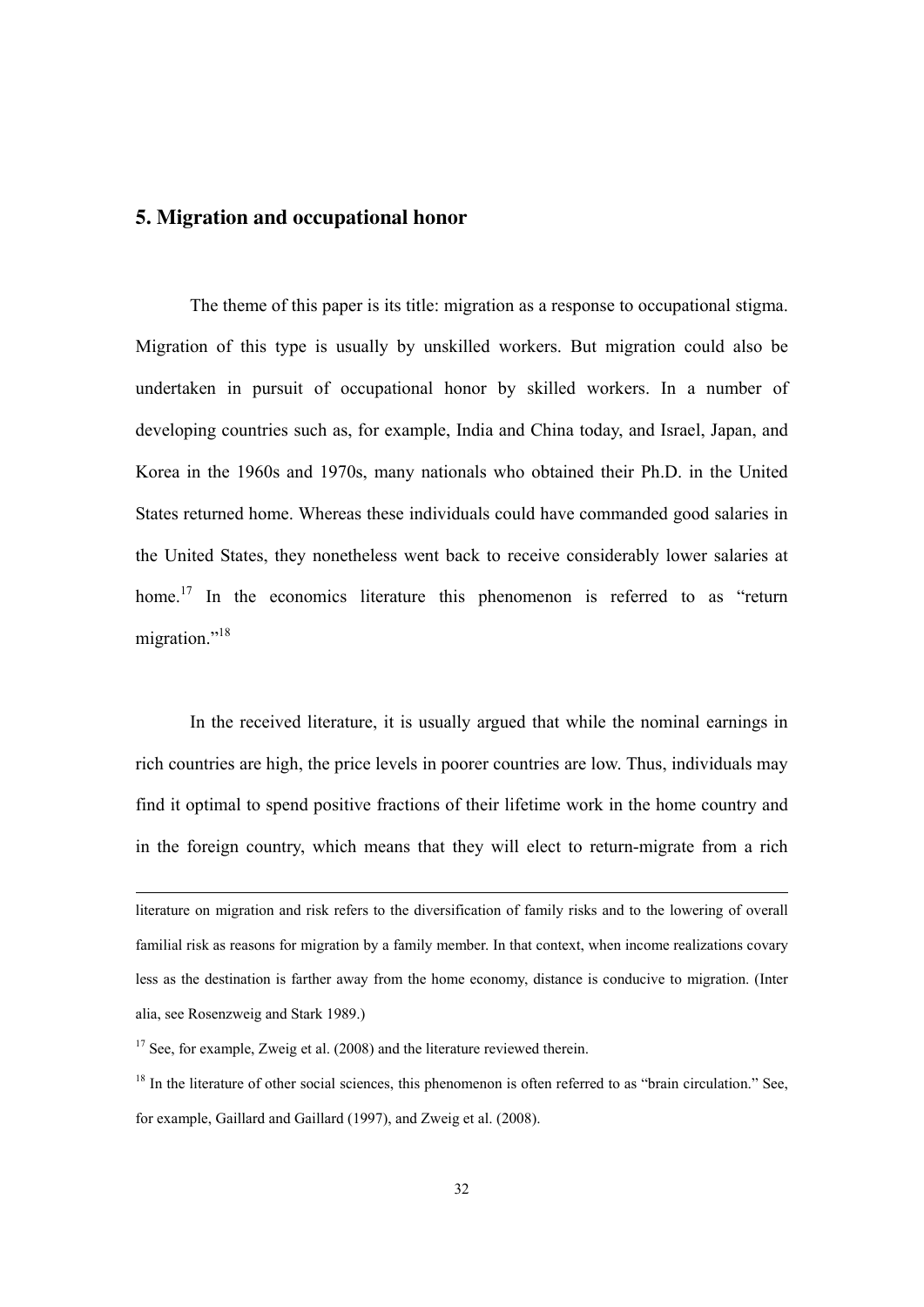## 5. Migration and occupational honor

The theme of this paper is its title: migration as a response to occupational stigma. Migration of this type is usually by unskilled workers. But migration could also be undertaken in pursuit of occupational honor by skilled workers. In a number of developing countries such as, for example, India and China today, and Israel, Japan, and Korea in the 1960s and 1970s, many nationals who obtained their Ph.D. in the United States returned home. Whereas these individuals could have commanded good salaries in the United States, they nonetheless went back to receive considerably lower salaries at home.[17] In the economics literature this phenomenon is referred to as "return migration."[18]

In the received literature, it is usually argued that while the nominal earnings in rich countries are high, the price levels in poorer countries are low. Thus, individuals may find it optimal to spend positive fractions of their lifetime work in the home country and in the foreign country, which means that they will elect to return-migrate from a rich

---

literature on migration and risk refers to the diversification of family risks and to the lowering of overall familial risk as reasons for migration by a family member. In that context, when income realizations covary less as the destination is farther away from the home economy, distance is conducive to migration. (Inter alia, see Rosenzweig and Stark 1989.)

[17] See, for example, Zweig et al. (2008) and the literature reviewed therein.

[18] In the literature of other social sciences, this phenomenon is often referred to as "brain circulation." See, for example, Gaillard and Gaillard (1997), and Zweig et al. (2008).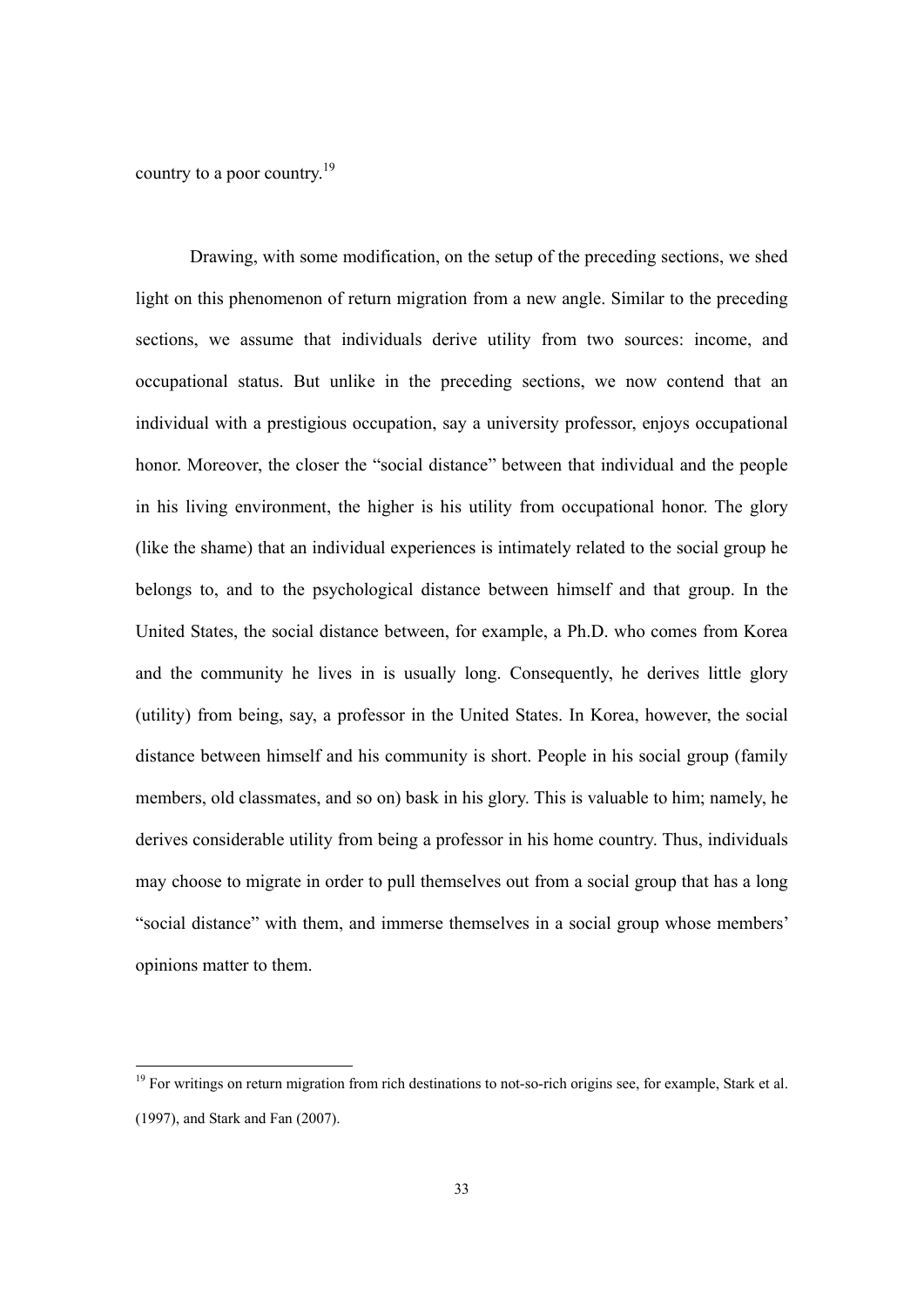country to a poor country.[19]

Drawing, with some modification, on the setup of the preceding sections, we shed light on this phenomenon of return migration from a new angle. Similar to the preceding sections, we assume that individuals derive utility from two sources: income, and occupational status. But unlike in the preceding sections, we now contend that an individual with a prestigious occupation, say a university professor, enjoys occupational honor. Moreover, the closer the "social distance" between that individual and the people in his living environment, the higher is his utility from occupational honor. The glory (like the shame) that an individual experiences is intimately related to the social group he belongs to, and to the psychological distance between himself and that group. In the United States, the social distance between, for example, a Ph.D. who comes from Korea and the community he lives in is usually long. Consequently, he derives little glory (utility) from being, say, a professor in the United States. In Korea, however, the social distance between himself and his community is short. People in his social group (family members, old classmates, and so on) bask in his glory. This is valuable to him; namely, he derives considerable utility from being a professor in his home country. Thus, individuals may choose to migrate in order to pull themselves out from a social group that has a long "social distance" with them, and immerse themselves in a social group whose members' opinions matter to them.

[19] For writings on return migration from rich destinations to not-so-rich origins see, for example, Stark et al. (1997), and Stark and Fan (2007).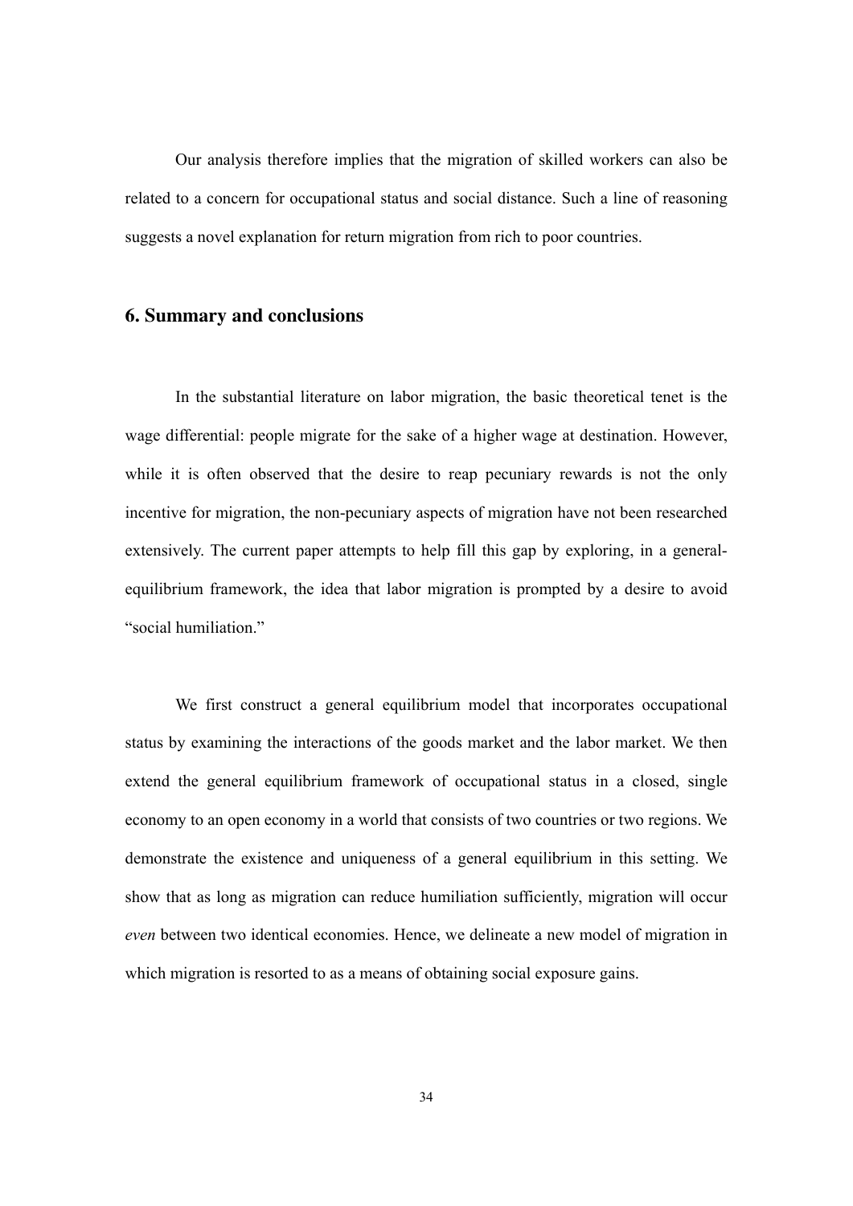Our analysis therefore implies that the migration of skilled workers can also be related to a concern for occupational status and social distance. Such a line of reasoning suggests a novel explanation for return migration from rich to poor countries.

## 6. Summary and conclusions

In the substantial literature on labor migration, the basic theoretical tenet is the wage differential: people migrate for the sake of a higher wage at destination. However, while it is often observed that the desire to reap pecuniary rewards is not the only incentive for migration, the non-pecuniary aspects of migration have not been researched extensively. The current paper attempts to help fill this gap by exploring, in a general-equilibrium framework, the idea that labor migration is prompted by a desire to avoid "social humiliation."

We first construct a general equilibrium model that incorporates occupational status by examining the interactions of the goods market and the labor market. We then extend the general equilibrium framework of occupational status in a closed, single economy to an open economy in a world that consists of two countries or two regions. We demonstrate the existence and uniqueness of a general equilibrium in this setting. We show that as long as migration can reduce humiliation sufficiently, migration will occur *even* between two identical economies. Hence, we delineate a new model of migration in which migration is resorted to as a means of obtaining social exposure gains.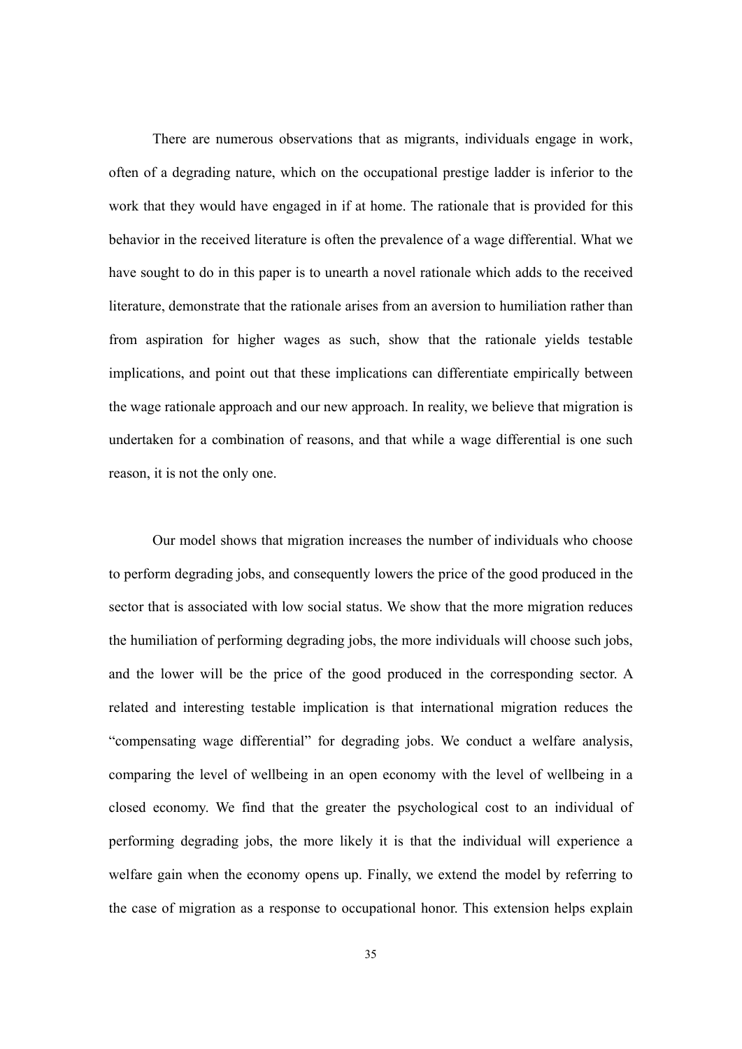There are numerous observations that as migrants, individuals engage in work, often of a degrading nature, which on the occupational prestige ladder is inferior to the work that they would have engaged in if at home. The rationale that is provided for this behavior in the received literature is often the prevalence of a wage differential. What we have sought to do in this paper is to unearth a novel rationale which adds to the received literature, demonstrate that the rationale arises from an aversion to humiliation rather than from aspiration for higher wages as such, show that the rationale yields testable implications, and point out that these implications can differentiate empirically between the wage rationale approach and our new approach. In reality, we believe that migration is undertaken for a combination of reasons, and that while a wage differential is one such reason, it is not the only one.

Our model shows that migration increases the number of individuals who choose to perform degrading jobs, and consequently lowers the price of the good produced in the sector that is associated with low social status. We show that the more migration reduces the humiliation of performing degrading jobs, the more individuals will choose such jobs, and the lower will be the price of the good produced in the corresponding sector. A related and interesting testable implication is that international migration reduces the "compensating wage differential" for degrading jobs. We conduct a welfare analysis, comparing the level of wellbeing in an open economy with the level of wellbeing in a closed economy. We find that the greater the psychological cost to an individual of performing degrading jobs, the more likely it is that the individual will experience a welfare gain when the economy opens up. Finally, we extend the model by referring to the case of migration as a response to occupational honor. This extension helps explain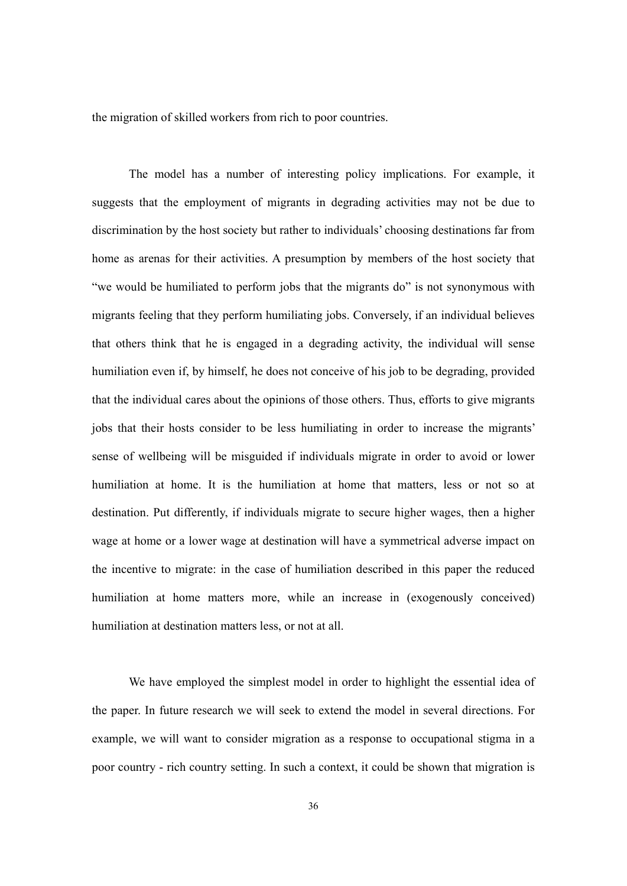the migration of skilled workers from rich to poor countries.

The model has a number of interesting policy implications. For example, it suggests that the employment of migrants in degrading activities may not be due to discrimination by the host society but rather to individuals' choosing destinations far from home as arenas for their activities. A presumption by members of the host society that "we would be humiliated to perform jobs that the migrants do" is not synonymous with migrants feeling that they perform humiliating jobs. Conversely, if an individual believes that others think that he is engaged in a degrading activity, the individual will sense humiliation even if, by himself, he does not conceive of his job to be degrading, provided that the individual cares about the opinions of those others. Thus, efforts to give migrants jobs that their hosts consider to be less humiliating in order to increase the migrants' sense of wellbeing will be misguided if individuals migrate in order to avoid or lower humiliation at home. It is the humiliation at home that matters, less or not so at destination. Put differently, if individuals migrate to secure higher wages, then a higher wage at home or a lower wage at destination will have a symmetrical adverse impact on the incentive to migrate: in the case of humiliation described in this paper the reduced humiliation at home matters more, while an increase in (exogenously conceived) humiliation at destination matters less, or not at all.

We have employed the simplest model in order to highlight the essential idea of the paper. In future research we will seek to extend the model in several directions. For example, we will want to consider migration as a response to occupational stigma in a poor country - rich country setting. In such a context, it could be shown that migration is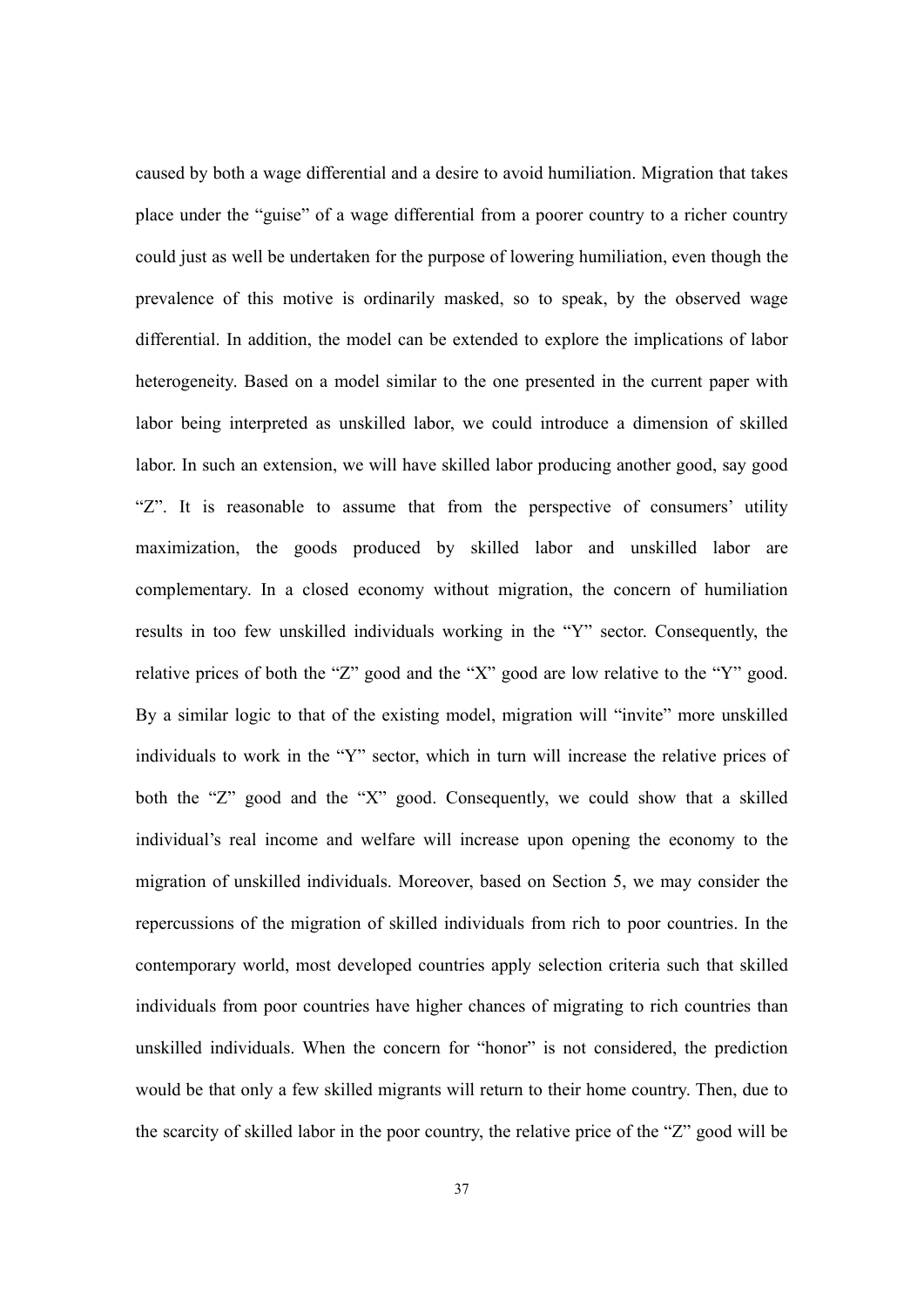caused by both a wage differential and a desire to avoid humiliation. Migration that takes place under the "guise" of a wage differential from a poorer country to a richer country could just as well be undertaken for the purpose of lowering humiliation, even though the prevalence of this motive is ordinarily masked, so to speak, by the observed wage differential. In addition, the model can be extended to explore the implications of labor heterogeneity. Based on a model similar to the one presented in the current paper with labor being interpreted as unskilled labor, we could introduce a dimension of skilled labor. In such an extension, we will have skilled labor producing another good, say good "Z". It is reasonable to assume that from the perspective of consumers' utility maximization, the goods produced by skilled labor and unskilled labor are complementary. In a closed economy without migration, the concern of humiliation results in too few unskilled individuals working in the "Y" sector. Consequently, the relative prices of both the "Z" good and the "X" good are low relative to the "Y" good. By a similar logic to that of the existing model, migration will "invite" more unskilled individuals to work in the "Y" sector, which in turn will increase the relative prices of both the "Z" good and the "X" good. Consequently, we could show that a skilled individual's real income and welfare will increase upon opening the economy to the migration of unskilled individuals. Moreover, based on Section 5, we may consider the repercussions of the migration of skilled individuals from rich to poor countries. In the contemporary world, most developed countries apply selection criteria such that skilled individuals from poor countries have higher chances of migrating to rich countries than unskilled individuals. When the concern for "honor" is not considered, the prediction would be that only a few skilled migrants will return to their home country. Then, due to the scarcity of skilled labor in the poor country, the relative price of the "Z" good will be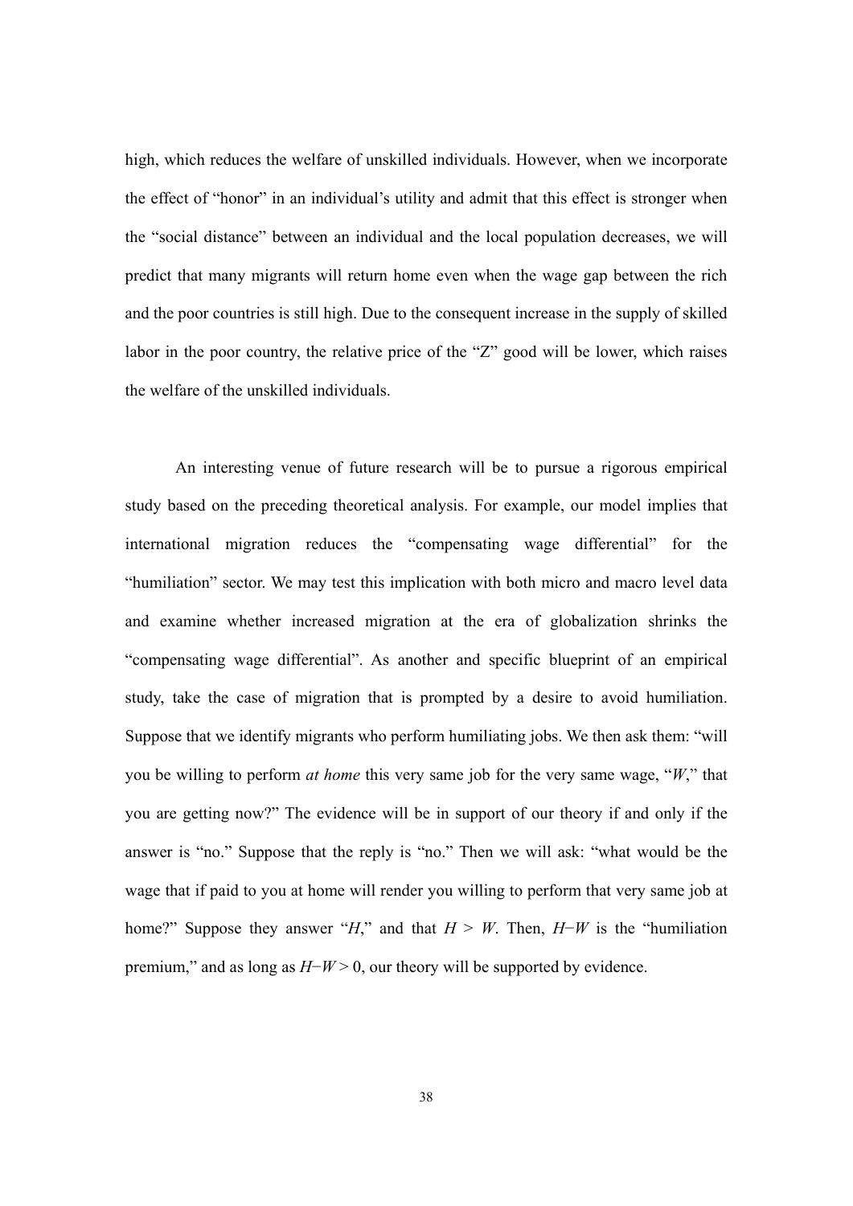high, which reduces the welfare of unskilled individuals. However, when we incorporate the effect of "honor" in an individual's utility and admit that this effect is stronger when the "social distance" between an individual and the local population decreases, we will predict that many migrants will return home even when the wage gap between the rich and the poor countries is still high. Due to the consequent increase in the supply of skilled labor in the poor country, the relative price of the "Z" good will be lower, which raises the welfare of the unskilled individuals.

An interesting venue of future research will be to pursue a rigorous empirical study based on the preceding theoretical analysis. For example, our model implies that international migration reduces the "compensating wage differential" for the "humiliation" sector. We may test this implication with both micro and macro level data and examine whether increased migration at the era of globalization shrinks the "compensating wage differential". As another and specific blueprint of an empirical study, take the case of migration that is prompted by a desire to avoid humiliation. Suppose that we identify migrants who perform humiliating jobs. We then ask them: "will you be willing to perform *at home* this very same job for the very same wage, "$W$," that you are getting now?" The evidence will be in support of our theory if and only if the answer is "no." Suppose that the reply is "no." Then we will ask: "what would be the wage that if paid to you at home will render you willing to perform that very same job at home?" Suppose they answer "$H$," and that $H > W$. Then, $H-W$ is the "humiliation premium," and as long as $H-W > 0$, our theory will be supported by evidence.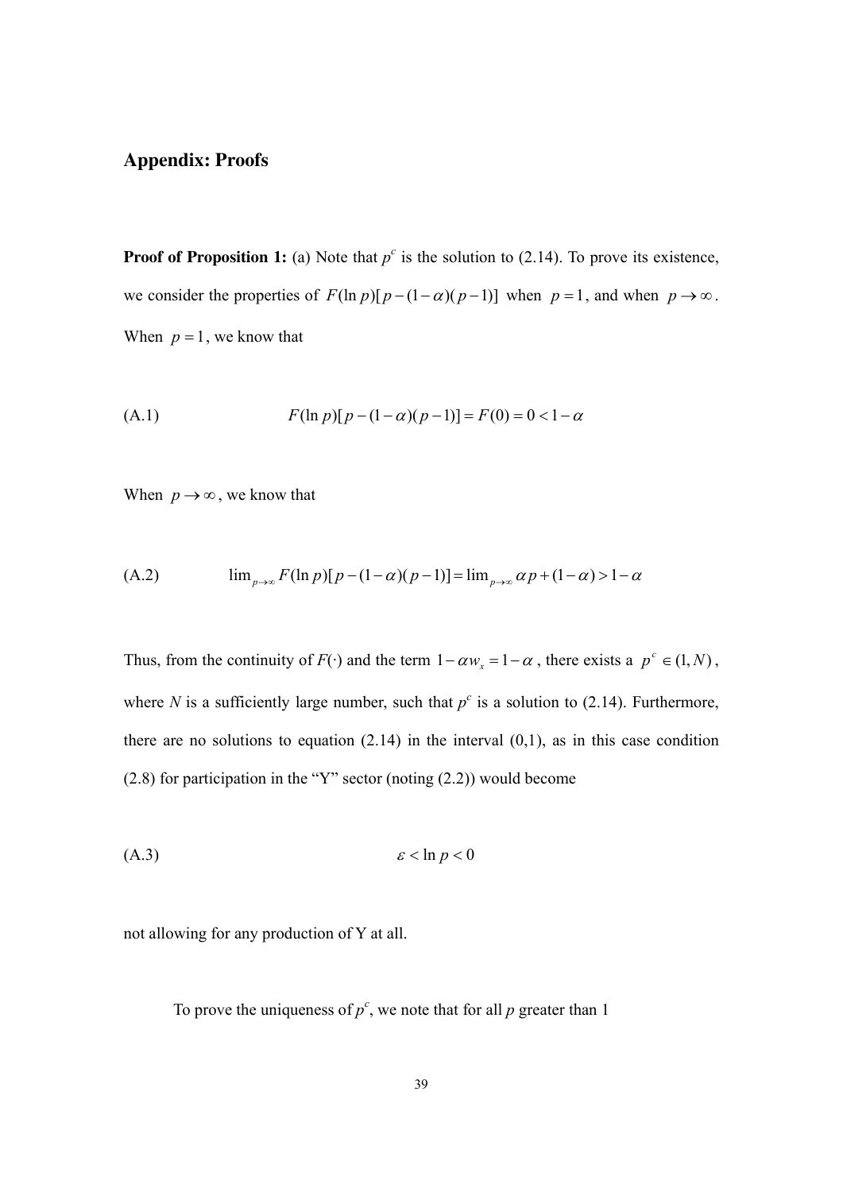## Appendix: Proofs

**Proof of Proposition 1:** (a) Note that $p^c$ is the solution to (2.14). To prove its existence, we consider the properties of $F(\ln p)[p-(1-\alpha)(p-1)]$ when $p=1$, and when $p \to \infty$. When $p=1$, we know that

$$\text{(A.1)} \qquad F(\ln p)[p-(1-\alpha)(p-1)] = F(0) = 0 < 1-\alpha$$

When $p \to \infty$, we know that

$$\text{(A.2)} \qquad \lim_{p\to\infty} F(\ln p)[p-(1-\alpha)(p-1)] = \lim_{p\to\infty} \alpha p + (1-\alpha) > 1-\alpha$$

Thus, from the continuity of $F(\cdot)$ and the term $1-\alpha w_x = 1-\alpha$, there exists a $p^c \in (1, N)$, where *N* is a sufficiently large number, such that $p^c$ is a solution to (2.14). Furthermore, there are no solutions to equation (2.14) in the interval (0,1), as in this case condition (2.8) for participation in the "Y" sector (noting (2.2)) would become

$$\text{(A.3)} \qquad \varepsilon < \ln p < 0$$

not allowing for any production of Y at all.

To prove the uniqueness of $p^c$, we note that for all *p* greater than 1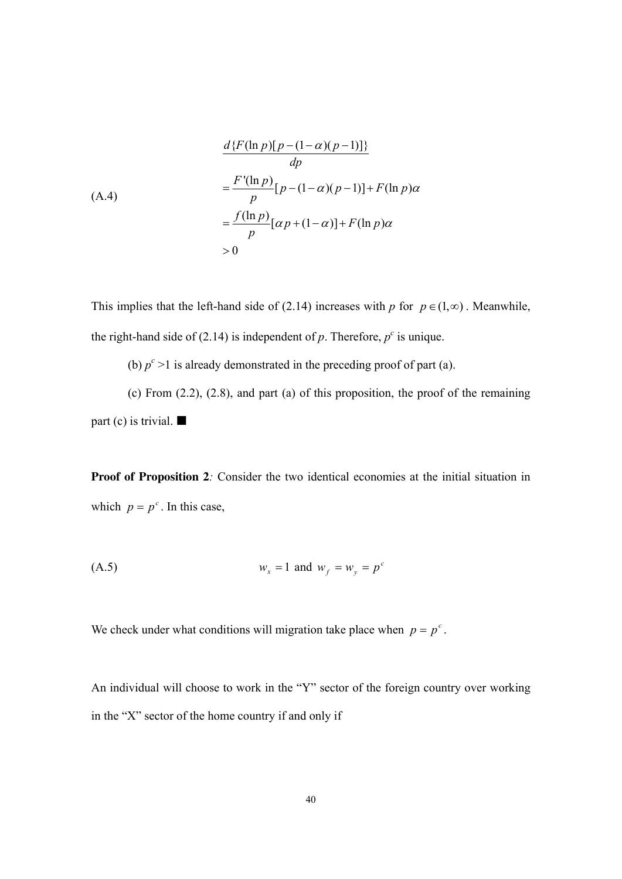$$
\begin{aligned}
&\frac{d\{F(\ln p)[p-(1-\alpha)(p-1)]\}}{dp} \\
&= \frac{F'(\ln p)}{p}[p-(1-\alpha)(p-1)] + F(\ln p)\alpha \\
&= \frac{f(\ln p)}{p}[\alpha p + (1-\alpha)] + F(\ln p)\alpha \\
&> 0
\end{aligned} \tag{A.4}
$$

This implies that the left-hand side of (2.14) increases with $p$ for $p \in (1, \infty)$. Meanwhile, the right-hand side of (2.14) is independent of $p$. Therefore, $p^c$ is unique.

(b) $p^c > 1$ is already demonstrated in the preceding proof of part (a).

(c) From (2.2), (2.8), and part (a) of this proposition, the proof of the remaining part (c) is trivial. ■

**Proof of Proposition 2***:* Consider the two identical economies at the initial situation in which $p = p^c$. In this case,

$$
w_x = 1 \text{ and } w_f = w_y = p^c \tag{A.5}
$$

We check under what conditions will migration take place when $p = p^c$.

An individual will choose to work in the "Y" sector of the foreign country over working in the "X" sector of the home country if and only if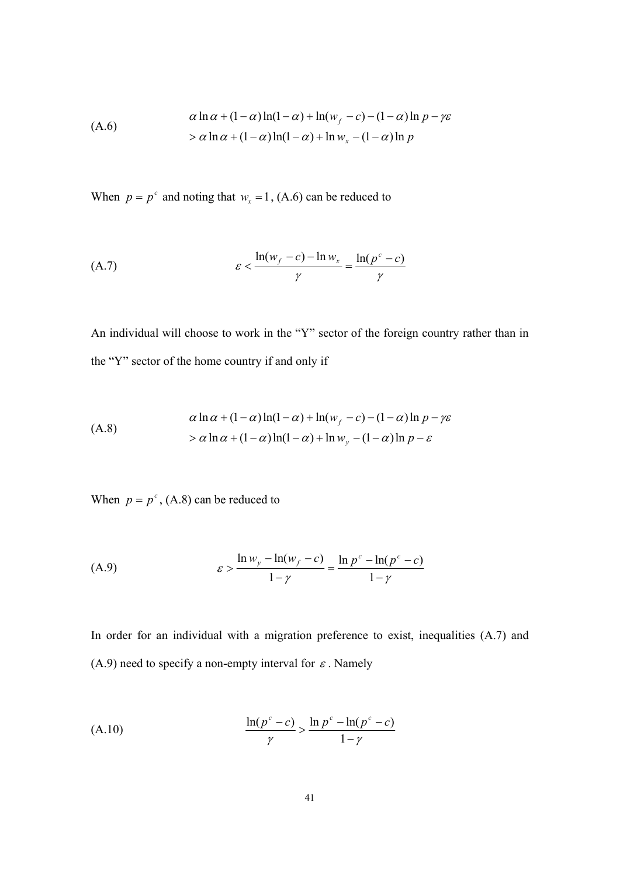$$\text{(A.6)} \qquad \begin{aligned} &\alpha \ln \alpha + (1-\alpha)\ln(1-\alpha) + \ln(w_f - c) - (1-\alpha)\ln p - \gamma\varepsilon \\ &> \alpha \ln \alpha + (1-\alpha)\ln(1-\alpha) + \ln w_x - (1-\alpha)\ln p \end{aligned}$$

When $p = p^c$ and noting that $w_x = 1$, (A.6) can be reduced to

$$\text{(A.7)} \qquad \varepsilon < \frac{\ln(w_f - c) - \ln w_x}{\gamma} = \frac{\ln(p^c - c)}{\gamma}$$

An individual will choose to work in the "Y" sector of the foreign country rather than in the "Y" sector of the home country if and only if

$$\text{(A.8)} \qquad \begin{aligned} &\alpha \ln \alpha + (1-\alpha)\ln(1-\alpha) + \ln(w_f - c) - (1-\alpha)\ln p - \gamma\varepsilon \\ &> \alpha \ln \alpha + (1-\alpha)\ln(1-\alpha) + \ln w_y - (1-\alpha)\ln p - \varepsilon \end{aligned}$$

When $p = p^c$, (A.8) can be reduced to

$$\text{(A.9)} \qquad \varepsilon > \frac{\ln w_y - \ln(w_f - c)}{1-\gamma} = \frac{\ln p^c - \ln(p^c - c)}{1-\gamma}$$

In order for an individual with a migration preference to exist, inequalities (A.7) and (A.9) need to specify a non-empty interval for $\varepsilon$. Namely

$$\text{(A.10)} \qquad \frac{\ln(p^c - c)}{\gamma} > \frac{\ln p^c - \ln(p^c - c)}{1-\gamma}$$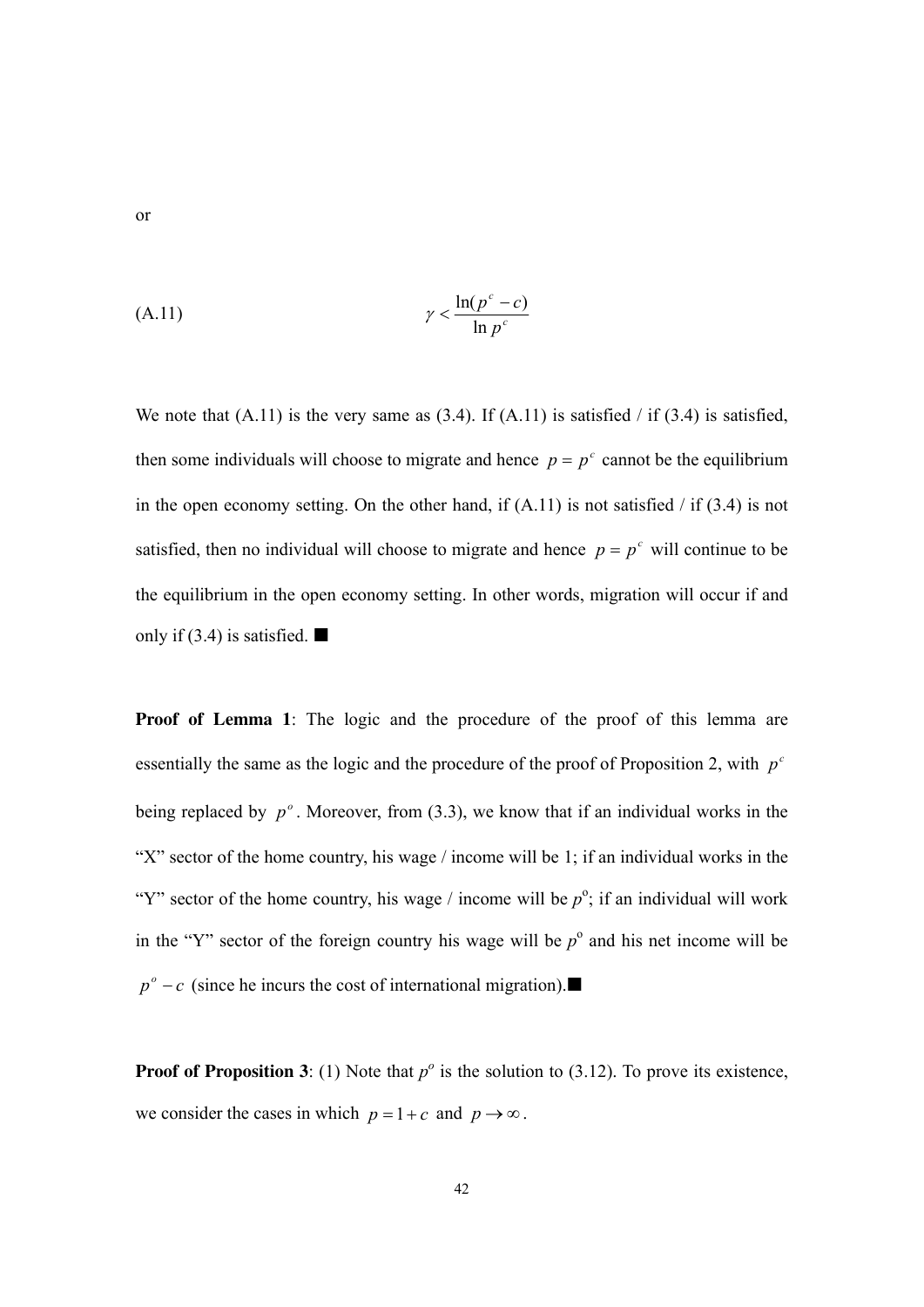or

$$\text{(A.11)} \qquad \gamma < \frac{\ln(p^c - c)}{\ln p^c}$$

We note that (A.11) is the very same as (3.4). If (A.11) is satisfied / if (3.4) is satisfied, then some individuals will choose to migrate and hence $p = p^c$ cannot be the equilibrium in the open economy setting. On the other hand, if (A.11) is not satisfied / if (3.4) is not satisfied, then no individual will choose to migrate and hence $p = p^c$ will continue to be the equilibrium in the open economy setting. In other words, migration will occur if and only if (3.4) is satisfied. ■

**Proof of Lemma 1**: The logic and the procedure of the proof of this lemma are essentially the same as the logic and the procedure of the proof of Proposition 2, with $p^c$ being replaced by $p^o$. Moreover, from (3.3), we know that if an individual works in the "X" sector of the home country, his wage / income will be 1; if an individual works in the "Y" sector of the home country, his wage / income will be $p^o$; if an individual will work in the "Y" sector of the foreign country his wage will be $p^o$ and his net income will be $p^o - c$ (since he incurs the cost of international migration).■

**Proof of Proposition 3**: (1) Note that $p^o$ is the solution to (3.12). To prove its existence, we consider the cases in which $p = 1 + c$ and $p \to \infty$.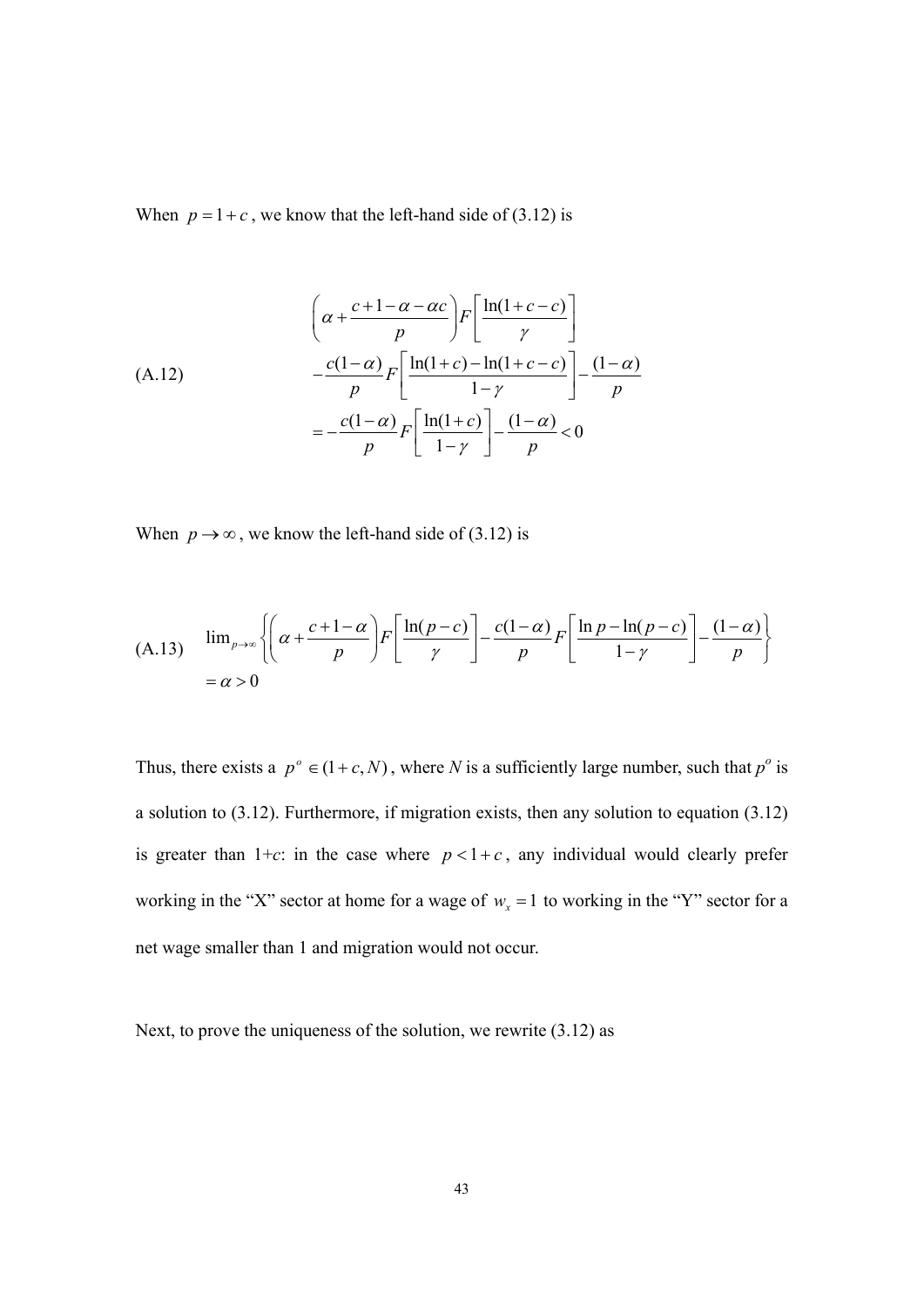When $p = 1 + c$, we know that the left-hand side of (3.12) is

$$
\begin{aligned}
&\left(\alpha + \frac{c+1-\alpha-\alpha c}{p}\right) F\left[\frac{\ln(1+c-c)}{\gamma}\right] \\
&-\frac{c(1-\alpha)}{p} F\left[\frac{\ln(1+c)-\ln(1+c-c)}{1-\gamma}\right] - \frac{(1-\alpha)}{p} \\
&= -\frac{c(1-\alpha)}{p} F\left[\frac{\ln(1+c)}{1-\gamma}\right] - \frac{(1-\alpha)}{p} < 0
\end{aligned}
\tag{A.12}
$$

When $p \to \infty$, we know the left-hand side of (3.12) is

$$
\begin{aligned}
&\lim_{p\to\infty}\left\{\left(\alpha + \frac{c+1-\alpha}{p}\right) F\left[\frac{\ln(p-c)}{\gamma}\right] - \frac{c(1-\alpha)}{p} F\left[\frac{\ln p - \ln(p-c)}{1-\gamma}\right] - \frac{(1-\alpha)}{p}\right\} \\
&= \alpha > 0
\end{aligned}
\tag{A.13}
$$

Thus, there exists a $p^o \in (1+c, N)$, where $N$ is a sufficiently large number, such that $p^o$ is a solution to (3.12). Furthermore, if migration exists, then any solution to equation (3.12) is greater than 1+$c$: in the case where $p < 1 + c$, any individual would clearly prefer working in the "X" sector at home for a wage of $w_x = 1$ to working in the "Y" sector for a net wage smaller than 1 and migration would not occur.

Next, to prove the uniqueness of the solution, we rewrite (3.12) as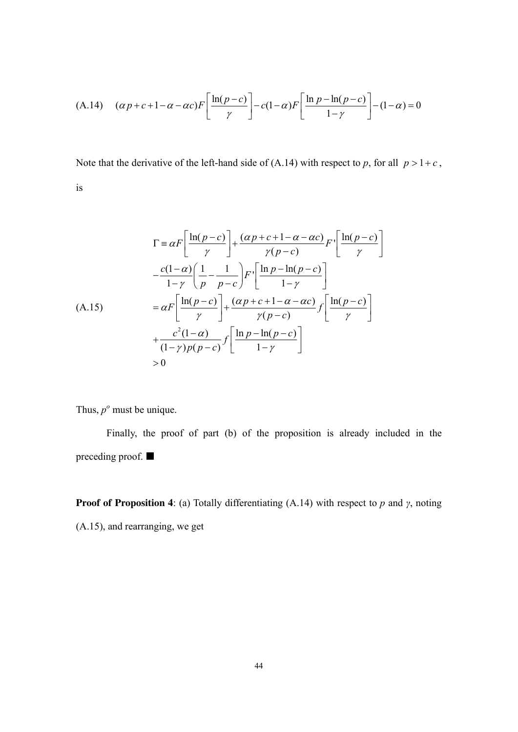$$\text{(A.14)} \quad (\alpha p + c + 1 - \alpha - \alpha c) F\left[\frac{\ln(p-c)}{\gamma}\right] - c(1-\alpha) F\left[\frac{\ln p - \ln(p-c)}{1-\gamma}\right] - (1-\alpha) = 0$$

Note that the derivative of the left-hand side of (A.14) with respect to *p*, for all $p > 1 + c$, is

$$\text{(A.15)} \quad \begin{aligned}
\Gamma &\equiv \alpha F\left[\frac{\ln(p-c)}{\gamma}\right] + \frac{(\alpha p + c + 1 - \alpha - \alpha c)}{\gamma(p-c)} F'\left[\frac{\ln(p-c)}{\gamma}\right] \\
&\quad - \frac{c(1-\alpha)}{1-\gamma}\left(\frac{1}{p} - \frac{1}{p-c}\right) F'\left[\frac{\ln p - \ln(p-c)}{1-\gamma}\right] \\
&= \alpha F\left[\frac{\ln(p-c)}{\gamma}\right] + \frac{(\alpha p + c + 1 - \alpha - \alpha c)}{\gamma(p-c)} f\left[\frac{\ln(p-c)}{\gamma}\right] \\
&\quad + \frac{c^2(1-\alpha)}{(1-\gamma)p(p-c)} f\left[\frac{\ln p - \ln(p-c)}{1-\gamma}\right] \\
&> 0
\end{aligned}$$

Thus, $p^o$ must be unique.

Finally, the proof of part (b) of the proposition is already included in the preceding proof. ■

**Proof of Proposition 4**: (a) Totally differentiating (A.14) with respect to *p* and *γ*, noting (A.15), and rearranging, we get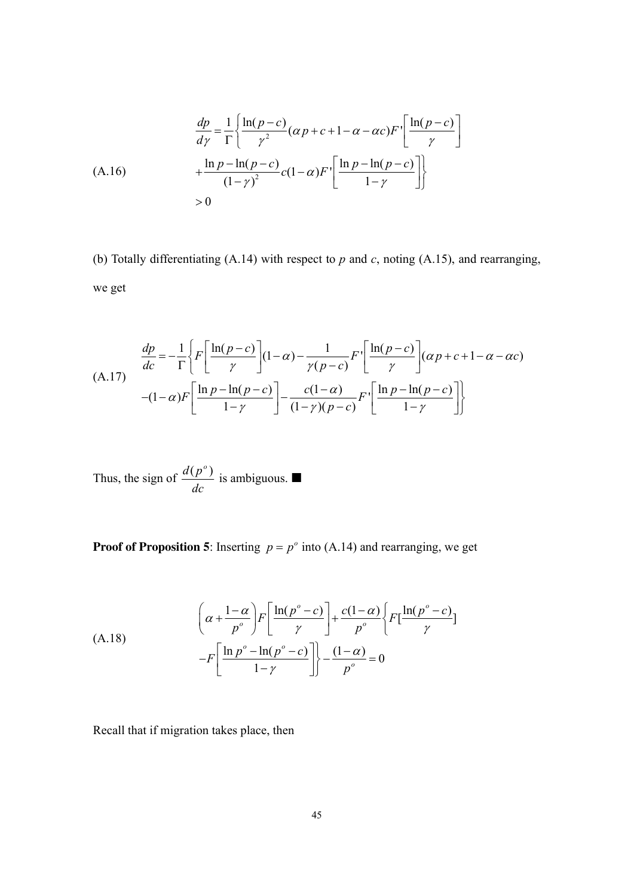$$
\begin{aligned}
\text{(A.16)} \qquad \frac{dp}{d\gamma} &= \frac{1}{\Gamma}\left\{ \frac{\ln(p-c)}{\gamma^2}(\alpha p + c + 1 - \alpha - \alpha c)F'\left[\frac{\ln(p-c)}{\gamma}\right] \right. \\
&\left. + \frac{\ln p - \ln(p-c)}{(1-\gamma)^2} c(1-\alpha)F'\left[\frac{\ln p - \ln(p-c)}{1-\gamma}\right] \right\} \\
&> 0
\end{aligned}
$$

(b) Totally differentiating (A.14) with respect to $p$ and $c$, noting (A.15), and rearranging, we get

$$
\begin{aligned}
\text{(A.17)} \qquad \frac{dp}{dc} &= -\frac{1}{\Gamma}\left\{ F\left[\frac{\ln(p-c)}{\gamma}\right](1-\alpha) - \frac{1}{\gamma(p-c)}F'\left[\frac{\ln(p-c)}{\gamma}\right](\alpha p + c + 1 - \alpha - \alpha c) \right. \\
&\left. -(1-\alpha)F\left[\frac{\ln p - \ln(p-c)}{1-\gamma}\right] - \frac{c(1-\alpha)}{(1-\gamma)(p-c)}F'\left[\frac{\ln p - \ln(p-c)}{1-\gamma}\right] \right\}
\end{aligned}
$$

Thus, the sign of $\frac{d(p^o)}{dc}$ is ambiguous. ■

**Proof of Proposition 5**: Inserting $p = p^o$ into (A.14) and rearranging, we get

$$
\begin{aligned}
\text{(A.18)} \qquad &\left(\alpha + \frac{1-\alpha}{p^o}\right)F\left[\frac{\ln(p^o-c)}{\gamma}\right] + \frac{c(1-\alpha)}{p^o}\left\{ F\left[\frac{\ln(p^o-c)}{\gamma}\right] \right. \\
&\left. -F\left[\frac{\ln p^o - \ln(p^o-c)}{1-\gamma}\right] \right\} - \frac{(1-\alpha)}{p^o} = 0
\end{aligned}
$$

Recall that if migration takes place, then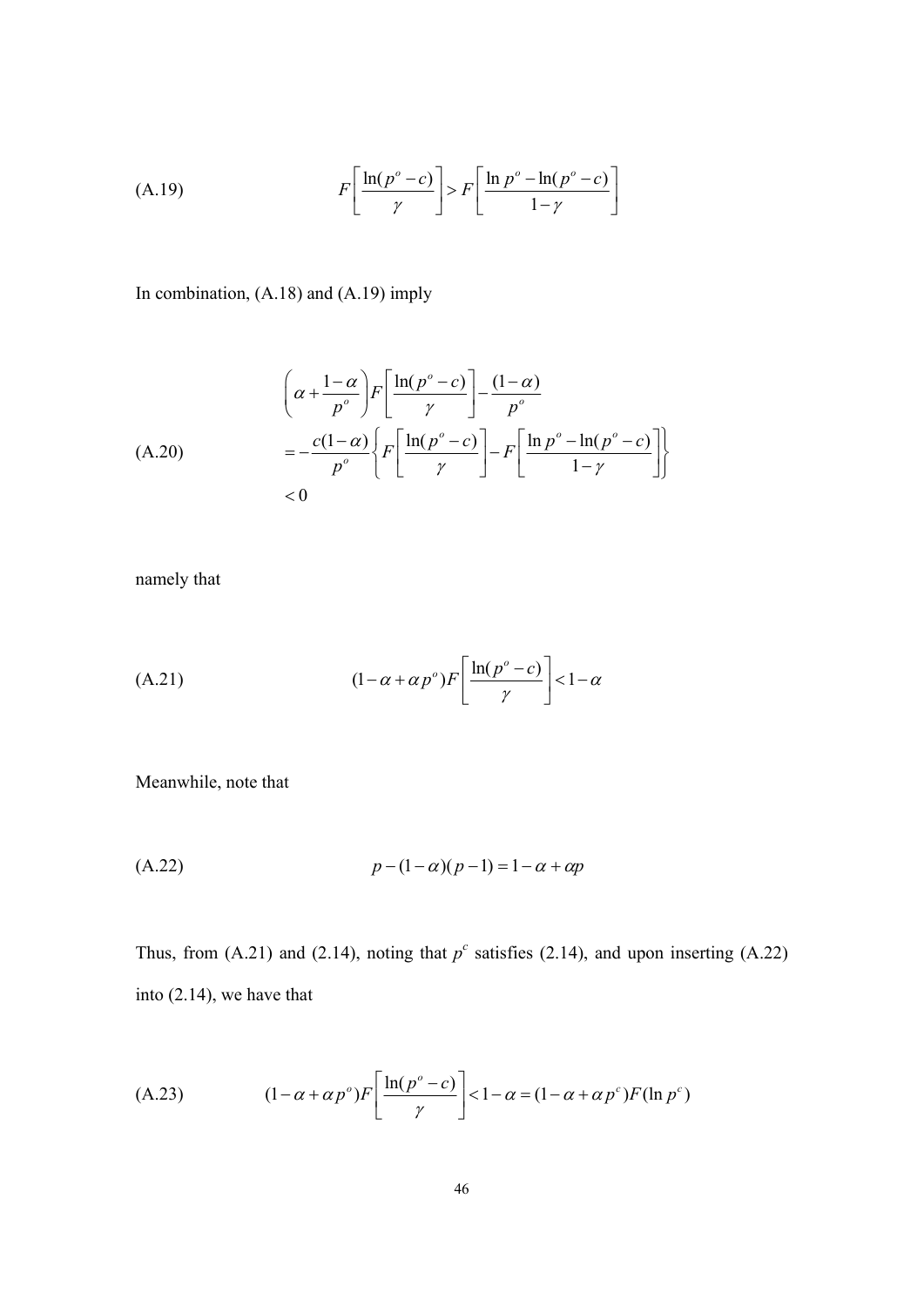$$\text{(A.19)} \qquad F\left[\frac{\ln(p^o - c)}{\gamma}\right] > F\left[\frac{\ln p^o - \ln(p^o - c)}{1-\gamma}\right]$$

In combination, (A.18) and (A.19) imply

$$\text{(A.20)} \qquad \begin{aligned} &\left(\alpha + \frac{1-\alpha}{p^o}\right) F\left[\frac{\ln(p^o - c)}{\gamma}\right] - \frac{(1-\alpha)}{p^o} \\ &= -\frac{c(1-\alpha)}{p^o}\left\{F\left[\frac{\ln(p^o - c)}{\gamma}\right] - F\left[\frac{\ln p^o - \ln(p^o - c)}{1-\gamma}\right]\right\} \\ &< 0 \end{aligned}$$

namely that

$$\text{(A.21)} \qquad (1-\alpha+\alpha p^o) F\left[\frac{\ln(p^o - c)}{\gamma}\right] < 1-\alpha$$

Meanwhile, note that

$$\text{(A.22)} \qquad p - (1-\alpha)(p-1) = 1-\alpha+\alpha p$$

Thus, from (A.21) and (2.14), noting that $p^c$ satisfies (2.14), and upon inserting (A.22) into (2.14), we have that

$$\text{(A.23)} \qquad (1-\alpha+\alpha p^o) F\left[\frac{\ln(p^o - c)}{\gamma}\right] < 1-\alpha = (1-\alpha+\alpha p^c) F(\ln p^c)$$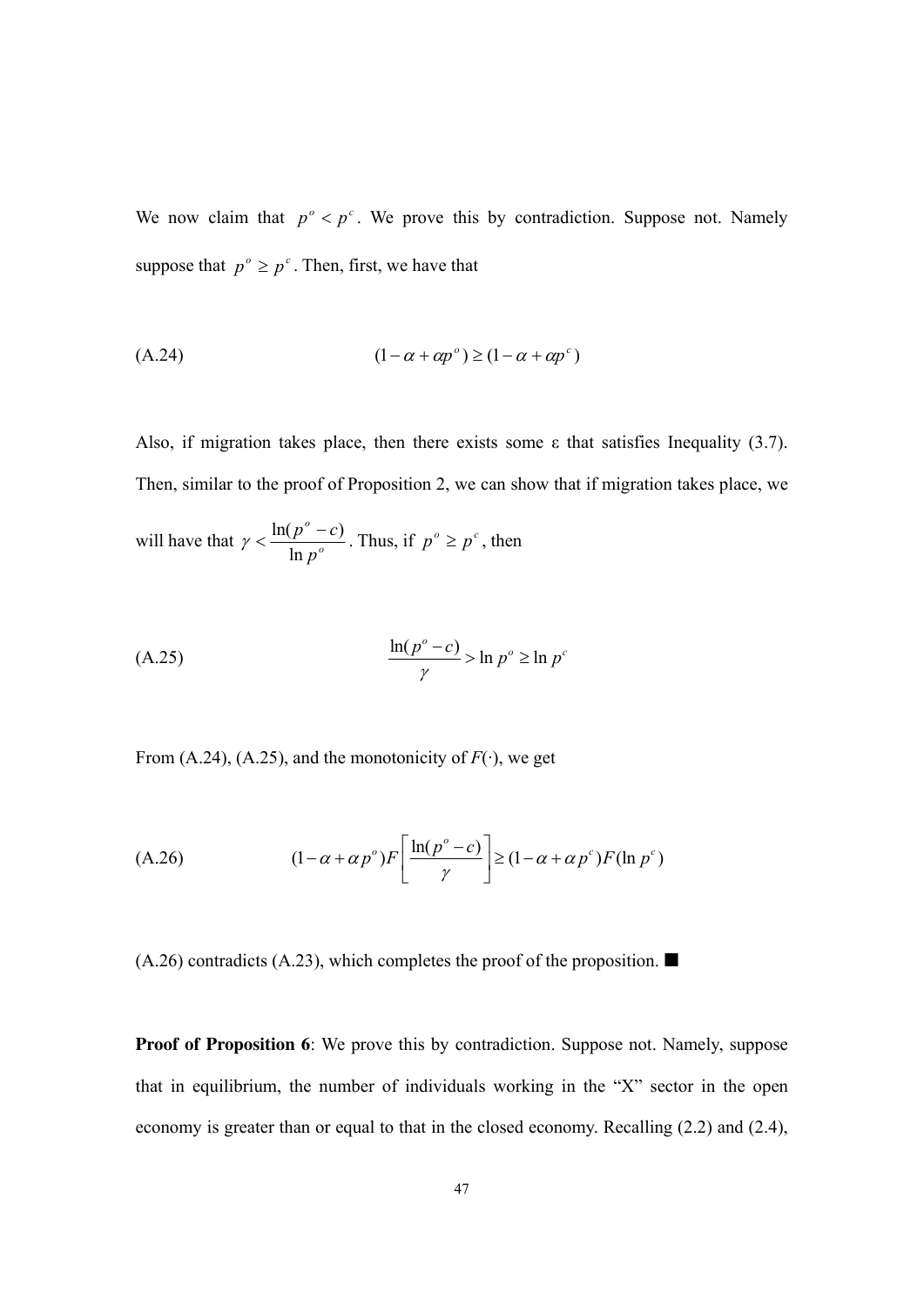We now claim that $p^o < p^c$. We prove this by contradiction. Suppose not. Namely suppose that $p^o \geq p^c$. Then, first, we have that

$$(1-\alpha+\alpha p^o) \geq (1-\alpha+\alpha p^c) \tag{A.24}$$

Also, if migration takes place, then there exists some ε that satisfies Inequality (3.7). Then, similar to the proof of Proposition 2, we can show that if migration takes place, we will have that $\gamma < \frac{\ln(p^o - c)}{\ln p^o}$. Thus, if $p^o \geq p^c$, then

$$\frac{\ln(p^o - c)}{\gamma} > \ln p^o \geq \ln p^c \tag{A.25}$$

From (A.24), (A.25), and the monotonicity of $F(\cdot)$, we get

$$(1-\alpha+\alpha p^o) F\left[\frac{\ln(p^o - c)}{\gamma}\right] \geq (1-\alpha+\alpha p^c) F(\ln p^c) \tag{A.26}$$

(A.26) contradicts (A.23), which completes the proof of the proposition. ■

**Proof of Proposition 6**: We prove this by contradiction. Suppose not. Namely, suppose that in equilibrium, the number of individuals working in the "X" sector in the open economy is greater than or equal to that in the closed economy. Recalling (2.2) and (2.4),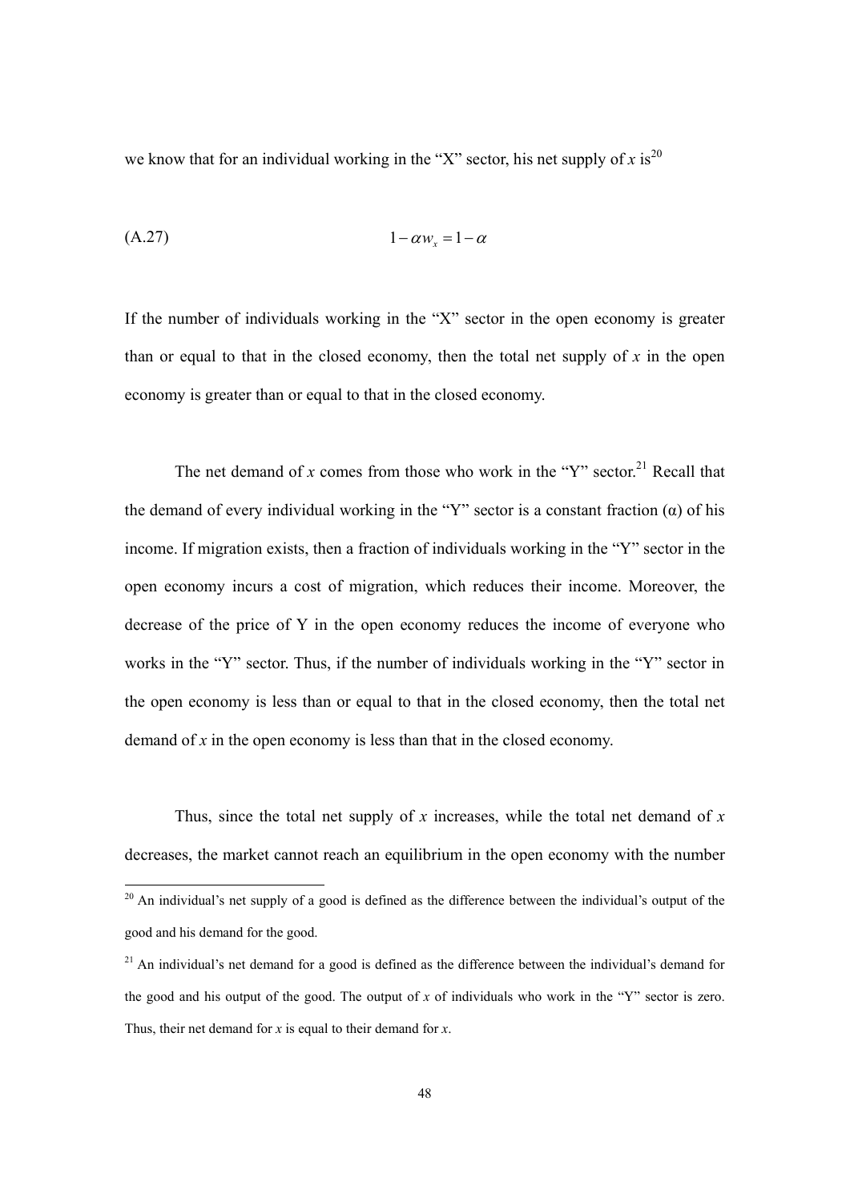we know that for an individual working in the "X" sector, his net supply of $x$ is[20]

$$(A.27) \qquad 1-\alpha w_x = 1-\alpha$$

If the number of individuals working in the "X" sector in the open economy is greater than or equal to that in the closed economy, then the total net supply of $x$ in the open economy is greater than or equal to that in the closed economy.

The net demand of $x$ comes from those who work in the "Y" sector.[21] Recall that the demand of every individual working in the "Y" sector is a constant fraction ($\alpha$) of his income. If migration exists, then a fraction of individuals working in the "Y" sector in the open economy incurs a cost of migration, which reduces their income. Moreover, the decrease of the price of Y in the open economy reduces the income of everyone who works in the "Y" sector. Thus, if the number of individuals working in the "Y" sector in the open economy is less than or equal to that in the closed economy, then the total net demand of $x$ in the open economy is less than that in the closed economy.

Thus, since the total net supply of $x$ increases, while the total net demand of $x$ decreases, the market cannot reach an equilibrium in the open economy with the number

[20] An individual's net supply of a good is defined as the difference between the individual's output of the good and his demand for the good.

[21] An individual's net demand for a good is defined as the difference between the individual's demand for the good and his output of the good. The output of $x$ of individuals who work in the "Y" sector is zero. Thus, their net demand for $x$ is equal to their demand for $x$.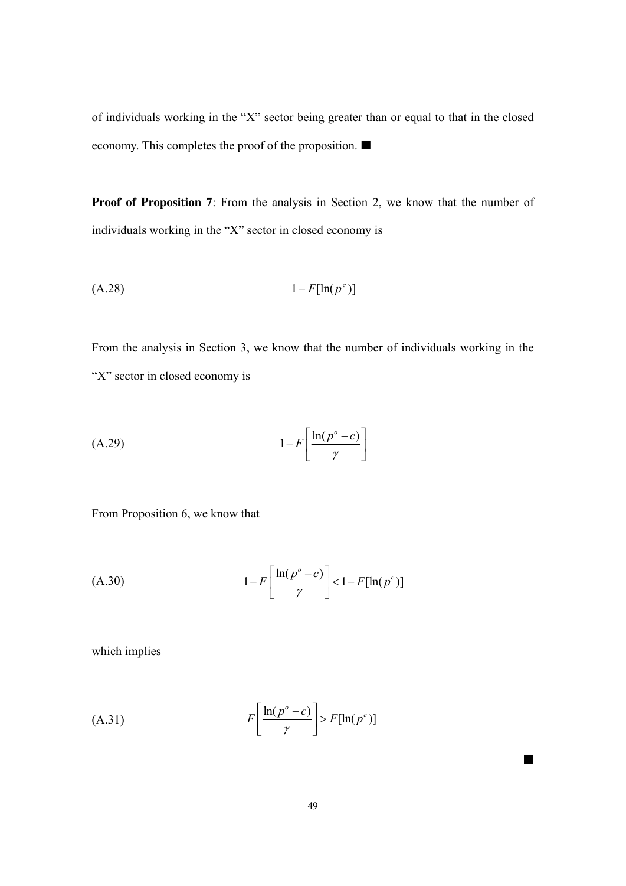of individuals working in the "X" sector being greater than or equal to that in the closed economy. This completes the proof of the proposition. ■

**Proof of Proposition 7**: From the analysis in Section 2, we know that the number of individuals working in the "X" sector in closed economy is

$$1 - F[\ln(p^c)] \tag{A.28}$$

From the analysis in Section 3, we know that the number of individuals working in the "X" sector in closed economy is

$$1 - F\left[\frac{\ln(p^o - c)}{\gamma}\right] \tag{A.29}$$

From Proposition 6, we know that

$$1 - F\left[\frac{\ln(p^o - c)}{\gamma}\right] < 1 - F[\ln(p^c)] \tag{A.30}$$

which implies

$$F\left[\frac{\ln(p^o - c)}{\gamma}\right] > F[\ln(p^c)] \tag{A.31}$$

■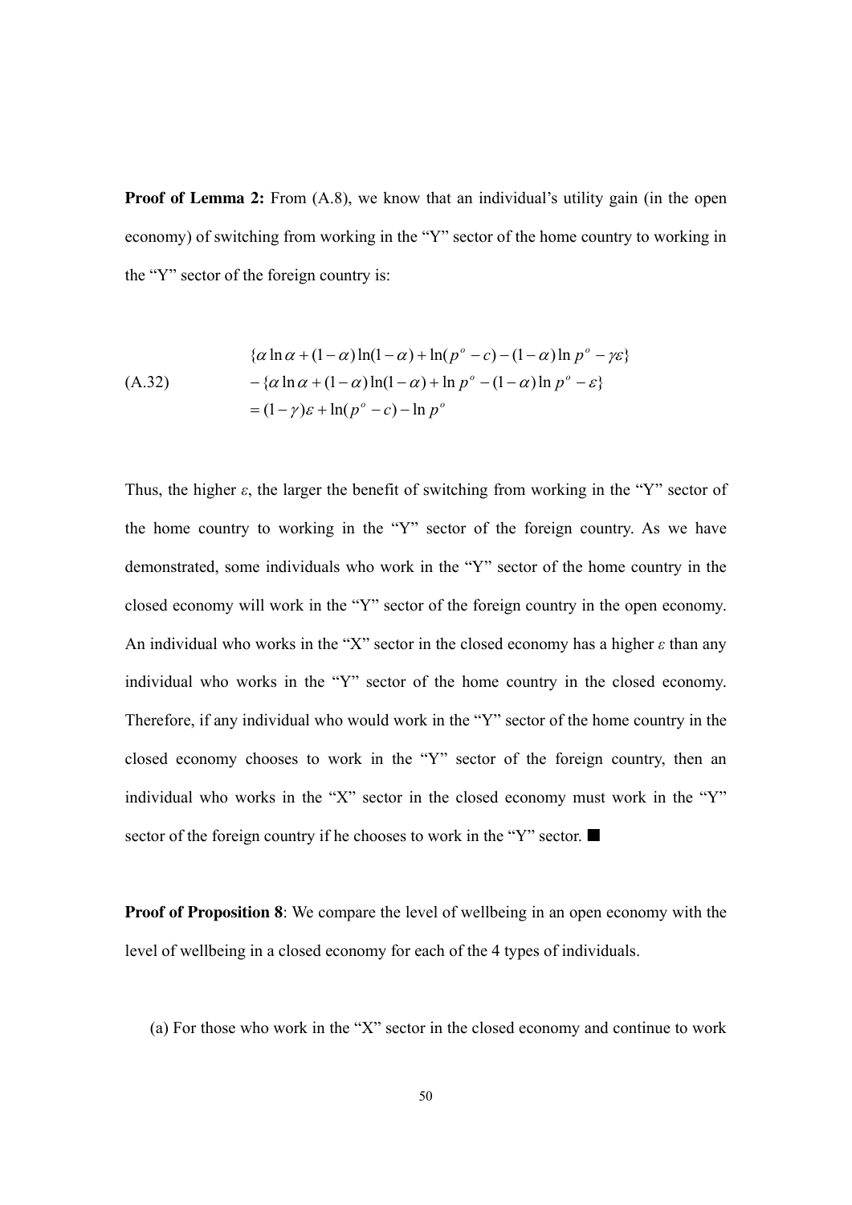**Proof of Lemma 2:** From (A.8), we know that an individual's utility gain (in the open economy) of switching from working in the "Y" sector of the home country to working in the "Y" sector of the foreign country is:

$$
\text{(A.32)} \qquad \begin{aligned}
&\{\alpha \ln \alpha + (1-\alpha)\ln(1-\alpha) + \ln(p^o - c) - (1-\alpha)\ln p^o - \gamma\varepsilon\} \\
&- \{\alpha \ln \alpha + (1-\alpha)\ln(1-\alpha) + \ln p^o - (1-\alpha)\ln p^o - \varepsilon\} \\
&= (1-\gamma)\varepsilon + \ln(p^o - c) - \ln p^o
\end{aligned}
$$

Thus, the higher $\varepsilon$, the larger the benefit of switching from working in the "Y" sector of the home country to working in the "Y" sector of the foreign country. As we have demonstrated, some individuals who work in the "Y" sector of the home country in the closed economy will work in the "Y" sector of the foreign country in the open economy. An individual who works in the "X" sector in the closed economy has a higher $\varepsilon$ than any individual who works in the "Y" sector of the home country in the closed economy. Therefore, if any individual who would work in the "Y" sector of the home country in the closed economy chooses to work in the "Y" sector of the foreign country, then an individual who works in the "X" sector in the closed economy must work in the "Y" sector of the foreign country if he chooses to work in the "Y" sector. ■

**Proof of Proposition 8**: We compare the level of wellbeing in an open economy with the level of wellbeing in a closed economy for each of the 4 types of individuals.

(a) For those who work in the "X" sector in the closed economy and continue to work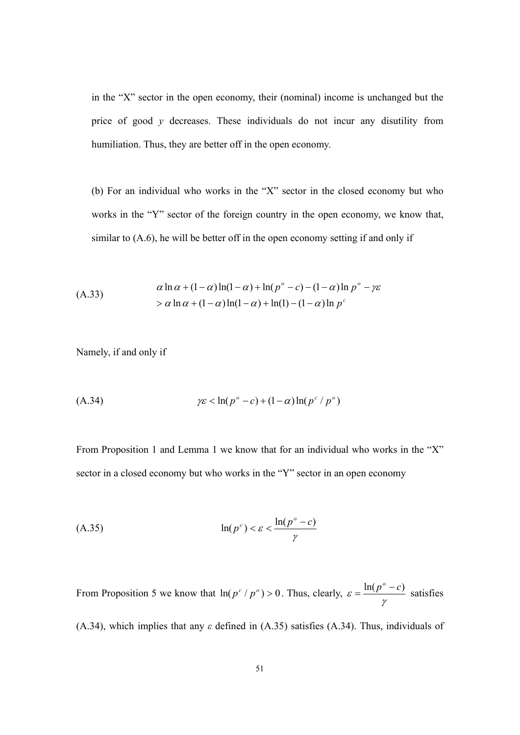in the "X" sector in the open economy, their (nominal) income is unchanged but the price of good *y* decreases. These individuals do not incur any disutility from humiliation. Thus, they are better off in the open economy.

(b) For an individual who works in the "X" sector in the closed economy but who works in the "Y" sector of the foreign country in the open economy, we know that, similar to (A.6), he will be better off in the open economy setting if and only if

$$\text{(A.33)} \qquad \begin{aligned} &\alpha \ln \alpha + (1-\alpha)\ln(1-\alpha) + \ln(p^o - c) - (1-\alpha)\ln p^o - \gamma\varepsilon \\ &> \alpha \ln \alpha + (1-\alpha)\ln(1-\alpha) + \ln(1) - (1-\alpha)\ln p^c \end{aligned}$$

Namely, if and only if

$$\text{(A.34)} \qquad \gamma\varepsilon < \ln(p^o - c) + (1-\alpha)\ln(p^c / p^o)$$

From Proposition 1 and Lemma 1 we know that for an individual who works in the "X" sector in a closed economy but who works in the "Y" sector in an open economy

$$\text{(A.35)} \qquad \ln(p^c) < \varepsilon < \frac{\ln(p^o - c)}{\gamma}$$

From Proposition 5 we know that $\ln(p^c / p^o) > 0$. Thus, clearly, $\varepsilon = \frac{\ln(p^o - c)}{\gamma}$ satisfies (A.34), which implies that any $\varepsilon$ defined in (A.35) satisfies (A.34). Thus, individuals of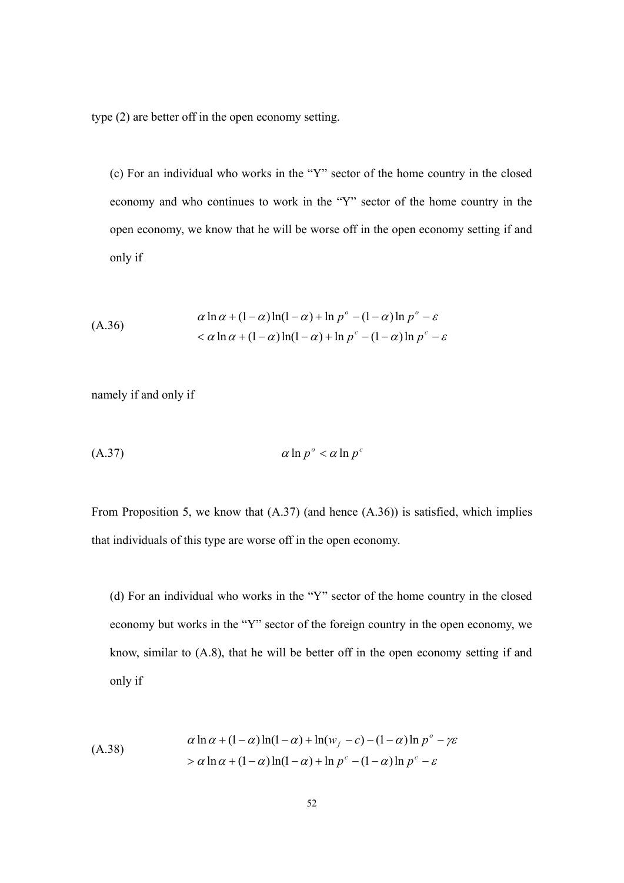type (2) are better off in the open economy setting.

(c) For an individual who works in the "Y" sector of the home country in the closed economy and who continues to work in the "Y" sector of the home country in the open economy, we know that he will be worse off in the open economy setting if and only if

$$
\begin{aligned}
&\alpha \ln \alpha + (1-\alpha)\ln(1-\alpha) + \ln p^o - (1-\alpha)\ln p^o - \varepsilon \\
&< \alpha \ln \alpha + (1-\alpha)\ln(1-\alpha) + \ln p^c - (1-\alpha)\ln p^c - \varepsilon
\end{aligned}
\tag{A.36}
$$

namely if and only if

$$
\alpha \ln p^o < \alpha \ln p^c \tag{A.37}
$$

From Proposition 5, we know that (A.37) (and hence (A.36)) is satisfied, which implies that individuals of this type are worse off in the open economy.

(d) For an individual who works in the "Y" sector of the home country in the closed economy but works in the "Y" sector of the foreign country in the open economy, we know, similar to (A.8), that he will be better off in the open economy setting if and only if

$$
\begin{aligned}
&\alpha \ln \alpha + (1-\alpha)\ln(1-\alpha) + \ln(w_f - c) - (1-\alpha)\ln p^o - \gamma\varepsilon \\
&> \alpha \ln \alpha + (1-\alpha)\ln(1-\alpha) + \ln p^c - (1-\alpha)\ln p^c - \varepsilon
\end{aligned}
\tag{A.38}
$$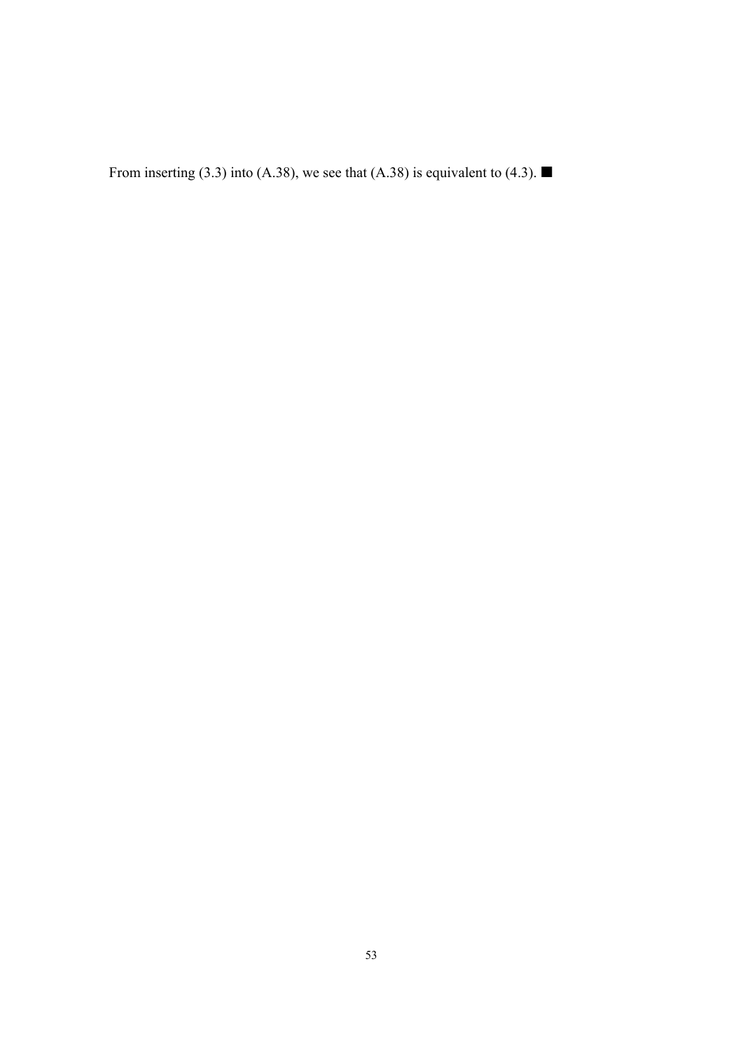From inserting (3.3) into (A.38), we see that (A.38) is equivalent to (4.3). ■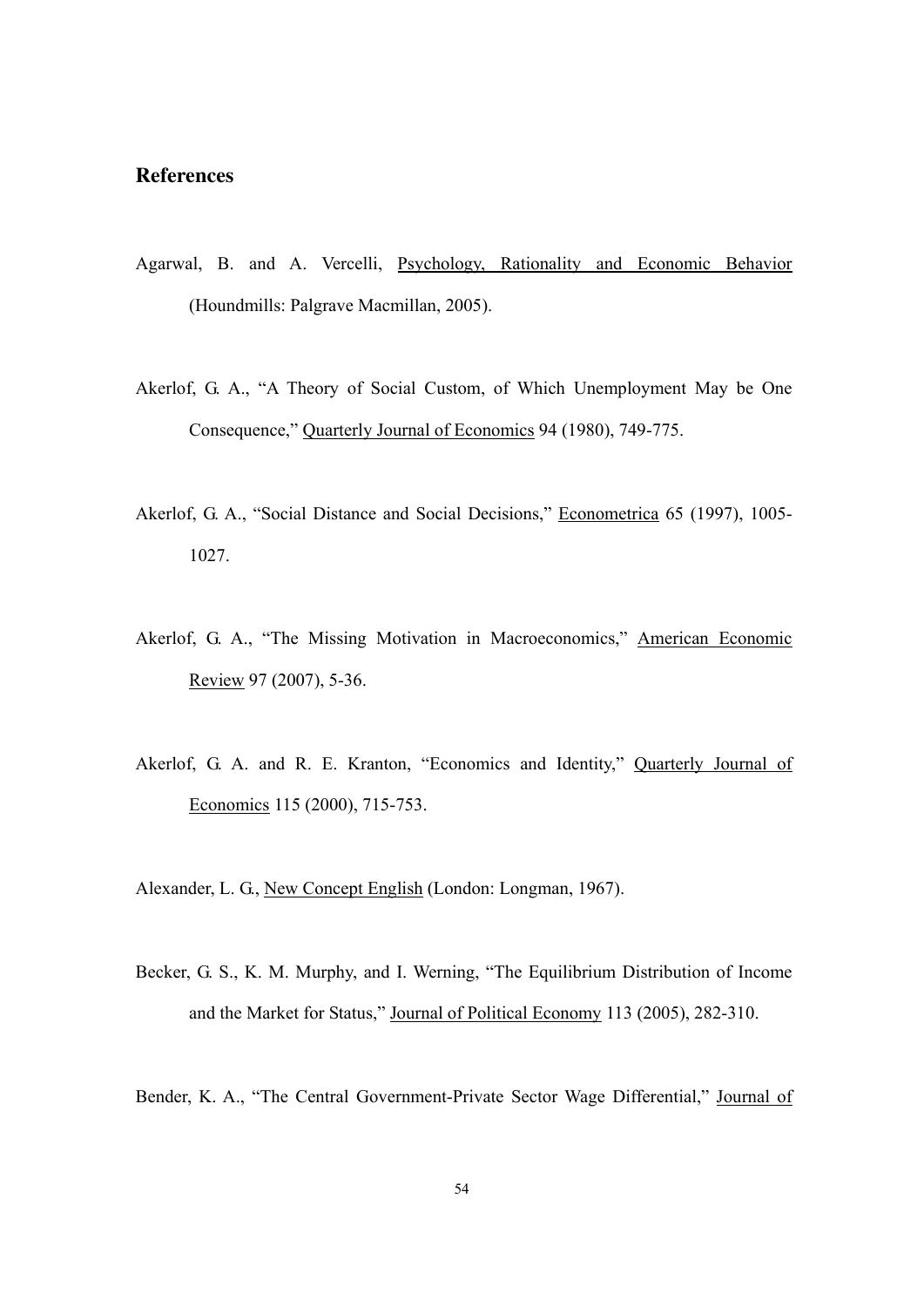## References

Agarwal, B. and A. Vercelli, Psychology, Rationality and Economic Behavior (Houndmills: Palgrave Macmillan, 2005).

Akerlof, G. A., "A Theory of Social Custom, of Which Unemployment May be One Consequence," Quarterly Journal of Economics 94 (1980), 749-775.

Akerlof, G. A., "Social Distance and Social Decisions," Econometrica 65 (1997), 1005-1027.

Akerlof, G. A., "The Missing Motivation in Macroeconomics," American Economic Review 97 (2007), 5-36.

Akerlof, G. A. and R. E. Kranton, "Economics and Identity," Quarterly Journal of Economics 115 (2000), 715-753.

Alexander, L. G., New Concept English (London: Longman, 1967).

Becker, G. S., K. M. Murphy, and I. Werning, "The Equilibrium Distribution of Income and the Market for Status," Journal of Political Economy 113 (2005), 282-310.

Bender, K. A., "The Central Government-Private Sector Wage Differential," Journal of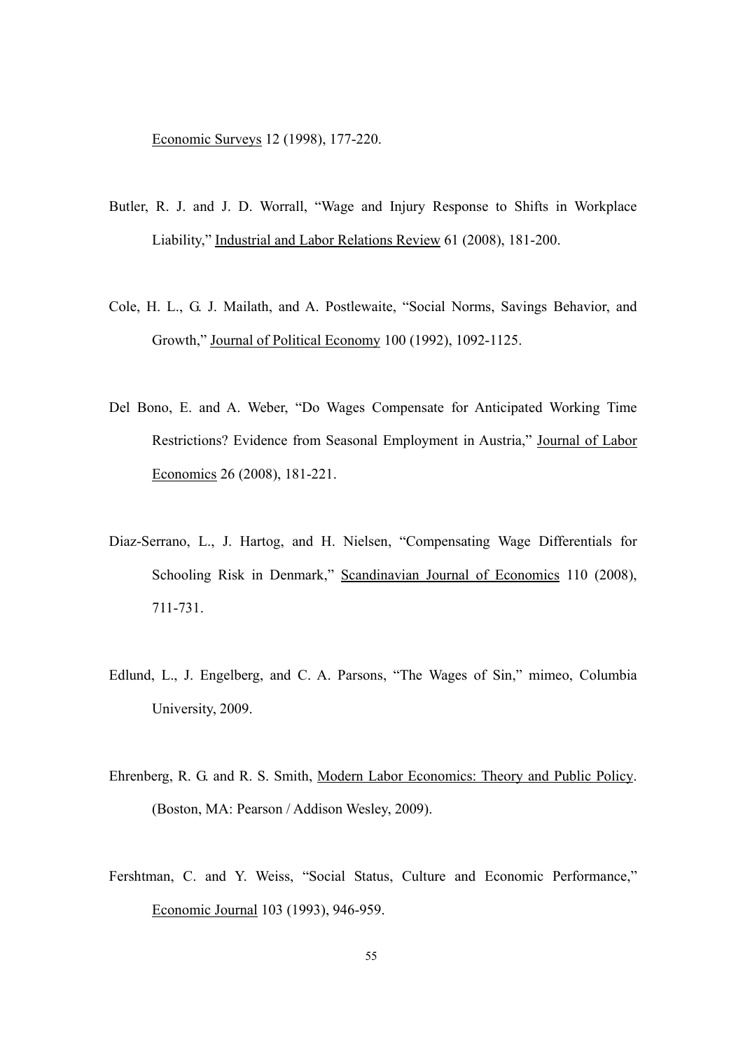Economic Surveys 12 (1998), 177-220.

Butler, R. J. and J. D. Worrall, "Wage and Injury Response to Shifts in Workplace Liability," Industrial and Labor Relations Review 61 (2008), 181-200.

Cole, H. L., G. J. Mailath, and A. Postlewaite, "Social Norms, Savings Behavior, and Growth," Journal of Political Economy 100 (1992), 1092-1125.

Del Bono, E. and A. Weber, "Do Wages Compensate for Anticipated Working Time Restrictions? Evidence from Seasonal Employment in Austria," Journal of Labor Economics 26 (2008), 181-221.

Diaz-Serrano, L., J. Hartog, and H. Nielsen, "Compensating Wage Differentials for Schooling Risk in Denmark," Scandinavian Journal of Economics 110 (2008), 711-731.

Edlund, L., J. Engelberg, and C. A. Parsons, "The Wages of Sin," mimeo, Columbia University, 2009.

Ehrenberg, R. G. and R. S. Smith, Modern Labor Economics: Theory and Public Policy. (Boston, MA: Pearson / Addison Wesley, 2009).

Fershtman, C. and Y. Weiss, "Social Status, Culture and Economic Performance," Economic Journal 103 (1993), 946-959.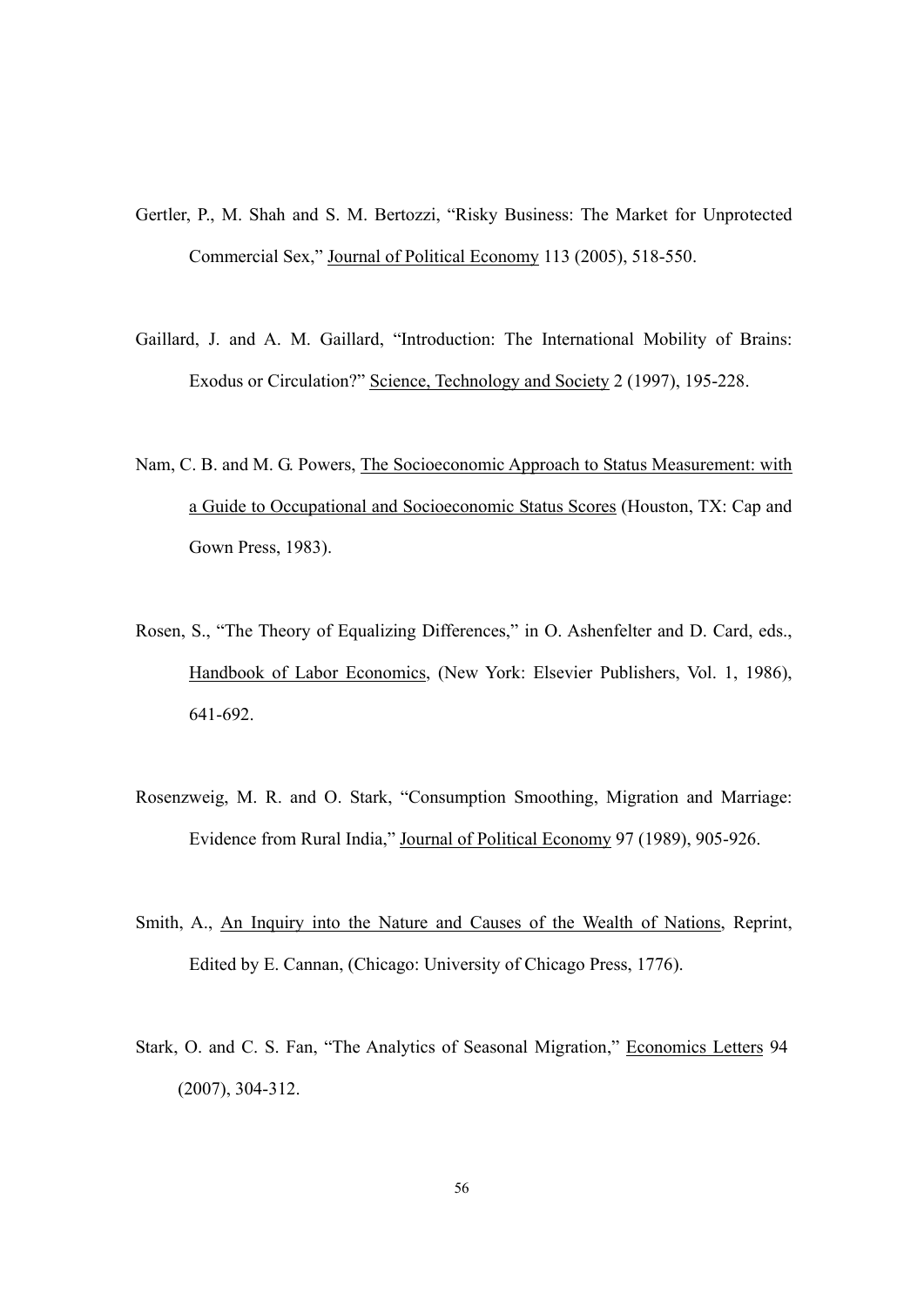Gertler, P., M. Shah and S. M. Bertozzi, "Risky Business: The Market for Unprotected Commercial Sex," Journal of Political Economy 113 (2005), 518-550.

Gaillard, J. and A. M. Gaillard, "Introduction: The International Mobility of Brains: Exodus or Circulation?" Science, Technology and Society 2 (1997), 195-228.

Nam, C. B. and M. G. Powers, The Socioeconomic Approach to Status Measurement: with a Guide to Occupational and Socioeconomic Status Scores (Houston, TX: Cap and Gown Press, 1983).

Rosen, S., "The Theory of Equalizing Differences," in O. Ashenfelter and D. Card, eds., Handbook of Labor Economics, (New York: Elsevier Publishers, Vol. 1, 1986), 641-692.

Rosenzweig, M. R. and O. Stark, "Consumption Smoothing, Migration and Marriage: Evidence from Rural India," Journal of Political Economy 97 (1989), 905-926.

Smith, A., An Inquiry into the Nature and Causes of the Wealth of Nations, Reprint, Edited by E. Cannan, (Chicago: University of Chicago Press, 1776).

Stark, O. and C. S. Fan, "The Analytics of Seasonal Migration," Economics Letters 94 (2007), 304-312.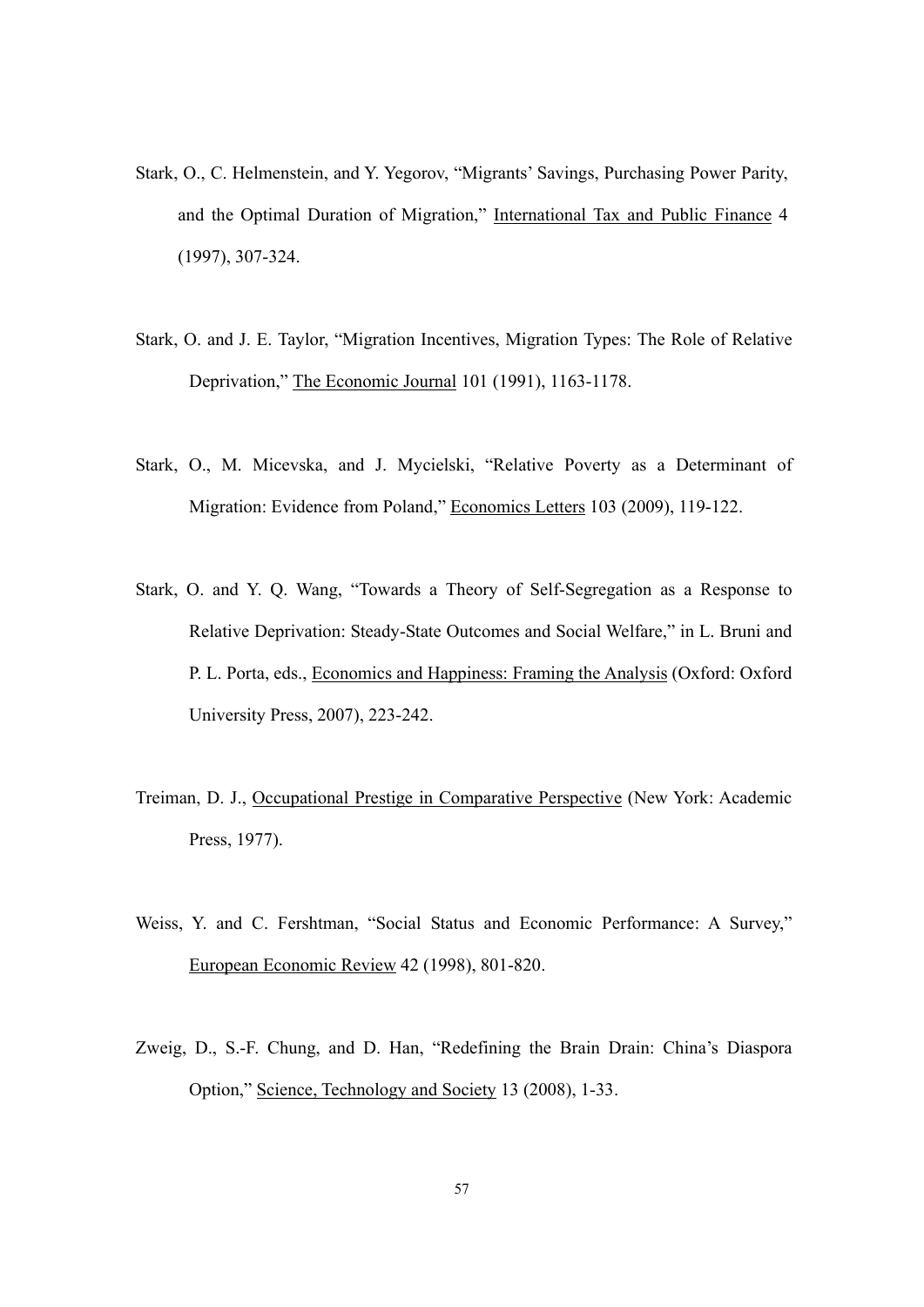Stark, O., C. Helmenstein, and Y. Yegorov, "Migrants' Savings, Purchasing Power Parity, and the Optimal Duration of Migration," International Tax and Public Finance 4 (1997), 307-324.

Stark, O. and J. E. Taylor, "Migration Incentives, Migration Types: The Role of Relative Deprivation," The Economic Journal 101 (1991), 1163-1178.

Stark, O., M. Micevska, and J. Mycielski, "Relative Poverty as a Determinant of Migration: Evidence from Poland," Economics Letters 103 (2009), 119-122.

Stark, O. and Y. Q. Wang, "Towards a Theory of Self-Segregation as a Response to Relative Deprivation: Steady-State Outcomes and Social Welfare," in L. Bruni and P. L. Porta, eds., Economics and Happiness: Framing the Analysis (Oxford: Oxford University Press, 2007), 223-242.

Treiman, D. J., Occupational Prestige in Comparative Perspective (New York: Academic Press, 1977).

Weiss, Y. and C. Fershtman, "Social Status and Economic Performance: A Survey," European Economic Review 42 (1998), 801-820.

Zweig, D., S.-F. Chung, and D. Han, "Redefining the Brain Drain: China's Diaspora Option," Science, Technology and Society 13 (2008), 1-33.